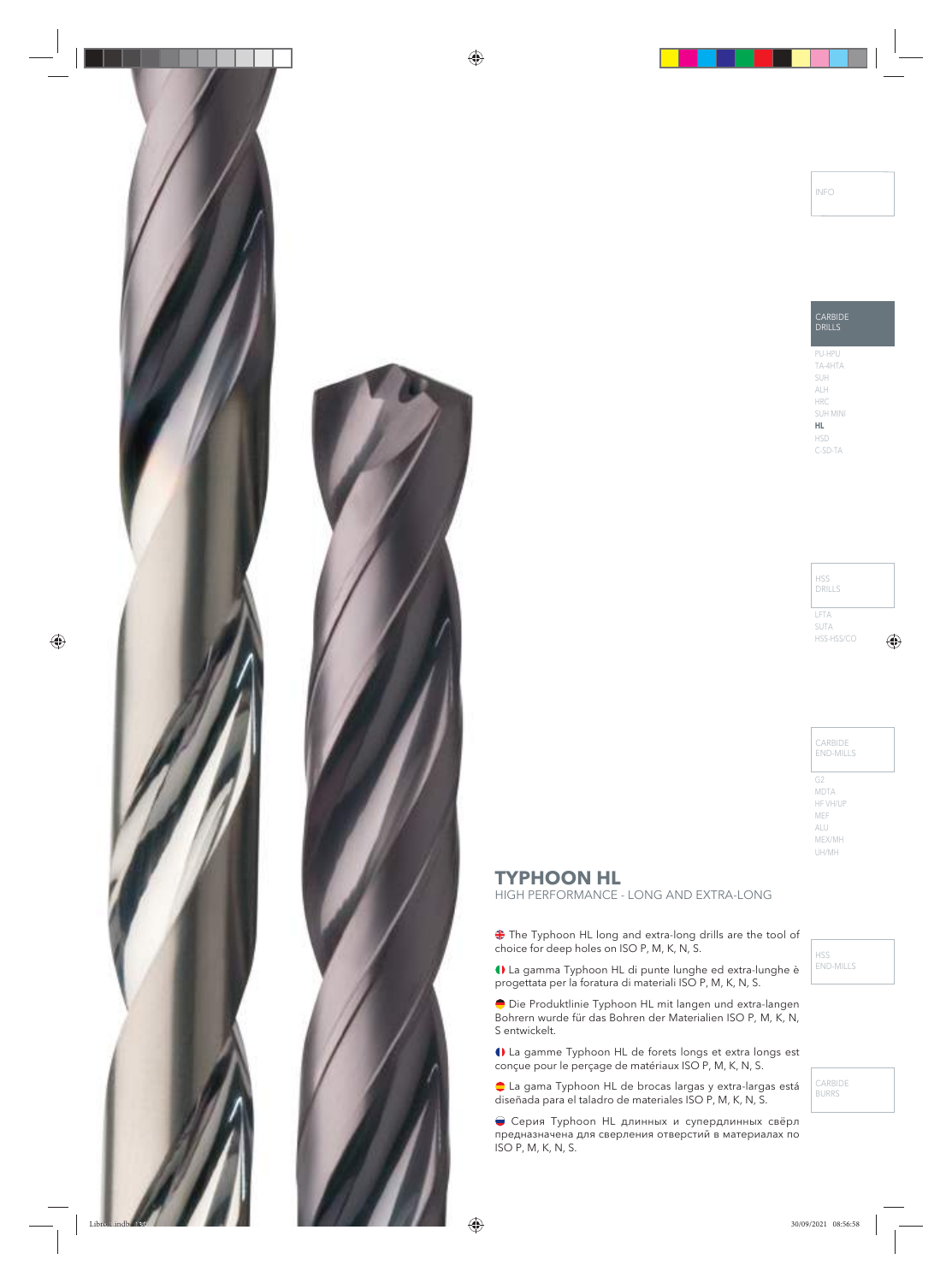INFO

CARBIDE DRILLS

PU-HPU
TA-4HTA
SUH
ALH
HRC
SUH MINI
**HL**
HSD
C-SD-TA

HSS DRILLS

LFTA
SUTA
HSS-HSS/CO

CARBIDE END-MILLS

G2
MDTA
HF VH/UP
MEF
ALU
MEX/MH
UH/MH

# TYPHOON HL

HIGH PERFORMANCE - LONG AND EXTRA-LONG

The Typhoon HL long and extra-long drills are the tool of choice for deep holes on ISO P, M, K, N, S.

La gamma Typhoon HL di punte lunghe ed extra-lunghe è progettata per la foratura di materiali ISO P, M, K, N, S.

Die Produktlinie Typhoon HL mit langen und extra-langen Bohrern wurde für das Bohren der Materialien ISO P, M, K, N, S entwickelt.

La gamme Typhoon HL de forets longs et extra longs est conçue pour le perçage de matériaux ISO P, M, K, N, S.

La gama Typhoon HL de brocas largas y extra-largas está diseñada para el taladro de materiales ISO P, M, K, N, S.

Серия Typhoon HL длинных и супердлинных свёрл предназначена для сверления отверстий в материалах по ISO P, M, K, N, S.

HSS END-MILLS

CARBIDE BURRS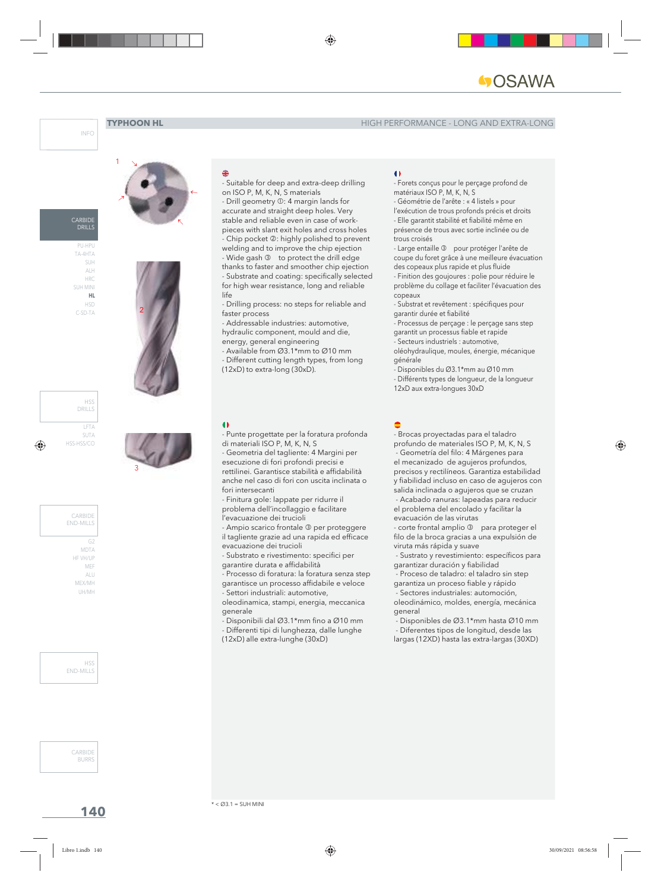## TYPHOON HL

HIGH PERFORMANCE - LONG AND EXTRA-LONG

- Suitable for deep and extra-deep drilling on ISO P, M, K, N, S materials
- Drill geometry ①: 4 margin lands for accurate and straight deep holes. Very stable and reliable even in case of work-pieces with slant exit holes and cross holes
- Chip pocket ②: highly polished to prevent welding and to improve the chip ejection
- Wide gash ③ to protect the drill edge thanks to faster and smoother chip ejection
- Substrate and coating: specifically selected for high wear resistance, long and reliable life
- Drilling process: no steps for reliable and faster process
- Addressable industries: automotive, hydraulic component, mould and die, energy, general engineering
- Available from Ø3.1*mm to Ø10 mm
- Different cutting length types, from long (12xD) to extra-long (30xD).

- Forets conçus pour le perçage profond de matériaux ISO P, M, K, N, S
- Géométrie de l'arête : « 4 listels » pour l'exécution de trous profonds précis et droits
- Elle garantit stabilité et fiabilité même en présence de trous avec sortie inclinée ou de trous croisés
- Large entaille ③ pour protéger l'arête de coupe du foret grâce à une meilleure évacuation des copeaux plus rapide et plus fluide
- Finition des goujoures : polie pour réduire le problème du collage et faciliter l'évacuation des copeaux
- Substrat et revêtement : spécifiques pour garantir durée et fiabilité
- Processus de perçage : le perçage sans step garantit un processus fiable et rapide
- Secteurs industriels : automotive, oléohydraulique, moules, énergie, mécanique générale
- Disponibles du Ø3.1*mm au Ø10 mm
- Différents types de longueur, de la longueur 12xD aux extra-longues 30xD

- Punte progettate per la foratura profonda di materiali ISO P, M, K, N, S
- Geometria del tagliente: 4 Margini per esecuzione di fori profondi precisi e rettilinei. Garantisce stabilità e affidabilità anche nel caso di fori con uscita inclinata o fori intersecanti
- Finitura gole: lappate per ridurre il problema dell'incollaggio e facilitare l'evacuazione dei trucioli
- Ampio scarico frontale ③ per proteggere il tagliente grazie ad una rapida ed efficace evacuazione dei trucioli
- Substrato e rivestimento: specifici per garantire durata e affidabilità
- Processo di foratura: la foratura senza step garantisce un processo affidabile e veloce
- Settori industriali: automotive, oleodinamica, stampi, energia, meccanica generale
- Disponibili dal Ø3.1*mm fino a Ø10 mm
- Differenti tipi di lunghezza, dalle lunghe (12xD) alle extra-lunghe (30xD)

- Brocas proyectadas para el taladro profundo de materiales ISO P, M, K, N, S
- Geometría del filo: 4 Márgenes para el mecanizado de agujeros profundos, precisos y rectilíneos. Garantiza estabilidad y fiabilidad incluso en caso de agujeros con salida inclinada o agujeros que se cruzan
- Acabado ranuras: lapeadas para reducir el problema del encolado y facilitar la evacuación de las virutas
- corte frontal amplio ③ para proteger el filo de la broca gracias a una expulsión de viruta más rápida y suave
- Sustrato y revestimiento: específicos para garantizar duración y fiabilidad
- Proceso de taladro: el taladro sin step garantiza un proceso fiable y rápido
- Sectores industriales: automoción, oleodinámico, moldes, energía, mecánica general
- Disponibles de Ø3.1*mm hasta Ø10 mm
- Diferentes tipos de longitud, desde las largas (12XD) hasta las extra-largas (30XD)

* < Ø3.1 = SUH MINI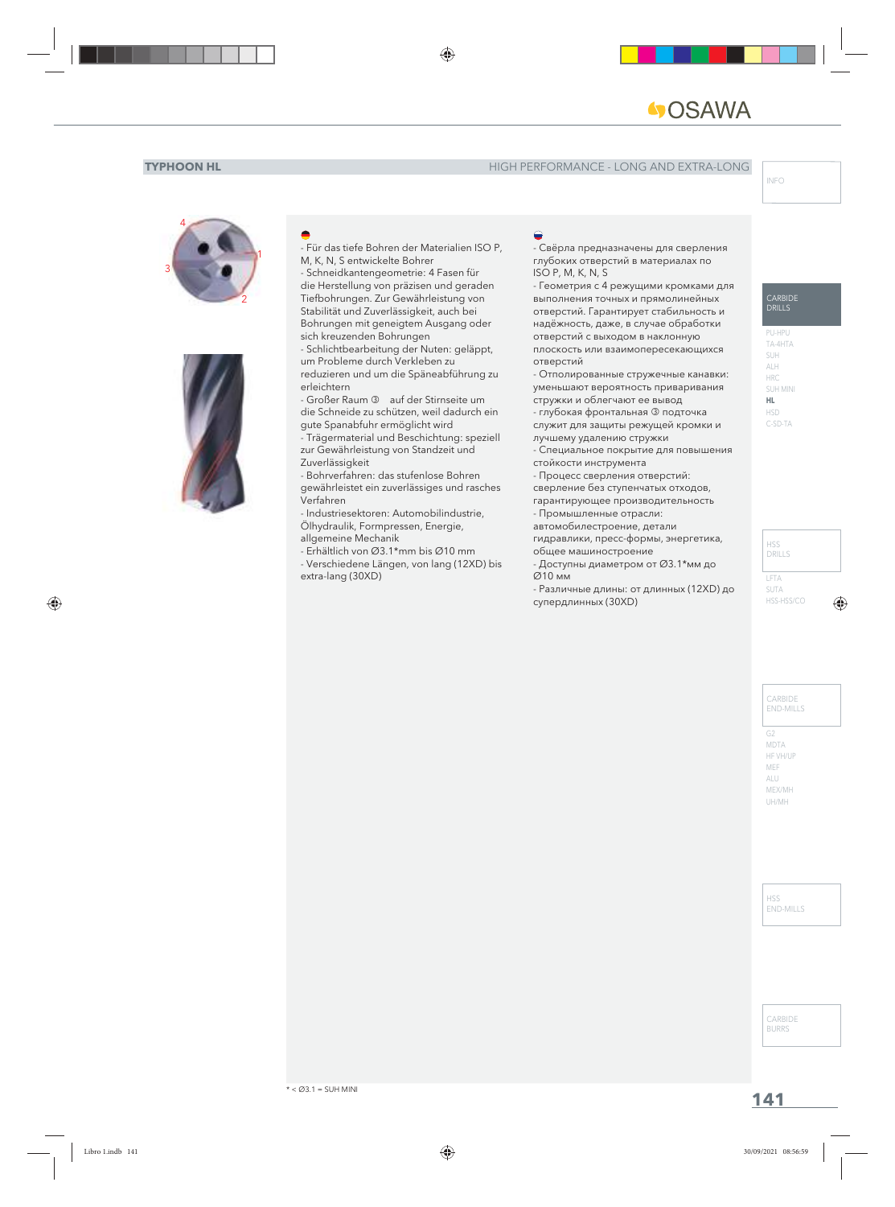## TYPHOON HL

HIGH PERFORMANCE - LONG AND EXTRA-LONG

- Für das tiefe Bohren der Materialien ISO P, M, K, N, S entwickelte Bohrer
- Schneidkantengeometrie: 4 Fasen für die Herstellung von präzisen und geraden Tiefbohrungen. Zur Gewährleistung von Stabilität und Zuverlässigkeit, auch bei Bohrungen mit geneigtem Ausgang oder sich kreuzenden Bohrungen
- Schlichtbearbeitung der Nuten: geläppt, um Probleme durch Verkleben zu reduzieren und um die Späneabführung zu erleichtern
- Großer Raum ③ auf der Stirnseite um die Schneide zu schützen, weil dadurch ein gute Spanabfuhr ermöglicht wird
- Trägermaterial und Beschichtung: speziell zur Gewährleistung von Standzeit und Zuverlässigkeit
- Bohrverfahren: das stufenlose Bohren gewährleistet ein zuverlässiges und rasches Verfahren
- Industriesektoren: Automobilindustrie, Ölhydraulik, Formpressen, Energie, allgemeine Mechanik
- Erhältlich von Ø3.1*mm bis Ø10 mm
- Verschiedene Längen, von lang (12XD) bis extra-lang (30XD)

- Свёрла предназначены для сверления глубоких отверстий в материалах по ISO P, M, K, N, S
- Геометрия с 4 режущими кромками для выполнения точных и прямолинейных отверстий. Гарантирует стабильность и надёжность, даже, в случае обработки отверстий с выходом в наклонную плоскость или взаимопересекающихся отверстий
- Отполированные стружечные канавки: уменьшают вероятность приваривания стружки и облегчают ее вывод
- глубокая фронтальная ③ подточка служит для защиты режущей кромки и лучшему удалению стружки
- Специальное покрытие для повышения стойкости инструмента
- Процесс сверления отверстий: сверление без ступенчатых отходов, гарантирующее производительность
- Промышленные отрасли: автомобилестроение, детали гидравлики, пресс-формы, энергетика, общее машиностроение
- Доступны диаметром от Ø3.1*мм до Ø10 мм
- Различные длины: от длинных (12XD) до супердлинных (30XD)

\* < Ø3.1 = SUH MINI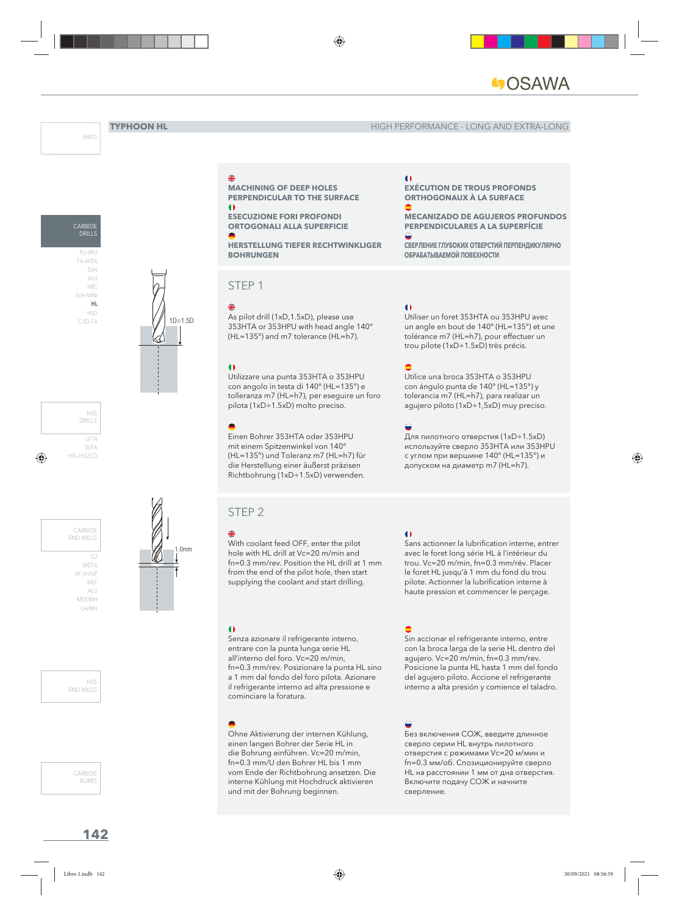## TYPHOON HL

HIGH PERFORMANCE - LONG AND EXTRA-LONG

**MACHINING OF DEEP HOLES PERPENDICULAR TO THE SURFACE**

**ESECUZIONE FORI PROFONDI ORTOGONALI ALLA SUPERFICIE**

**HERSTELLUNG TIEFER RECHTWINKLIGER BOHRUNGEN**

**EXÉCUTION DE TROUS PROFONDS ORTHOGONAUX À LA SURFACE**

**MECANIZADO DE AGUJEROS PROFUNDOS PERPENDICULARES A LA SUPERFÍCIE**

**СВЕРЛЕНИЕ ГЛУБОКИХ ОТВЕРСТИЙ ПЕРПЕНДИКУЛЯРНО ОБРАБАТЫВАЕМОЙ ПОВЕХНОСТИ**

### STEP 1

1D÷1.5D

As pilot drill (1xD,1.5xD), please use 353HTA or 353HPU with head angle 140° (HL=135°) and m7 tolerance (HL=h7).

Utilizzare una punta 353HTA o 353HPU con angolo in testa di 140° (HL=135°) e tolleranza m7 (HL=h7), per eseguire un foro pilota (1xD÷1.5xD) molto preciso.

Einen Bohrer 353HTA oder 353HPU mit einem Spitzenwinkel von 140° (HL=135°) und Toleranz m7 (HL=h7) für die Herstellung einer äußerst präzisen Richtbohrung (1xD÷1.5xD) verwenden.

Utiliser un foret 353HTA ou 353HPU avec un angle en bout de 140° (HL=135°) et une tolérance m7 (HL=h7), pour effectuer un trou pilote (1xD÷1.5xD) très précis.

Utilice una broca 353HTA o 353HPU con ángulo punta de 140° (HL=135°) y tolerancia m7 (HL=h7), para realizar un agujero piloto (1xD÷1,5xD) muy preciso.

Для пилотного отверстия (1xD÷1.5xD) используйте сверло 353HTA или 353HPU с углом при вершине 140° (HL=135°) и допуском на диаметр m7 (HL=h7).

### STEP 2

1.0mm

With coolant feed OFF, enter the pilot hole with HL drill at Vc=20 m/min and fn=0.3 mm/rev. Position the HL drill at 1 mm from the end of the pilot hole, then start supplying the coolant and start drilling.

Senza azionare il refrigerante interno, entrare con la punta lunga serie HL all'interno del foro. Vc=20 m/min, fn=0.3 mm/rev. Posizionare la punta HL sino a 1 mm dal fondo del foro pilota. Azionare il refrigerante interno ad alta pressione e cominciare la foratura.

Ohne Aktivierung der internen Kühlung, einen langen Bohrer der Serie HL in die Bohrung einführen. Vc=20 m/min, fn=0.3 mm/U den Bohrer HL bis 1 mm vom Ende der Richtbohrung ansetzen. Die interne Kühlung mit Hochdruck aktivieren und mit der Bohrung beginnen.

Sans actionner la lubrification interne, entrer avec le foret long série HL à l'intérieur du trou. Vc=20 m/min, fn=0.3 mm/rév. Placer le foret HL jusqu'à 1 mm du fond du trou pilote. Actionner la lubrification interne à haute pression et commencer le perçage.

Sin accionar el refrigerante interno, entre con la broca larga de la serie HL dentro del agujero. Vc=20 m/min, fn=0.3 mm/rev. Posicione la punta HL hasta 1 mm del fondo del agujero piloto. Accione el refrigerante interno a alta presión y comience el taladro.

Без включения СОЖ, введите длинное сверло серии HL внутрь пилотного отверстия с режимами Vc=20 м/мин и fn=0.3 мм/об. Спозиционируйте сверло HL на расстоянии 1 мм от дна отверстия. Включите подачу СОЖ и начните сверление.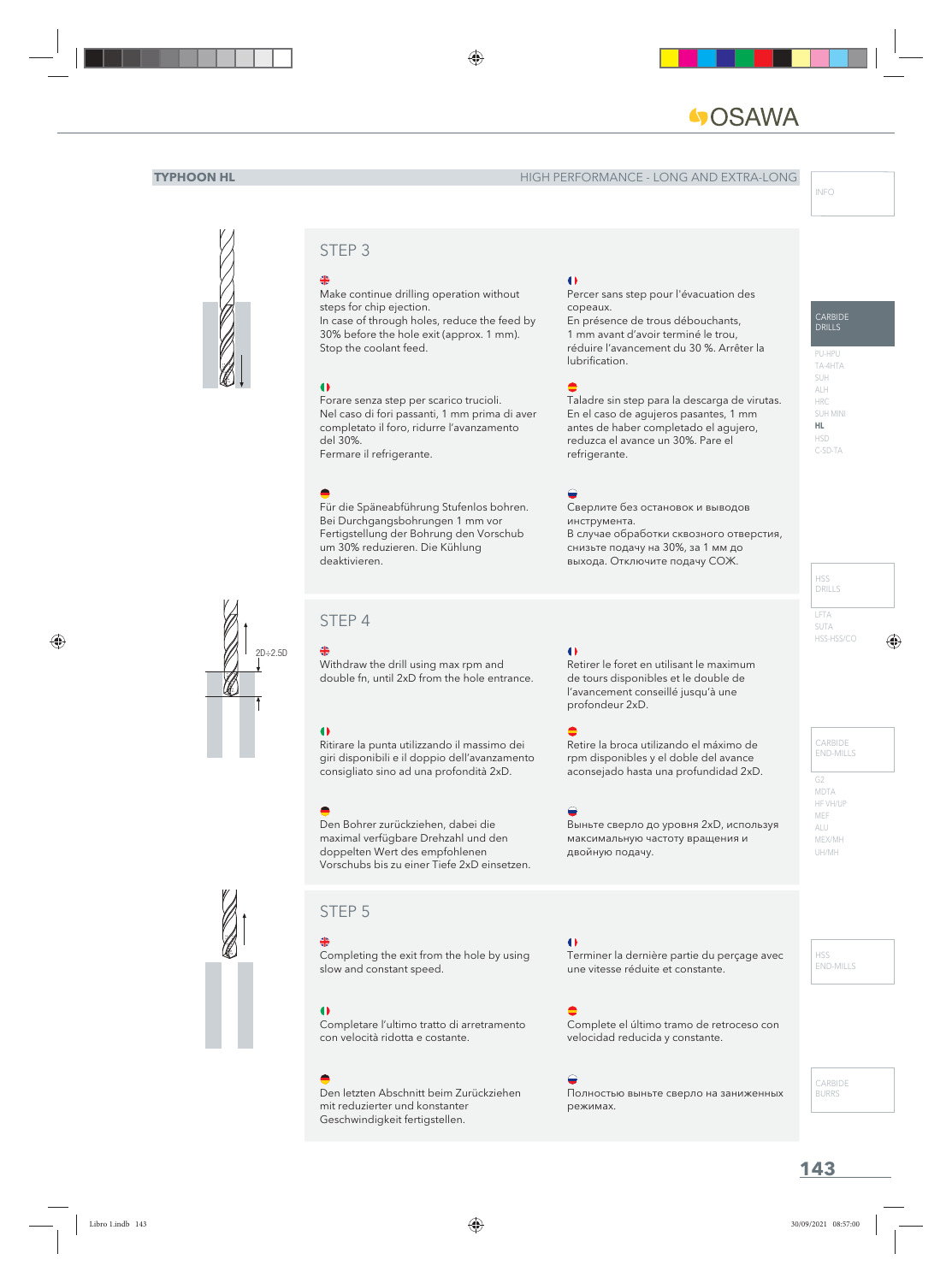**TYPHOON HL** HIGH PERFORMANCE - LONG AND EXTRA-LONG

## STEP 3

Make continue drilling operation without steps for chip ejection.
In case of through holes, reduce the feed by 30% before the hole exit (approx. 1 mm).
Stop the coolant feed.

Percer sans step pour l'évacuation des copeaux.
En présence de trous débouchants, 1 mm avant d'avoir terminé le trou, réduire l'avancement du 30 %. Arrêter la lubrification.

Forare senza step per scarico trucioli.
Nel caso di fori passanti, 1 mm prima di aver completato il foro, ridurre l'avanzamento del 30%.
Fermare il refrigerante.

Taladre sin step para la descarga de virutas.
En el caso de agujeros pasantes, 1 mm antes de haber completado el agujero, reduzca el avance un 30%. Pare el refrigerante.

Für die Späneabführung Stufenlos bohren.
Bei Durchgangsbohrungen 1 mm vor Fertigstellung der Bohrung den Vorschub um 30% reduzieren. Die Kühlung deaktivieren.

Сверлите без остановок и выводов инструмента.
В случае обработки сквозного отверстия, снизьте подачу на 30%, за 1 мм до выхода. Отключите подачу СОЖ.

## STEP 4

2D÷2.5D

Withdraw the drill using max rpm and double fn, until 2xD from the hole entrance.

Retirer le foret en utilisant le maximum de tours disponibles et le double de l'avancement conseillé jusqu'à une profondeur 2xD.

Ritirare la punta utilizzando il massimo dei giri disponibili e il doppio dell'avanzamento consigliato sino ad una profondità 2xD.

Retire la broca utilizando el máximo de rpm disponibles y el doble del avance aconsejado hasta una profundidad 2xD.

Den Bohrer zurückziehen, dabei die maximal verfügbare Drehzahl und den doppelten Wert des empfohlenen Vorschubs bis zu einer Tiefe 2xD einsetzen.

Выньте сверло до уровня 2xD, используя максимальную частоту вращения и двойную подачу.

## STEP 5

Completing the exit from the hole by using slow and constant speed.

Terminer la dernière partie du perçage avec une vitesse réduite et constante.

Completare l'ultimo tratto di arretramento con velocità ridotta e costante.

Complete el último tramo de retroceso con velocidad reducida y constante.

Den letzten Abschnitt beim Zurückziehen mit reduzierter und konstanter Geschwindigkeit fertigstellen.

Полностью выньте сверло на заниженных режимах.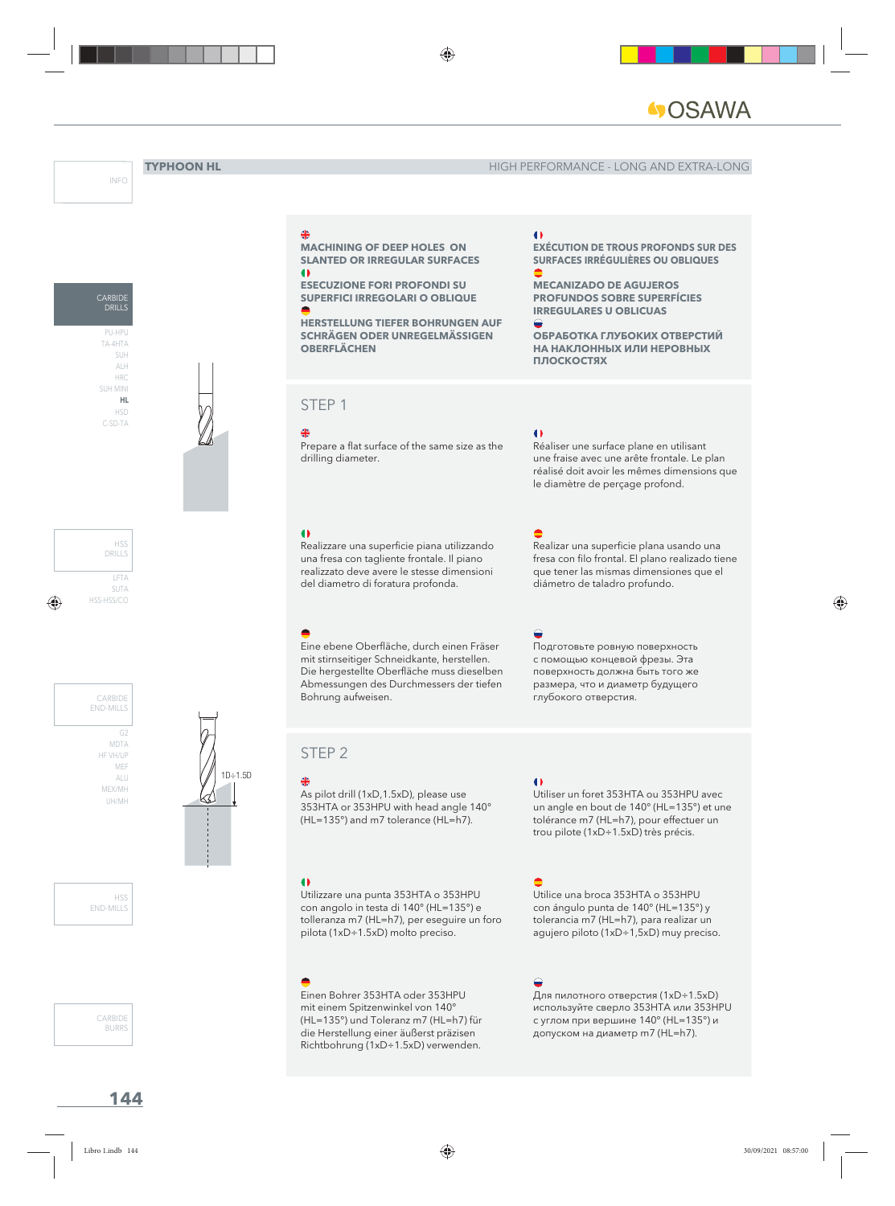# TYPHOON HL

HIGH PERFORMANCE - LONG AND EXTRA-LONG

**MACHINING OF DEEP HOLES ON SLANTED OR IRREGULAR SURFACES**

**ESECUZIONE FORI PROFONDI SU SUPERFICI IRREGOLARI O OBLIQUE**

**HERSTELLUNG TIEFER BOHRUNGEN AUF SCHRÄGEN ODER UNREGELMÄSSIGEN OBERFLÄCHEN**

**EXÉCUTION DE TROUS PROFONDS SUR DES SURFACES IRRÉGULIÈRES OU OBLIQUES**

**MECANIZADO DE AGUJEROS PROFUNDOS SOBRE SUPERFÍCIES IRREGULARES U OBLICUAS**

**ОБРАБОТКА ГЛУБОКИХ ОТВЕРСТИЙ НА НАКЛОННЫХ ИЛИ НЕРОВНЫХ ПЛОСКОСТЯХ**

## STEP 1

Prepare a flat surface of the same size as the drilling diameter.

Réaliser une surface plane en utilisant une fraise avec une arête frontale. Le plan réalisé doit avoir les mêmes dimensions que le diamètre de perçage profond.

Realizzare una superficie piana utilizzando una fresa con tagliente frontale. Il piano realizzato deve avere le stesse dimensioni del diametro di foratura profonda.

Realizar una superficie plana usando una fresa con filo frontal. El plano realizado tiene que tener las mismas dimensiones que el diámetro de taladro profundo.

Eine ebene Oberfläche, durch einen Fräser mit stirnseitiger Schneidkante, herstellen. Die hergestellte Oberfläche muss dieselben Abmessungen des Durchmessers der tiefen Bohrung aufweisen.

Подготовьте ровную поверхность с помощью концевой фрезы. Эта поверхность должна быть того же размера, что и диаметр будущего глубокого отверстия.

## STEP 2

1D÷1.5D

As pilot drill (1xD,1.5xD), please use 353HTA or 353HPU with head angle 140° (HL=135°) and m7 tolerance (HL=h7).

Utiliser un foret 353HTA ou 353HPU avec un angle en bout de 140° (HL=135°) et une tolérance m7 (HL=h7), pour effectuer un trou pilote (1xD÷1.5xD) très précis.

Utilizzare una punta 353HTA o 353HPU con angolo in testa di 140° (HL=135°) e tolleranza m7 (HL=h7), per eseguire un foro pilota (1xD÷1.5xD) molto preciso.

Utilice una broca 353HTA o 353HPU con ángulo punta de 140° (HL=135°) y tolerancia m7 (HL=h7), para realizar un agujero piloto (1xD÷1,5xD) muy preciso.

Einen Bohrer 353HTA oder 353HPU mit einem Spitzenwinkel von 140° (HL=135°) und Toleranz m7 (HL=h7) für die Herstellung einer äußerst präzisen Richtbohrung (1xD÷1.5xD) verwenden.

Для пилотного отверстия (1xD÷1.5xD) используйте сверло 353HTA или 353HPU с углом при вершине 140° (HL=135°) и допуском на диаметр m7 (HL=h7).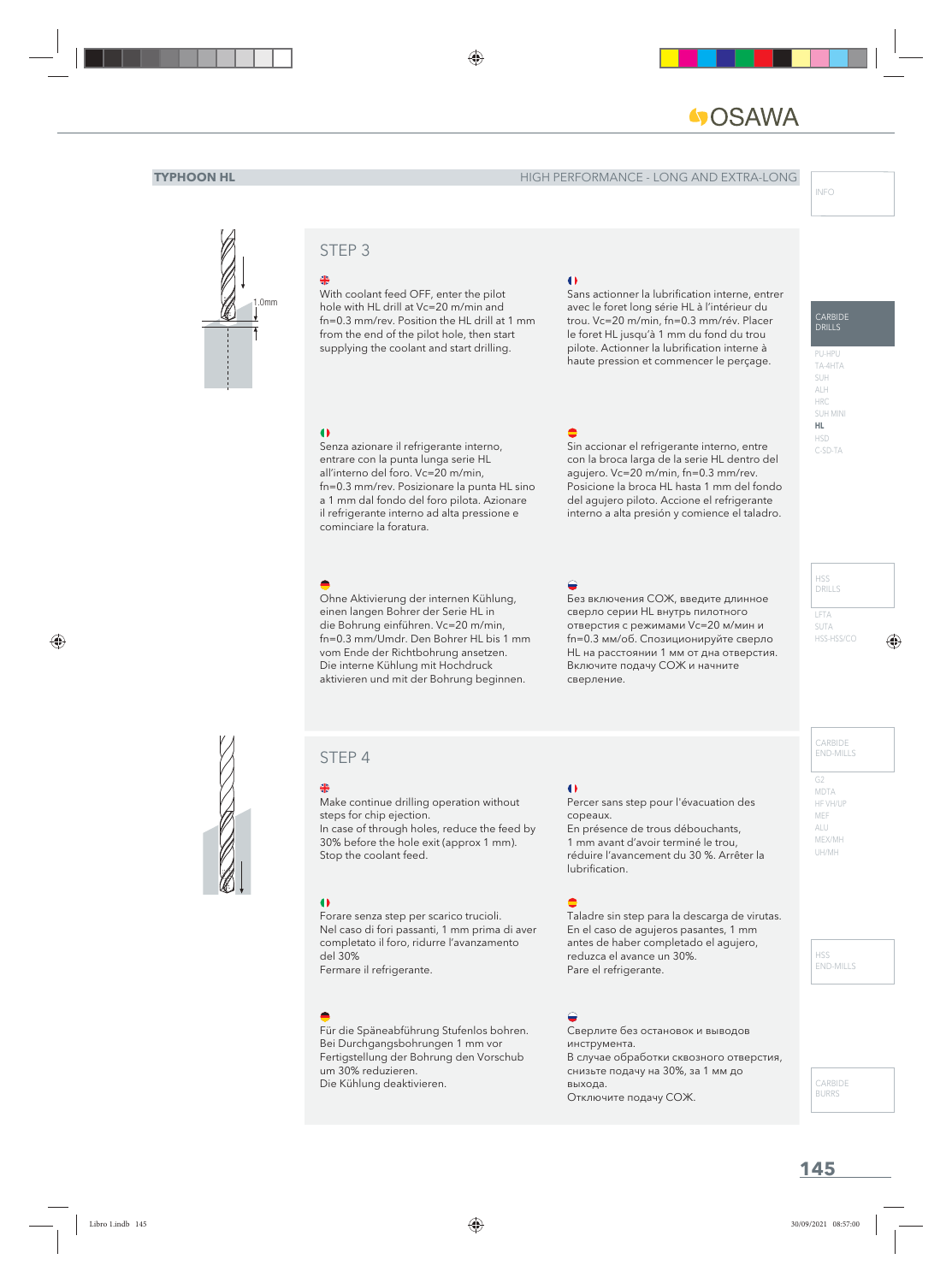**TYPHOON HL** HIGH PERFORMANCE - LONG AND EXTRA-LONG

## STEP 3

With coolant feed OFF, enter the pilot hole with HL drill at Vc=20 m/min and fn=0.3 mm/rev. Position the HL drill at 1 mm from the end of the pilot hole, then start supplying the coolant and start drilling.

Sans actionner la lubrification interne, entrer avec le foret long série HL à l'intérieur du trou. Vc=20 m/min, fn=0.3 mm/rév. Placer le foret HL jusqu'à 1 mm du fond du trou pilote. Actionner la lubrification interne à haute pression et commencer le perçage.

Senza azionare il refrigerante interno, entrare con la punta lunga serie HL all'interno del foro. Vc=20 m/min, fn=0.3 mm/rev. Posizionare la punta HL sino a 1 mm dal fondo del foro pilota. Azionare il refrigerante interno ad alta pressione e cominciare la foratura.

Sin accionar el refrigerante interno, entre con la broca larga de la serie HL dentro del agujero. Vc=20 m/min, fn=0.3 mm/rev. Posicione la broca HL hasta 1 mm del fondo del agujero piloto. Accione el refrigerante interno a alta presión y comience el taladro.

Ohne Aktivierung der internen Kühlung, einen langen Bohrer der Serie HL in die Bohrung einführen. Vc=20 m/min, fn=0.3 mm/Umdr. Den Bohrer HL bis 1 mm vom Ende der Richtbohrung ansetzen. Die interne Kühlung mit Hochdruck aktivieren und mit der Bohrung beginnen.

Без включения СОЖ, введите длинное сверло серии HL внутрь пилотного отверстия с режимами Vc=20 м/мин и fn=0.3 мм/об. Спозиционируйте сверло HL на расстоянии 1 мм от дна отверстия. Включите подачу СОЖ и начните сверление.

## STEP 4

Make continue drilling operation without steps for chip ejection.
In case of through holes, reduce the feed by 30% before the hole exit (approx 1 mm).
Stop the coolant feed.

Percer sans step pour l'évacuation des copeaux.
En présence de trous débouchants, 1 mm avant d'avoir terminé le trou, réduire l'avancement du 30 %. Arrêter la lubrification.

Forare senza step per scarico trucioli.
Nel caso di fori passanti, 1 mm prima di aver completato il foro, ridurre l'avanzamento del 30%
Fermare il refrigerante.

Taladre sin step para la descarga de virutas.
En el caso de agujeros pasantes, 1 mm antes de haber completado el agujero, reduzca el avance un 30%.
Pare el refrigerante.

Für die Späneabführung Stufenlos bohren.
Bei Durchgangsbohrungen 1 mm vor Fertigstellung der Bohrung den Vorschub um 30% reduzieren.
Die Kühlung deaktivieren.

Сверлите без остановок и выводов инструмента.
В случае обработки сквозного отверстия, снизьте подачу на 30%, за 1 мм до выхода.
Отключите подачу СОЖ.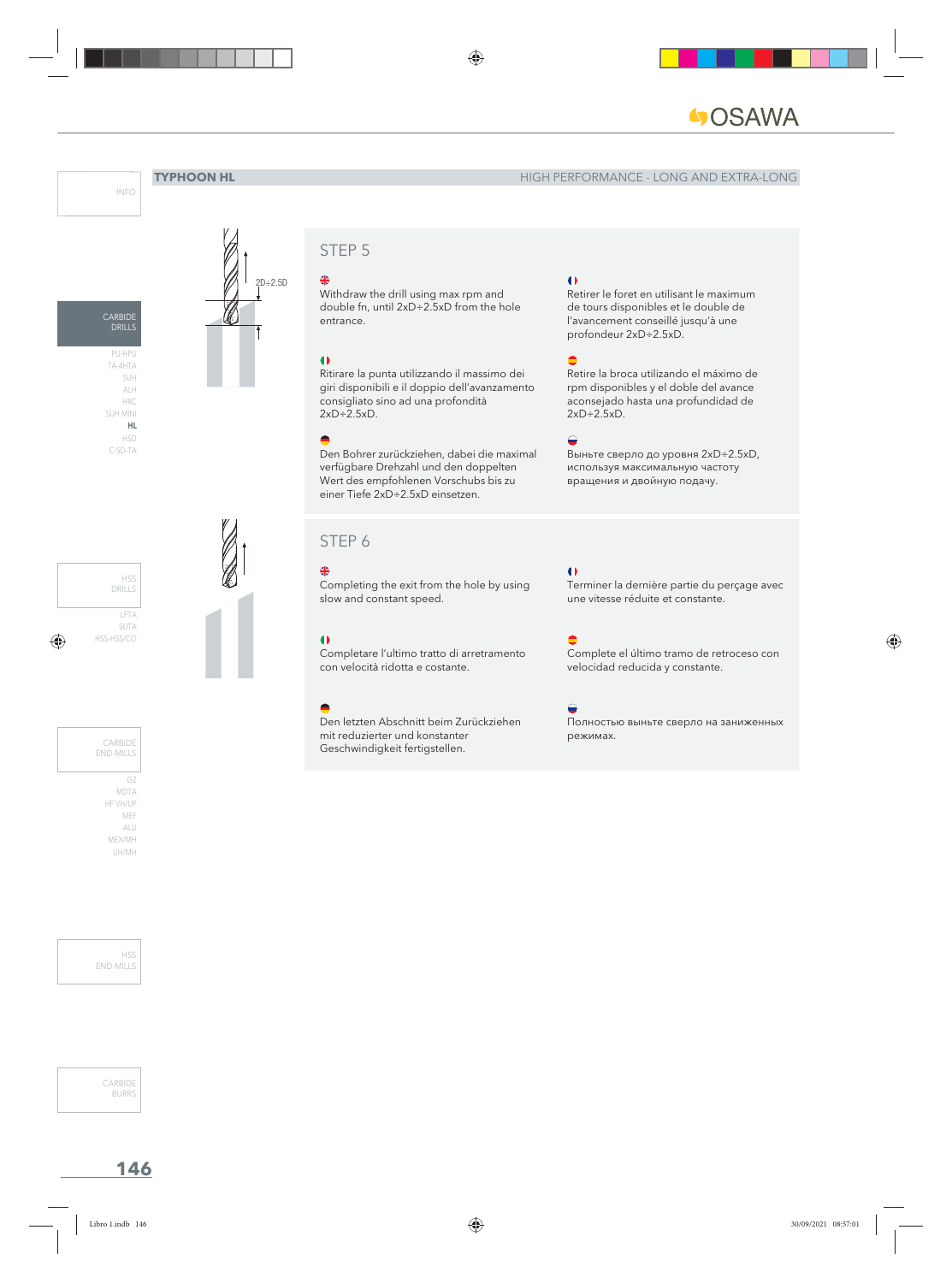## TYPHOON HL

HIGH PERFORMANCE - LONG AND EXTRA-LONG

2D÷2.5D

### STEP 5

Withdraw the drill using max rpm and double fn, until 2xD÷2.5xD from the hole entrance.

Retirer le foret en utilisant le maximum de tours disponibles et le double de l'avancement conseillé jusqu'à une profondeur 2xD÷2.5xD.

Ritirare la punta utilizzando il massimo dei giri disponibili e il doppio dell'avanzamento consigliato sino ad una profondità 2xD÷2.5xD.

Retire la broca utilizando el máximo de rpm disponibles y el doble del avance aconsejado hasta una profundidad de 2xD÷2.5xD.

Den Bohrer zurückziehen, dabei die maximal verfügbare Drehzahl und den doppelten Wert des empfohlenen Vorschubs bis zu einer Tiefe 2xD÷2.5xD einsetzen.

Выньте сверло до уровня 2xD÷2.5xD, используя максимальную частоту вращения и двойную подачу.

### STEP 6

Completing the exit from the hole by using slow and constant speed.

Terminer la dernière partie du perçage avec une vitesse réduite et constante.

Completare l'ultimo tratto di arretramento con velocità ridotta e costante.

Complete el último tramo de retroceso con velocidad reducida y constante.

Den letzten Abschnitt beim Zurückziehen mit reduzierter und konstanter Geschwindigkeit fertigstellen.

Полностью выньте сверло на заниженных режимах.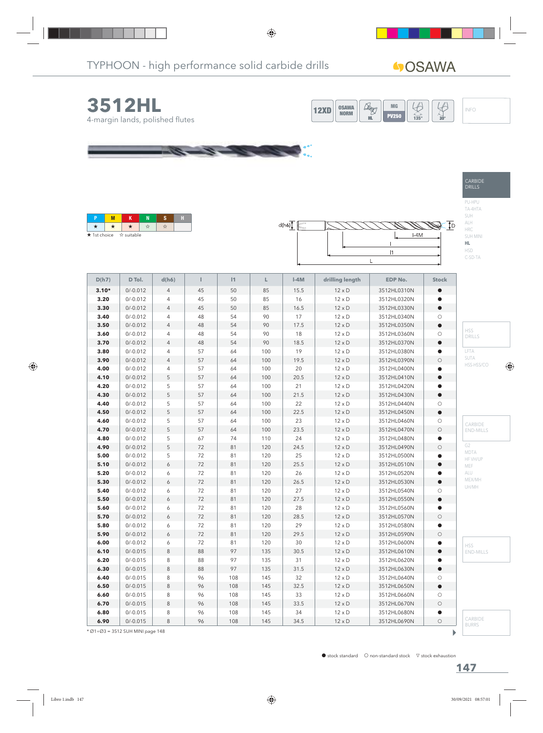TYPHOON - high performance solid carbide drills

# 3512HL

4-margin lands, polished flutes

12XD | OSAWA NORM | HL | MG PV250 | 135° | 30°

INFO

| P | M | K | N | S | H |
|---|---|---|---|---|---|
| ★ | ★ | ★ | ☆ | ☆ | |

★ 1st choice ☆ suitable

d(h6) | l-4M | l | l1 | L | D

| D(h7) | D Tol. | d(h6) | l | l1 | L | l-4M | drilling length | EDP No. | Stock |
|---|---|---|---|---|---|---|---|---|---|
| **3.10*** | 0/-0.012 | 4 | 45 | 50 | 85 | 15.5 | 12 x D | 3512HL0310N | ● |
| **3.20** | 0/-0.012 | 4 | 45 | 50 | 85 | 16 | 12 x D | 3512HL0320N | ● |
| **3.30** | 0/-0.012 | 4 | 45 | 50 | 85 | 16.5 | 12 x D | 3512HL0330N | ● |
| **3.40** | 0/-0.012 | 4 | 48 | 54 | 90 | 17 | 12 x D | 3512HL0340N | ○ |
| **3.50** | 0/-0.012 | 4 | 48 | 54 | 90 | 17.5 | 12 x D | 3512HL0350N | ● |
| **3.60** | 0/-0.012 | 4 | 48 | 54 | 90 | 18 | 12 x D | 3512HL0360N | ○ |
| **3.70** | 0/-0.012 | 4 | 48 | 54 | 90 | 18.5 | 12 x D | 3512HL0370N | ● |
| **3.80** | 0/-0.012 | 4 | 57 | 64 | 100 | 19 | 12 x D | 3512HL0380N | ● |
| **3.90** | 0/-0.012 | 4 | 57 | 64 | 100 | 19.5 | 12 x D | 3512HL0390N | ○ |
| **4.00** | 0/-0.012 | 4 | 57 | 64 | 100 | 20 | 12 x D | 3512HL0400N | ● |
| **4.10** | 0/-0.012 | 5 | 57 | 64 | 100 | 20.5 | 12 x D | 3512HL0410N | ● |
| **4.20** | 0/-0.012 | 5 | 57 | 64 | 100 | 21 | 12 x D | 3512HL0420N | ● |
| **4.30** | 0/-0.012 | 5 | 57 | 64 | 100 | 21.5 | 12 x D | 3512HL0430N | ● |
| **4.40** | 0/-0.012 | 5 | 57 | 64 | 100 | 22 | 12 x D | 3512HL0440N | ○ |
| **4.50** | 0/-0.012 | 5 | 57 | 64 | 100 | 22.5 | 12 x D | 3512HL0450N | ● |
| **4.60** | 0/-0.012 | 5 | 57 | 64 | 100 | 23 | 12 x D | 3512HL0460N | ○ |
| **4.70** | 0/-0.012 | 5 | 57 | 64 | 100 | 23.5 | 12 x D | 3512HL0470N | ○ |
| **4.80** | 0/-0.012 | 5 | 67 | 74 | 110 | 24 | 12 x D | 3512HL0480N | ● |
| **4.90** | 0/-0.012 | 5 | 72 | 81 | 120 | 24.5 | 12 x D | 3512HL0490N | ○ |
| **5.00** | 0/-0.012 | 5 | 72 | 81 | 120 | 25 | 12 x D | 3512HL0500N | ● |
| **5.10** | 0/-0.012 | 6 | 72 | 81 | 120 | 25.5 | 12 x D | 3512HL0510N | ● |
| **5.20** | 0/-0.012 | 6 | 72 | 81 | 120 | 26 | 12 x D | 3512HL0520N | ● |
| **5.30** | 0/-0.012 | 6 | 72 | 81 | 120 | 26.5 | 12 x D | 3512HL0530N | ● |
| **5.40** | 0/-0.012 | 6 | 72 | 81 | 120 | 27 | 12 x D | 3512HL0540N | ○ |
| **5.50** | 0/-0.012 | 6 | 72 | 81 | 120 | 27.5 | 12 x D | 3512HL0550N | ● |
| **5.60** | 0/-0.012 | 6 | 72 | 81 | 120 | 28 | 12 x D | 3512HL0560N | ● |
| **5.70** | 0/-0.012 | 6 | 72 | 81 | 120 | 28.5 | 12 x D | 3512HL0570N | ○ |
| **5.80** | 0/-0.012 | 6 | 72 | 81 | 120 | 29 | 12 x D | 3512HL0580N | ● |
| **5.90** | 0/-0.012 | 6 | 72 | 81 | 120 | 29.5 | 12 x D | 3512HL0590N | ○ |
| **6.00** | 0/-0.012 | 6 | 72 | 81 | 120 | 30 | 12 x D | 3512HL0600N | ● |
| **6.10** | 0/-0.015 | 8 | 88 | 97 | 135 | 30.5 | 12 x D | 3512HL0610N | ● |
| **6.20** | 0/-0.015 | 8 | 88 | 97 | 135 | 31 | 12 x D | 3512HL0620N | ● |
| **6.30** | 0/-0.015 | 8 | 88 | 97 | 135 | 31.5 | 12 x D | 3512HL0630N | ● |
| **6.40** | 0/-0.015 | 8 | 96 | 108 | 145 | 32 | 12 x D | 3512HL0640N | ○ |
| **6.50** | 0/-0.015 | 8 | 96 | 108 | 145 | 32.5 | 12 x D | 3512HL0650N | ● |
| **6.60** | 0/-0.015 | 8 | 96 | 108 | 145 | 33 | 12 x D | 3512HL0660N | ○ |
| **6.70** | 0/-0.015 | 8 | 96 | 108 | 145 | 33.5 | 12 x D | 3512HL0670N | ○ |
| **6.80** | 0/-0.015 | 8 | 96 | 108 | 145 | 34 | 12 x D | 3512HL0680N | ● |
| **6.90** | 0/-0.015 | 8 | 96 | 108 | 145 | 34.5 | 12 x D | 3512HL0690N | ○ |

* Ø1÷Ø3 = 3512 SUH MINI page 148

● stock standard ○ non-standard stock ▽ stock exhaustion

CARBIDE DRILLS: PU-HPU, TA-4HTA, SUH, ALH, HRC, SUH MINI, **HL**, HSD, C-SD-TA

HSS DRILLS: LFTA, SUTA, HSS-HSS/CO

CARBIDE END-MILLS: G2, MDTA, HF VH/UP, MEF, ALU, MEX/MH, UH/MH

HSS END-MILLS

CARBIDE BURRS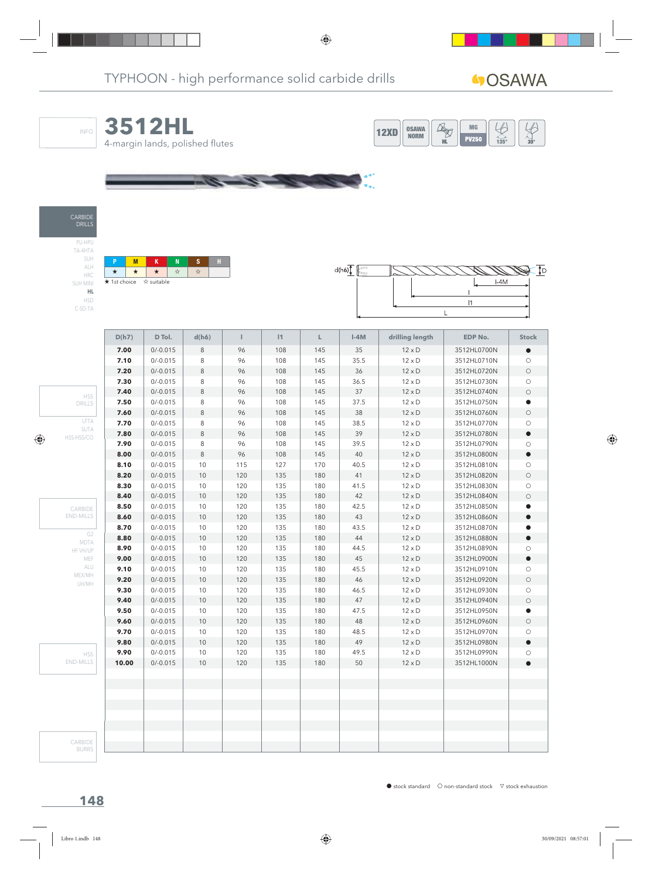# 3512HL

4-margin lands, polished flutes

12XD | OSAWA NORM | HL | MG PV250 | 135° | 30°

| P | M | K | N | S | H |
|---|---|---|---|---|---|
| ★ | ★ | ★ | ☆ | ☆ | |

★ 1st choice ☆ suitable

| D(h7) | D Tol. | d(h6) | l | l1 | L | l-4M | drilling length | EDP No. | Stock |
|---|---|---|---|---|---|---|---|---|---|
| **7.00** | 0/-0.015 | 8 | 96 | 108 | 145 | 35 | 12 x D | 3512HL0700N | ● |
| **7.10** | 0/-0.015 | 8 | 96 | 108 | 145 | 35.5 | 12 x D | 3512HL0710N | ○ |
| **7.20** | 0/-0.015 | 8 | 96 | 108 | 145 | 36 | 12 x D | 3512HL0720N | ○ |
| **7.30** | 0/-0.015 | 8 | 96 | 108 | 145 | 36.5 | 12 x D | 3512HL0730N | ○ |
| **7.40** | 0/-0.015 | 8 | 96 | 108 | 145 | 37 | 12 x D | 3512HL0740N | ○ |
| **7.50** | 0/-0.015 | 8 | 96 | 108 | 145 | 37.5 | 12 x D | 3512HL0750N | ● |
| **7.60** | 0/-0.015 | 8 | 96 | 108 | 145 | 38 | 12 x D | 3512HL0760N | ○ |
| **7.70** | 0/-0.015 | 8 | 96 | 108 | 145 | 38.5 | 12 x D | 3512HL0770N | ○ |
| **7.80** | 0/-0.015 | 8 | 96 | 108 | 145 | 39 | 12 x D | 3512HL0780N | ● |
| **7.90** | 0/-0.015 | 8 | 96 | 108 | 145 | 39.5 | 12 x D | 3512HL0790N | ○ |
| **8.00** | 0/-0.015 | 8 | 96 | 108 | 145 | 40 | 12 x D | 3512HL0800N | ● |
| **8.10** | 0/-0.015 | 10 | 115 | 127 | 170 | 40.5 | 12 x D | 3512HL0810N | ○ |
| **8.20** | 0/-0.015 | 10 | 120 | 135 | 180 | 41 | 12 x D | 3512HL0820N | ○ |
| **8.30** | 0/-0.015 | 10 | 120 | 135 | 180 | 41.5 | 12 x D | 3512HL0830N | ○ |
| **8.40** | 0/-0.015 | 10 | 120 | 135 | 180 | 42 | 12 x D | 3512HL0840N | ○ |
| **8.50** | 0/-0.015 | 10 | 120 | 135 | 180 | 42.5 | 12 x D | 3512HL0850N | ● |
| **8.60** | 0/-0.015 | 10 | 120 | 135 | 180 | 43 | 12 x D | 3512HL0860N | ● |
| **8.70** | 0/-0.015 | 10 | 120 | 135 | 180 | 43.5 | 12 x D | 3512HL0870N | ● |
| **8.80** | 0/-0.015 | 10 | 120 | 135 | 180 | 44 | 12 x D | 3512HL0880N | ● |
| **8.90** | 0/-0.015 | 10 | 120 | 135 | 180 | 44.5 | 12 x D | 3512HL0890N | ○ |
| **9.00** | 0/-0.015 | 10 | 120 | 135 | 180 | 45 | 12 x D | 3512HL0900N | ● |
| **9.10** | 0/-0.015 | 10 | 120 | 135 | 180 | 45.5 | 12 x D | 3512HL0910N | ○ |
| **9.20** | 0/-0.015 | 10 | 120 | 135 | 180 | 46 | 12 x D | 3512HL0920N | ○ |
| **9.30** | 0/-0.015 | 10 | 120 | 135 | 180 | 46.5 | 12 x D | 3512HL0930N | ○ |
| **9.40** | 0/-0.015 | 10 | 120 | 135 | 180 | 47 | 12 x D | 3512HL0940N | ○ |
| **9.50** | 0/-0.015 | 10 | 120 | 135 | 180 | 47.5 | 12 x D | 3512HL0950N | ● |
| **9.60** | 0/-0.015 | 10 | 120 | 135 | 180 | 48 | 12 x D | 3512HL0960N | ○ |
| **9.70** | 0/-0.015 | 10 | 120 | 135 | 180 | 48.5 | 12 x D | 3512HL0970N | ○ |
| **9.80** | 0/-0.015 | 10 | 120 | 135 | 180 | 49 | 12 x D | 3512HL0980N | ● |
| **9.90** | 0/-0.015 | 10 | 120 | 135 | 180 | 49.5 | 12 x D | 3512HL0990N | ○ |
| **10.00** | 0/-0.015 | 10 | 120 | 135 | 180 | 50 | 12 x D | 3512HL1000N | ● |

● stock standard ○ non-standard stock ▽ stock exhaustion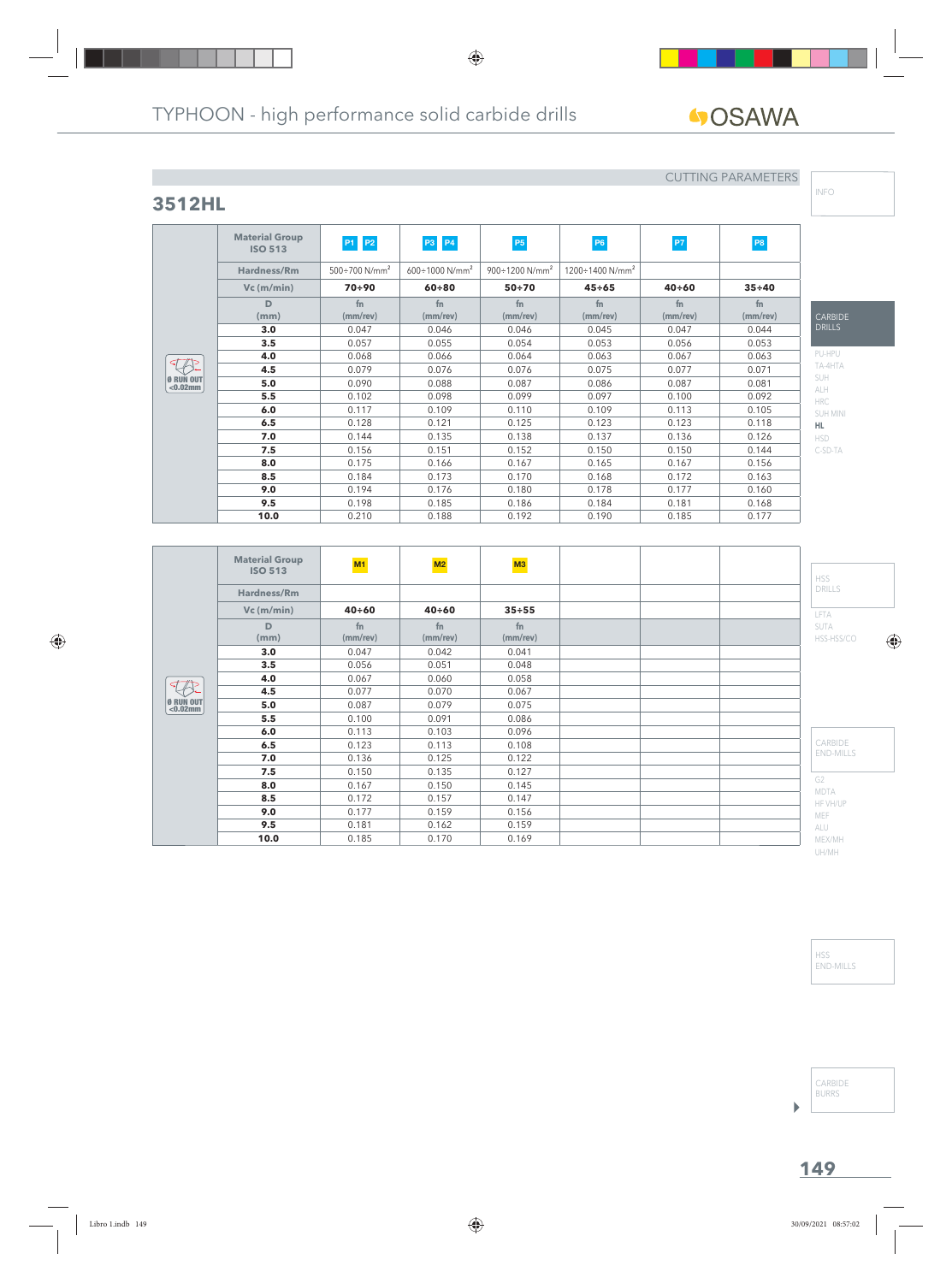CUTTING PARAMETERS

## 3512HL

Ø RUN OUT <0.02mm

| Material Group ISO 513 | P1 P2 | P3 P4 | P5 | P6 | P7 | P8 |
|---|---|---|---|---|---|---|
| Hardness/Rm | 500÷700 N/mm² | 600÷1000 N/mm² | 900÷1200 N/mm² | 1200÷1400 N/mm² | | |
| Vc (m/min) | 70÷90 | 60÷80 | 50÷70 | 45÷65 | 40÷60 | 35÷40 |
| D (mm) | fn (mm/rev) | fn (mm/rev) | fn (mm/rev) | fn (mm/rev) | fn (mm/rev) | fn (mm/rev) |
| 3.0 | 0.047 | 0.046 | 0.046 | 0.045 | 0.047 | 0.044 |
| 3.5 | 0.057 | 0.055 | 0.054 | 0.053 | 0.056 | 0.053 |
| 4.0 | 0.068 | 0.066 | 0.064 | 0.063 | 0.067 | 0.063 |
| 4.5 | 0.079 | 0.076 | 0.076 | 0.075 | 0.077 | 0.071 |
| 5.0 | 0.090 | 0.088 | 0.087 | 0.086 | 0.087 | 0.081 |
| 5.5 | 0.102 | 0.098 | 0.099 | 0.097 | 0.100 | 0.092 |
| 6.0 | 0.117 | 0.109 | 0.110 | 0.109 | 0.113 | 0.105 |
| 6.5 | 0.128 | 0.121 | 0.125 | 0.123 | 0.123 | 0.118 |
| 7.0 | 0.144 | 0.135 | 0.138 | 0.137 | 0.136 | 0.126 |
| 7.5 | 0.156 | 0.151 | 0.152 | 0.150 | 0.150 | 0.144 |
| 8.0 | 0.175 | 0.166 | 0.167 | 0.165 | 0.167 | 0.156 |
| 8.5 | 0.184 | 0.173 | 0.170 | 0.168 | 0.172 | 0.163 |
| 9.0 | 0.194 | 0.176 | 0.180 | 0.178 | 0.177 | 0.160 |
| 9.5 | 0.198 | 0.185 | 0.186 | 0.184 | 0.181 | 0.168 |
| 10.0 | 0.210 | 0.188 | 0.192 | 0.190 | 0.185 | 0.177 |

Ø RUN OUT <0.02mm

| Material Group ISO 513 | M1 | M2 | M3 | | | |
|---|---|---|---|---|---|---|
| Hardness/Rm | | | | | | |
| Vc (m/min) | 40÷60 | 40÷60 | 35÷55 | | | |
| D (mm) | fn (mm/rev) | fn (mm/rev) | fn (mm/rev) | | | |
| 3.0 | 0.047 | 0.042 | 0.041 | | | |
| 3.5 | 0.056 | 0.051 | 0.048 | | | |
| 4.0 | 0.067 | 0.060 | 0.058 | | | |
| 4.5 | 0.077 | 0.070 | 0.067 | | | |
| 5.0 | 0.087 | 0.079 | 0.075 | | | |
| 5.5 | 0.100 | 0.091 | 0.086 | | | |
| 6.0 | 0.113 | 0.103 | 0.096 | | | |
| 6.5 | 0.123 | 0.113 | 0.108 | | | |
| 7.0 | 0.136 | 0.125 | 0.122 | | | |
| 7.5 | 0.150 | 0.135 | 0.127 | | | |
| 8.0 | 0.167 | 0.150 | 0.145 | | | |
| 8.5 | 0.172 | 0.157 | 0.147 | | | |
| 9.0 | 0.177 | 0.159 | 0.156 | | | |
| 9.5 | 0.181 | 0.162 | 0.159 | | | |
| 10.0 | 0.185 | 0.170 | 0.169 | | | |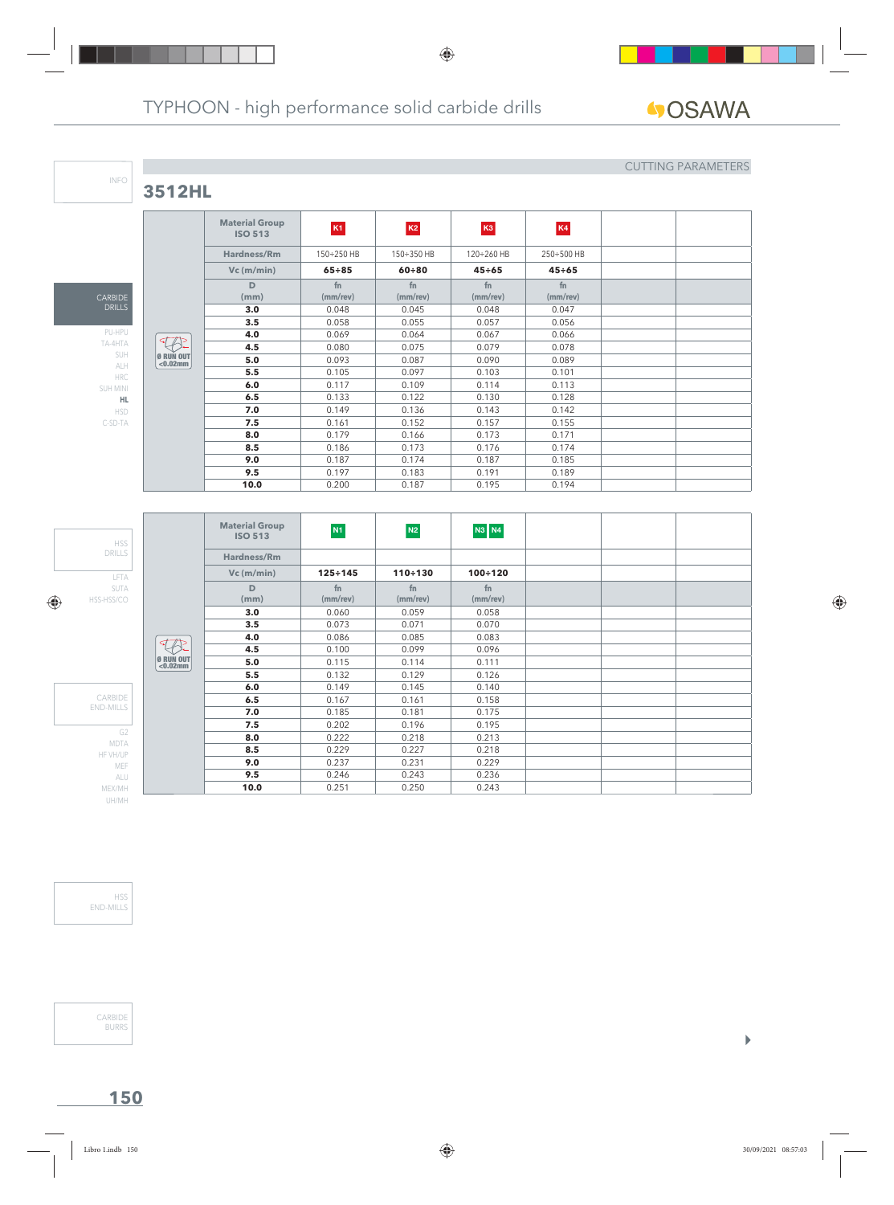# TYPHOON - high performance solid carbide drills

CUTTING PARAMETERS

## 3512HL

| | Material Group ISO 513 | K1 | K2 | K3 | K4 | | |
|---|---|---|---|---|---|---|---|
| | Hardness/Rm | 150÷250 HB | 150÷350 HB | 120÷260 HB | 250÷500 HB | | |
| | Vc (m/min) | **65÷85** | **60÷80** | **45÷65** | **45÷65** | | |
| | D (mm) | fn (mm/rev) | fn (mm/rev) | fn (mm/rev) | fn (mm/rev) | | |
| | **3.0** | 0.048 | 0.045 | 0.048 | 0.047 | | |
| | **3.5** | 0.058 | 0.055 | 0.057 | 0.056 | | |
| | **4.0** | 0.069 | 0.064 | 0.067 | 0.066 | | |
| | **4.5** | 0.080 | 0.075 | 0.079 | 0.078 | | |
| Ø RUN OUT <0.02mm | **5.0** | 0.093 | 0.087 | 0.090 | 0.089 | | |
| | **5.5** | 0.105 | 0.097 | 0.103 | 0.101 | | |
| | **6.0** | 0.117 | 0.109 | 0.114 | 0.113 | | |
| | **6.5** | 0.133 | 0.122 | 0.130 | 0.128 | | |
| | **7.0** | 0.149 | 0.136 | 0.143 | 0.142 | | |
| | **7.5** | 0.161 | 0.152 | 0.157 | 0.155 | | |
| | **8.0** | 0.179 | 0.166 | 0.173 | 0.171 | | |
| | **8.5** | 0.186 | 0.173 | 0.176 | 0.174 | | |
| | **9.0** | 0.187 | 0.174 | 0.187 | 0.185 | | |
| | **9.5** | 0.197 | 0.183 | 0.191 | 0.189 | | |
| | **10.0** | 0.200 | 0.187 | 0.195 | 0.194 | | |

| | Material Group ISO 513 | N1 | N2 | N3 N4 | | | |
|---|---|---|---|---|---|---|---|
| | Hardness/Rm | | | | | | |
| | Vc (m/min) | **125÷145** | **110÷130** | **100÷120** | | | |
| | D (mm) | fn (mm/rev) | fn (mm/rev) | fn (mm/rev) | | | |
| | **3.0** | 0.060 | 0.059 | 0.058 | | | |
| | **3.5** | 0.073 | 0.071 | 0.070 | | | |
| | **4.0** | 0.086 | 0.085 | 0.083 | | | |
| | **4.5** | 0.100 | 0.099 | 0.096 | | | |
| Ø RUN OUT <0.02mm | **5.0** | 0.115 | 0.114 | 0.111 | | | |
| | **5.5** | 0.132 | 0.129 | 0.126 | | | |
| | **6.0** | 0.149 | 0.145 | 0.140 | | | |
| | **6.5** | 0.167 | 0.161 | 0.158 | | | |
| | **7.0** | 0.185 | 0.181 | 0.175 | | | |
| | **7.5** | 0.202 | 0.196 | 0.195 | | | |
| | **8.0** | 0.222 | 0.218 | 0.213 | | | |
| | **8.5** | 0.229 | 0.227 | 0.218 | | | |
| | **9.0** | 0.237 | 0.231 | 0.229 | | | |
| | **9.5** | 0.246 | 0.243 | 0.236 | | | |
| | **10.0** | 0.251 | 0.250 | 0.243 | | | |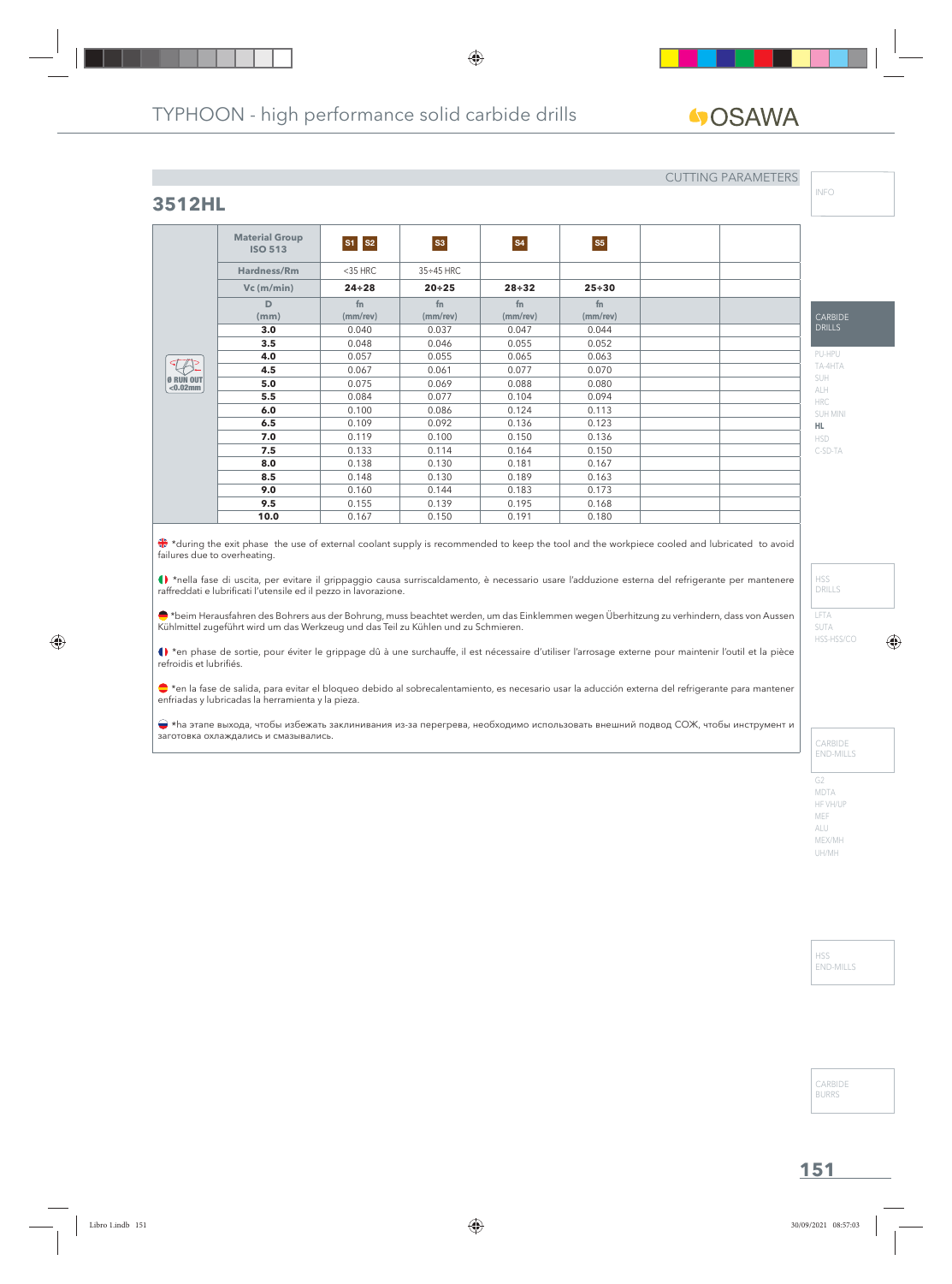## CUTTING PARAMETERS

## 3512HL

| | Material Group ISO 513 | S1 S2 | S3 | S4 | S5 | | |
|---|---|---|---|---|---|---|---|
| | Hardness/Rm | <35 HRC | 35÷45 HRC | | | | |
| | Vc (m/min) | **24÷28** | **20÷25** | **28÷32** | **25÷30** | | |
| | D (mm) | fn (mm/rev) | fn (mm/rev) | fn (mm/rev) | fn (mm/rev) | | |
| | **3.0** | 0.040 | 0.037 | 0.047 | 0.044 | | |
| | **3.5** | 0.048 | 0.046 | 0.055 | 0.052 | | |
| | **4.0** | 0.057 | 0.055 | 0.065 | 0.063 | | |
| | **4.5** | 0.067 | 0.061 | 0.077 | 0.070 | | |
| Ø RUN OUT <0.02mm | **5.0** | 0.075 | 0.069 | 0.088 | 0.080 | | |
| | **5.5** | 0.084 | 0.077 | 0.104 | 0.094 | | |
| | **6.0** | 0.100 | 0.086 | 0.124 | 0.113 | | |
| | **6.5** | 0.109 | 0.092 | 0.136 | 0.123 | | |
| | **7.0** | 0.119 | 0.100 | 0.150 | 0.136 | | |
| | **7.5** | 0.133 | 0.114 | 0.164 | 0.150 | | |
| | **8.0** | 0.138 | 0.130 | 0.181 | 0.167 | | |
| | **8.5** | 0.148 | 0.130 | 0.189 | 0.163 | | |
| | **9.0** | 0.160 | 0.144 | 0.183 | 0.173 | | |
| | **9.5** | 0.155 | 0.139 | 0.195 | 0.168 | | |
| | **10.0** | 0.167 | 0.150 | 0.191 | 0.180 | | |

*during the exit phase the use of external coolant supply is recommended to keep the tool and the workpiece cooled and lubricated to avoid failures due to overheating.

*nella fase di uscita, per evitare il grippaggio causa surriscaldamento, è necessario usare l'adduzione esterna del refrigerante per mantenere raffreddati e lubrificati l'utensile ed il pezzo in lavorazione.

*beim Herausfahren des Bohrers aus der Bohrung, muss beachtet werden, um das Einklemmen wegen Überhitzung zu verhindern, dass von Aussen Kühlmittel zugeführt wird um das Werkzeug und das Teil zu Kühlen und zu Schmieren.

*en phase de sortie, pour éviter le grippage dû à une surchauffe, il est nécessaire d'utiliser l'arrosage externe pour maintenir l'outil et la pièce refroidis et lubrifiés.

*en la fase de salida, para evitar el bloqueo debido al sobrecalentamiento, es necesario usar la aducción externa del refrigerante para mantener enfriadas y lubricadas la herramienta y la pieza.

*на этапе выхода, чтобы избежать заклинивания из-за перегрева, необходимо использовать внешний подвод СОЖ, чтобы инструмент и заготовка охлаждались и смазывались.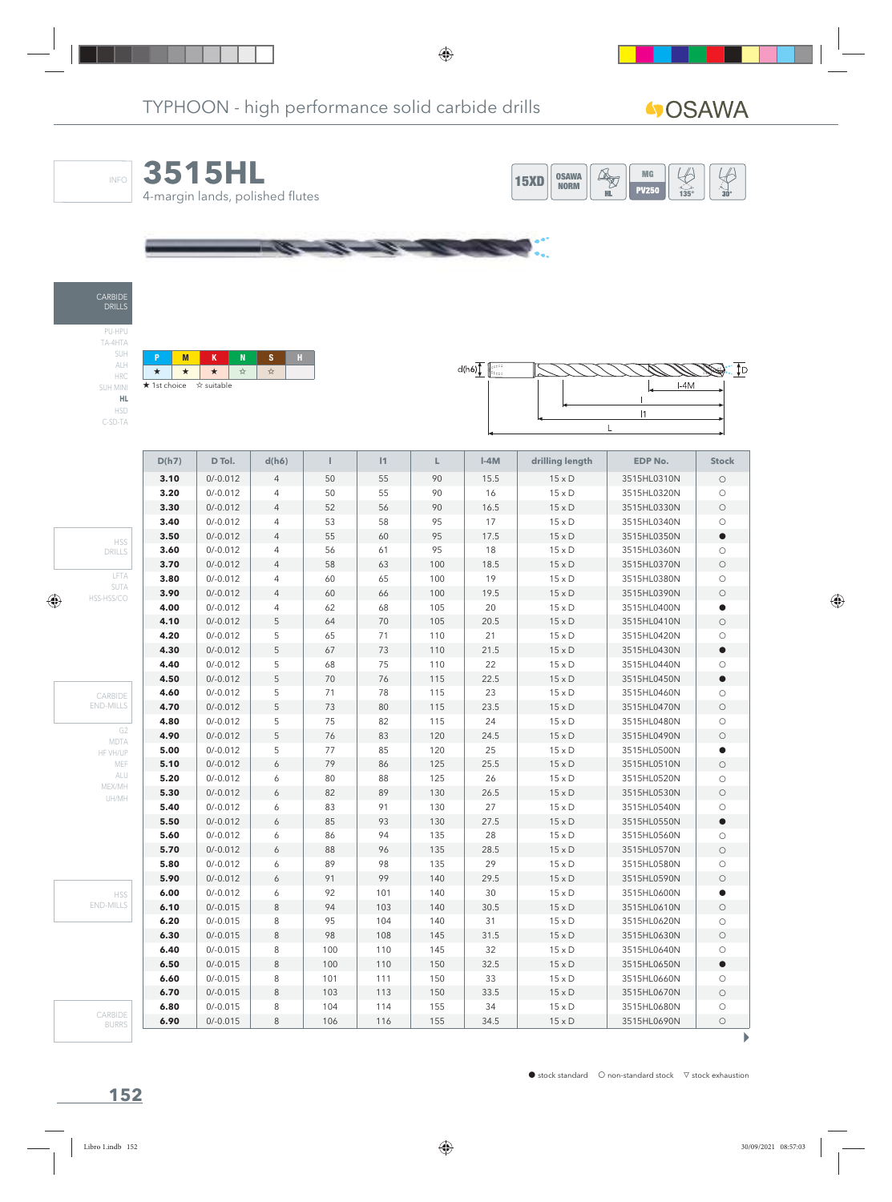TYPHOON - high performance solid carbide drills

OSAWA

INFO

# 3515HL

4-margin lands, polished flutes

15XD | OSAWA NORM | HL | MG PV250 | 135° | 30°

CARBIDE DRILLS

PU-HPU
TA-4HTA
SUH
ALH
HRC
SUH MINI
**HL**
HSD
C-SD-TA

| P | M | K | N | S | H |
|---|---|---|---|---|---|
| ★ | ★ | ★ | ☆ | ☆ | |

★ 1st choice ☆ suitable

d(h6) D l-4M l l1 L

| D(h7) | D Tol. | d(h6) | l | l1 | L | l-4M | drilling length | EDP No. | Stock |
|---|---|---|---|---|---|---|---|---|---|
| **3.10** | 0/-0.012 | 4 | 50 | 55 | 90 | 15.5 | 15 x D | 3515HL0310N | ○ |
| **3.20** | 0/-0.012 | 4 | 50 | 55 | 90 | 16 | 15 x D | 3515HL0320N | ○ |
| **3.30** | 0/-0.012 | 4 | 52 | 56 | 90 | 16.5 | 15 x D | 3515HL0330N | ○ |
| **3.40** | 0/-0.012 | 4 | 53 | 58 | 95 | 17 | 15 x D | 3515HL0340N | ○ |
| **3.50** | 0/-0.012 | 4 | 55 | 60 | 95 | 17.5 | 15 x D | 3515HL0350N | ● |
| **3.60** | 0/-0.012 | 4 | 56 | 61 | 95 | 18 | 15 x D | 3515HL0360N | ○ |
| **3.70** | 0/-0.012 | 4 | 58 | 63 | 100 | 18.5 | 15 x D | 3515HL0370N | ○ |
| **3.80** | 0/-0.012 | 4 | 60 | 65 | 100 | 19 | 15 x D | 3515HL0380N | ○ |
| **3.90** | 0/-0.012 | 4 | 60 | 66 | 100 | 19.5 | 15 x D | 3515HL0390N | ○ |
| **4.00** | 0/-0.012 | 4 | 62 | 68 | 105 | 20 | 15 x D | 3515HL0400N | ● |
| **4.10** | 0/-0.012 | 5 | 64 | 70 | 105 | 20.5 | 15 x D | 3515HL0410N | ○ |
| **4.20** | 0/-0.012 | 5 | 65 | 71 | 110 | 21 | 15 x D | 3515HL0420N | ○ |
| **4.30** | 0/-0.012 | 5 | 67 | 73 | 110 | 21.5 | 15 x D | 3515HL0430N | ● |
| **4.40** | 0/-0.012 | 5 | 68 | 75 | 110 | 22 | 15 x D | 3515HL0440N | ○ |
| **4.50** | 0/-0.012 | 5 | 70 | 76 | 115 | 22.5 | 15 x D | 3515HL0450N | ● |
| **4.60** | 0/-0.012 | 5 | 71 | 78 | 115 | 23 | 15 x D | 3515HL0460N | ○ |
| **4.70** | 0/-0.012 | 5 | 73 | 80 | 115 | 23.5 | 15 x D | 3515HL0470N | ○ |
| **4.80** | 0/-0.012 | 5 | 75 | 82 | 115 | 24 | 15 x D | 3515HL0480N | ○ |
| **4.90** | 0/-0.012 | 5 | 76 | 83 | 120 | 24.5 | 15 x D | 3515HL0490N | ○ |
| **5.00** | 0/-0.012 | 5 | 77 | 85 | 120 | 25 | 15 x D | 3515HL0500N | ● |
| **5.10** | 0/-0.012 | 6 | 79 | 86 | 125 | 25.5 | 15 x D | 3515HL0510N | ○ |
| **5.20** | 0/-0.012 | 6 | 80 | 88 | 125 | 26 | 15 x D | 3515HL0520N | ○ |
| **5.30** | 0/-0.012 | 6 | 82 | 89 | 130 | 26.5 | 15 x D | 3515HL0530N | ○ |
| **5.40** | 0/-0.012 | 6 | 83 | 91 | 130 | 27 | 15 x D | 3515HL0540N | ○ |
| **5.50** | 0/-0.012 | 6 | 85 | 93 | 130 | 27.5 | 15 x D | 3515HL0550N | ● |
| **5.60** | 0/-0.012 | 6 | 86 | 94 | 135 | 28 | 15 x D | 3515HL0560N | ○ |
| **5.70** | 0/-0.012 | 6 | 88 | 96 | 135 | 28.5 | 15 x D | 3515HL0570N | ○ |
| **5.80** | 0/-0.012 | 6 | 89 | 98 | 135 | 29 | 15 x D | 3515HL0580N | ○ |
| **5.90** | 0/-0.012 | 6 | 91 | 99 | 140 | 29.5 | 15 x D | 3515HL0590N | ○ |
| **6.00** | 0/-0.012 | 6 | 92 | 101 | 140 | 30 | 15 x D | 3515HL0600N | ● |
| **6.10** | 0/-0.015 | 8 | 94 | 103 | 140 | 30.5 | 15 x D | 3515HL0610N | ○ |
| **6.20** | 0/-0.015 | 8 | 95 | 104 | 140 | 31 | 15 x D | 3515HL0620N | ○ |
| **6.30** | 0/-0.015 | 8 | 98 | 108 | 145 | 31.5 | 15 x D | 3515HL0630N | ○ |
| **6.40** | 0/-0.015 | 8 | 100 | 110 | 145 | 32 | 15 x D | 3515HL0640N | ○ |
| **6.50** | 0/-0.015 | 8 | 100 | 110 | 150 | 32.5 | 15 x D | 3515HL0650N | ● |
| **6.60** | 0/-0.015 | 8 | 101 | 111 | 150 | 33 | 15 x D | 3515HL0660N | ○ |
| **6.70** | 0/-0.015 | 8 | 103 | 113 | 150 | 33.5 | 15 x D | 3515HL0670N | ○ |
| **6.80** | 0/-0.015 | 8 | 104 | 114 | 155 | 34 | 15 x D | 3515HL0680N | ○ |
| **6.90** | 0/-0.015 | 8 | 106 | 116 | 155 | 34.5 | 15 x D | 3515HL0690N | ○ |

● stock standard ○ non-standard stock ▽ stock exhaustion

HSS DRILLS

LFTA
SUTA
HSS-HSS/CO

CARBIDE END-MILLS

G2
MDTA
HF VH/UP
MEF
ALU
MEX/MH
UH/MH

HSS END-MILLS

CARBIDE BURRS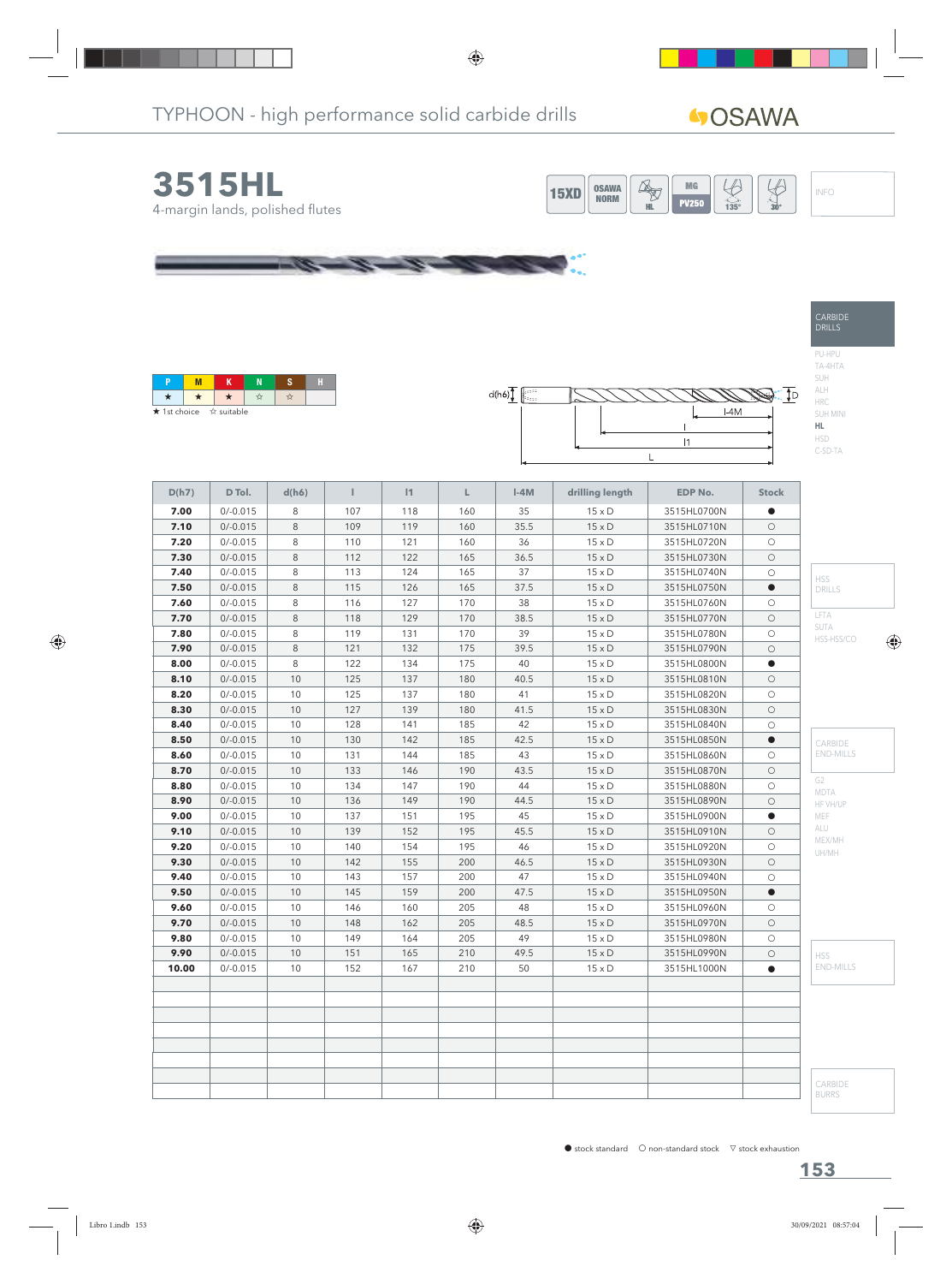TYPHOON - high performance solid carbide drills

# 3515HL

4-margin lands, polished flutes

15XD | OSAWA NORM | HL | MG PV250 | 135° | 30°

INFO

CARBIDE DRILLS

PU-HPU
TA-4HTA
SUH
ALH
HRC
SUH MINI
**HL**
HSD
C-SD-TA

| P | M | K | N | S | H |
|---|---|---|---|---|---|
| ★ | ★ | ★ | ☆ | ☆ | |

★ 1st choice ☆ suitable

d(h6) — D — l-4M — l — l1 — L

| D(h7) | D Tol. | d(h6) | l | l1 | L | l-4M | drilling length | EDP No. | Stock |
|---|---|---|---|---|---|---|---|---|---|
| **7.00** | 0/-0.015 | 8 | 107 | 118 | 160 | 35 | 15 x D | 3515HL0700N | ● |
| **7.10** | 0/-0.015 | 8 | 109 | 119 | 160 | 35.5 | 15 x D | 3515HL0710N | ○ |
| **7.20** | 0/-0.015 | 8 | 110 | 121 | 160 | 36 | 15 x D | 3515HL0720N | ○ |
| **7.30** | 0/-0.015 | 8 | 112 | 122 | 165 | 36.5 | 15 x D | 3515HL0730N | ○ |
| **7.40** | 0/-0.015 | 8 | 113 | 124 | 165 | 37 | 15 x D | 3515HL0740N | ○ |
| **7.50** | 0/-0.015 | 8 | 115 | 126 | 165 | 37.5 | 15 x D | 3515HL0750N | ● |
| **7.60** | 0/-0.015 | 8 | 116 | 127 | 170 | 38 | 15 x D | 3515HL0760N | ○ |
| **7.70** | 0/-0.015 | 8 | 118 | 129 | 170 | 38.5 | 15 x D | 3515HL0770N | ○ |
| **7.80** | 0/-0.015 | 8 | 119 | 131 | 170 | 39 | 15 x D | 3515HL0780N | ○ |
| **7.90** | 0/-0.015 | 8 | 121 | 132 | 175 | 39.5 | 15 x D | 3515HL0790N | ○ |
| **8.00** | 0/-0.015 | 8 | 122 | 134 | 175 | 40 | 15 x D | 3515HL0800N | ● |
| **8.10** | 0/-0.015 | 10 | 125 | 137 | 180 | 40.5 | 15 x D | 3515HL0810N | ○ |
| **8.20** | 0/-0.015 | 10 | 125 | 137 | 180 | 41 | 15 x D | 3515HL0820N | ○ |
| **8.30** | 0/-0.015 | 10 | 127 | 139 | 180 | 41.5 | 15 x D | 3515HL0830N | ○ |
| **8.40** | 0/-0.015 | 10 | 128 | 141 | 185 | 42 | 15 x D | 3515HL0840N | ○ |
| **8.50** | 0/-0.015 | 10 | 130 | 142 | 185 | 42.5 | 15 x D | 3515HL0850N | ● |
| **8.60** | 0/-0.015 | 10 | 131 | 144 | 185 | 43 | 15 x D | 3515HL0860N | ○ |
| **8.70** | 0/-0.015 | 10 | 133 | 146 | 190 | 43.5 | 15 x D | 3515HL0870N | ○ |
| **8.80** | 0/-0.015 | 10 | 134 | 147 | 190 | 44 | 15 x D | 3515HL0880N | ○ |
| **8.90** | 0/-0.015 | 10 | 136 | 149 | 190 | 44.5 | 15 x D | 3515HL0890N | ○ |
| **9.00** | 0/-0.015 | 10 | 137 | 151 | 195 | 45 | 15 x D | 3515HL0900N | ● |
| **9.10** | 0/-0.015 | 10 | 139 | 152 | 195 | 45.5 | 15 x D | 3515HL0910N | ○ |
| **9.20** | 0/-0.015 | 10 | 140 | 154 | 195 | 46 | 15 x D | 3515HL0920N | ○ |
| **9.30** | 0/-0.015 | 10 | 142 | 155 | 200 | 46.5 | 15 x D | 3515HL0930N | ○ |
| **9.40** | 0/-0.015 | 10 | 143 | 157 | 200 | 47 | 15 x D | 3515HL0940N | ○ |
| **9.50** | 0/-0.015 | 10 | 145 | 159 | 200 | 47.5 | 15 x D | 3515HL0950N | ● |
| **9.60** | 0/-0.015 | 10 | 146 | 160 | 205 | 48 | 15 x D | 3515HL0960N | ○ |
| **9.70** | 0/-0.015 | 10 | 148 | 162 | 205 | 48.5 | 15 x D | 3515HL0970N | ○ |
| **9.80** | 0/-0.015 | 10 | 149 | 164 | 205 | 49 | 15 x D | 3515HL0980N | ○ |
| **9.90** | 0/-0.015 | 10 | 151 | 165 | 210 | 49.5 | 15 x D | 3515HL0990N | ○ |
| **10.00** | 0/-0.015 | 10 | 152 | 167 | 210 | 50 | 15 x D | 3515HL1000N | ● |

HSS DRILLS

LFTA
SUTA
HSS-HSS/CO

CARBIDE END-MILLS

G2
MDTA
HF VH/UP
MEF
ALU
MEX/MH
UH/MH

HSS END-MILLS

CARBIDE BURRS

● stock standard ○ non-standard stock ▽ stock exhaustion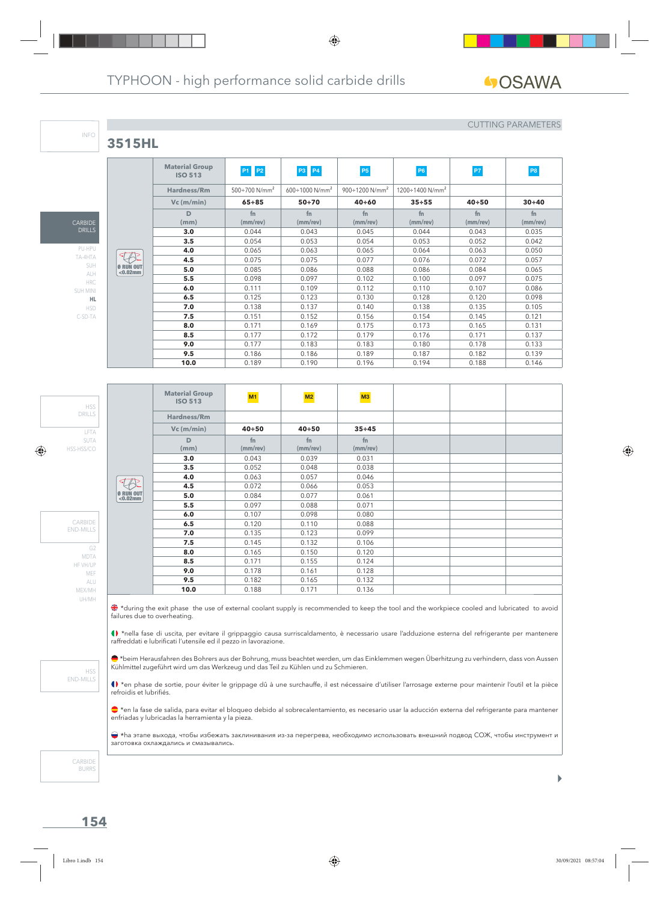# TYPHOON - high performance solid carbide drills

CUTTING PARAMETERS

## 3515HL

| Material Group ISO 513 | P1 P2 | P3 P4 | P5 | P6 | P7 | P8 |
|---|---|---|---|---|---|---|
| Hardness/Rm | 500÷700 N/mm² | 600÷1000 N/mm² | 900÷1200 N/mm² | 1200÷1400 N/mm² | | |
| Vc (m/min) | 65÷85 | 50÷70 | 40÷60 | 35÷55 | 40÷50 | 30÷40 |
| D (mm) | fn (mm/rev) | fn (mm/rev) | fn (mm/rev) | fn (mm/rev) | fn (mm/rev) | fn (mm/rev) |
| 3.0 | 0.044 | 0.043 | 0.045 | 0.044 | 0.043 | 0.035 |
| 3.5 | 0.054 | 0.053 | 0.054 | 0.053 | 0.052 | 0.042 |
| 4.0 | 0.065 | 0.063 | 0.065 | 0.064 | 0.063 | 0.050 |
| 4.5 | 0.075 | 0.075 | 0.077 | 0.076 | 0.072 | 0.057 |
| 5.0 | 0.085 | 0.086 | 0.088 | 0.086 | 0.084 | 0.065 |
| 5.5 | 0.098 | 0.097 | 0.102 | 0.100 | 0.097 | 0.075 |
| 6.0 | 0.111 | 0.109 | 0.112 | 0.110 | 0.107 | 0.086 |
| 6.5 | 0.125 | 0.123 | 0.130 | 0.128 | 0.120 | 0.098 |
| 7.0 | 0.138 | 0.137 | 0.140 | 0.138 | 0.135 | 0.105 |
| 7.5 | 0.151 | 0.152 | 0.156 | 0.154 | 0.145 | 0.121 |
| 8.0 | 0.171 | 0.169 | 0.175 | 0.173 | 0.165 | 0.131 |
| 8.5 | 0.177 | 0.172 | 0.179 | 0.176 | 0.171 | 0.137 |
| 9.0 | 0.177 | 0.183 | 0.183 | 0.180 | 0.178 | 0.133 |
| 9.5 | 0.186 | 0.186 | 0.189 | 0.187 | 0.182 | 0.139 |
| 10.0 | 0.189 | 0.190 | 0.196 | 0.194 | 0.188 | 0.146 |

Ø RUN OUT <0.02mm

| Material Group ISO 513 | M1 | M2 | M3 |
|---|---|---|---|
| Hardness/Rm | | | |
| Vc (m/min) | 40÷50 | 40÷50 | 35÷45 |
| D (mm) | fn (mm/rev) | fn (mm/rev) | fn (mm/rev) |
| 3.0 | 0.043 | 0.039 | 0.031 |
| 3.5 | 0.052 | 0.048 | 0.038 |
| 4.0 | 0.063 | 0.057 | 0.046 |
| 4.5 | 0.072 | 0.066 | 0.053 |
| 5.0 | 0.084 | 0.077 | 0.061 |
| 5.5 | 0.097 | 0.088 | 0.071 |
| 6.0 | 0.107 | 0.098 | 0.080 |
| 6.5 | 0.120 | 0.110 | 0.088 |
| 7.0 | 0.135 | 0.123 | 0.099 |
| 7.5 | 0.145 | 0.132 | 0.106 |
| 8.0 | 0.165 | 0.150 | 0.120 |
| 8.5 | 0.171 | 0.155 | 0.124 |
| 9.0 | 0.178 | 0.161 | 0.128 |
| 9.5 | 0.182 | 0.165 | 0.132 |
| 10.0 | 0.188 | 0.171 | 0.136 |

Ø RUN OUT <0.02mm

*during the exit phase the use of external coolant supply is recommended to keep the tool and the workpiece cooled and lubricated to avoid failures due to overheating.

*nella fase di uscita, per evitare il grippaggio causa surriscaldamento, è necessario usare l'adduzione esterna del refrigerante per mantenere raffreddati e lubrificati l'utensile ed il pezzo in lavorazione.

*beim Herausfahren des Bohrers aus der Bohrung, muss beachtet werden, um das Einklemmen wegen Überhitzung zu verhindern, dass von Aussen Kühlmittel zugeführt wird um das Werkzeug und das Teil zu Kühlen und zu Schmieren.

*en phase de sortie, pour éviter le grippage dû à une surchauffe, il est nécessaire d'utiliser l'arrosage externe pour maintenir l'outil et la pièce refroidis et lubrifiés.

*en la fase de salida, para evitar el bloqueo debido al sobrecalentamiento, es necesario usar la aducción externa del refrigerante para mantener enfriadas y lubricadas la herramienta y la pieza.

*на этапе выхода, чтобы избежать заклинивания из-за перегрева, необходимо использовать внешний подвод СОЖ, чтобы инструмент и заготовка охлаждались и смазывались.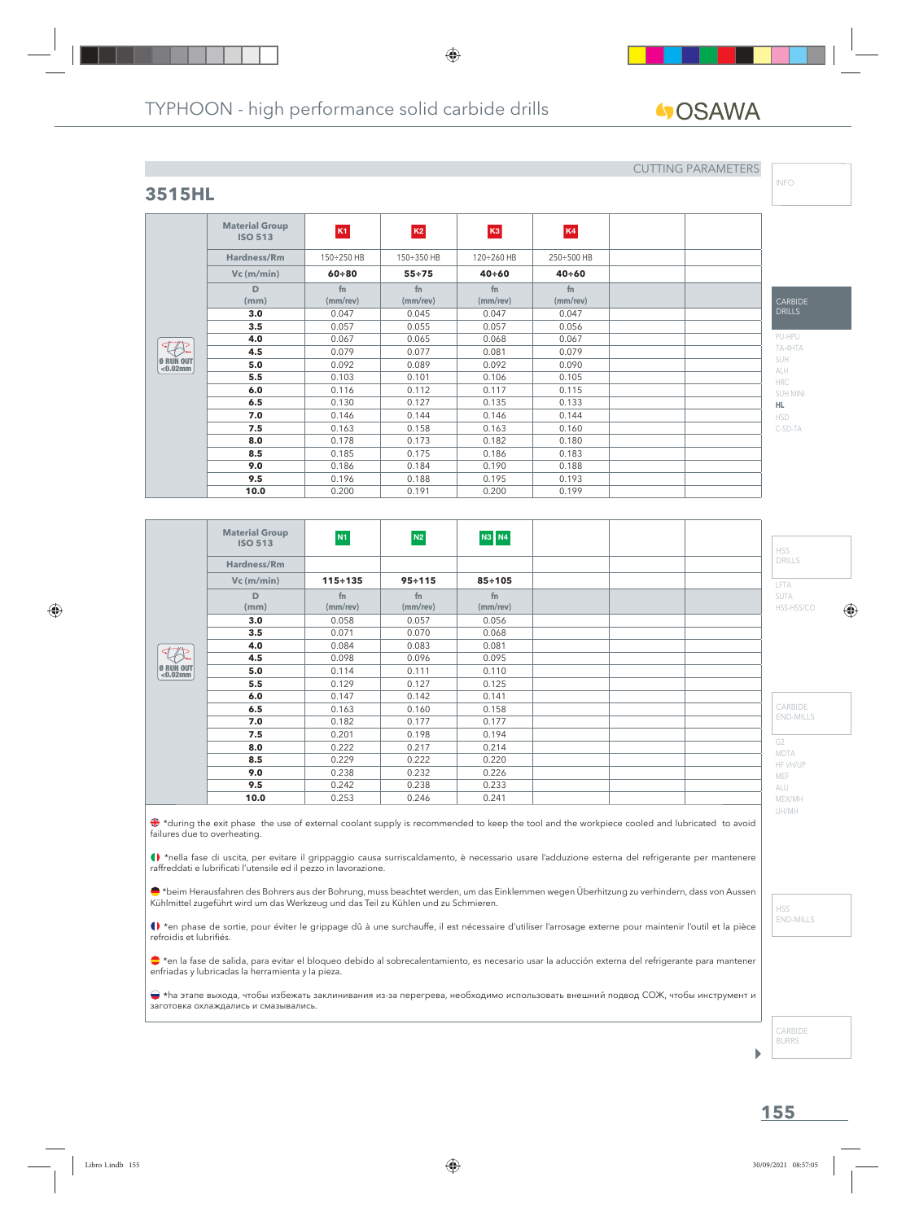CUTTING PARAMETERS

## 3515HL

| Material Group ISO 513 | K1 | K2 | K3 | K4 | | |
|---|---|---|---|---|---|---|
| Hardness/Rm | 150÷250 HB | 150÷350 HB | 120÷260 HB | 250÷500 HB | | |
| Vc (m/min) | 60÷80 | 55÷75 | 40÷60 | 40÷60 | | |
| D (mm) | fn (mm/rev) | fn (mm/rev) | fn (mm/rev) | fn (mm/rev) | | |
| 3.0 | 0.047 | 0.045 | 0.047 | 0.047 | | |
| 3.5 | 0.057 | 0.055 | 0.057 | 0.056 | | |
| 4.0 | 0.067 | 0.065 | 0.068 | 0.067 | | |
| 4.5 | 0.079 | 0.077 | 0.081 | 0.079 | | |
| 5.0 | 0.092 | 0.089 | 0.092 | 0.090 | | |
| 5.5 | 0.103 | 0.101 | 0.106 | 0.105 | | |
| 6.0 | 0.116 | 0.112 | 0.117 | 0.115 | | |
| 6.5 | 0.130 | 0.127 | 0.135 | 0.133 | | |
| 7.0 | 0.146 | 0.144 | 0.146 | 0.144 | | |
| 7.5 | 0.163 | 0.158 | 0.163 | 0.160 | | |
| 8.0 | 0.178 | 0.173 | 0.182 | 0.180 | | |
| 8.5 | 0.185 | 0.175 | 0.186 | 0.183 | | |
| 9.0 | 0.186 | 0.184 | 0.190 | 0.188 | | |
| 9.5 | 0.196 | 0.188 | 0.195 | 0.193 | | |
| 10.0 | 0.200 | 0.191 | 0.200 | 0.199 | | |

Ø RUN OUT <0.02mm

| Material Group ISO 513 | N1 | N2 | N3 N4 | | | |
|---|---|---|---|---|---|---|
| Hardness/Rm | | | | | | |
| Vc (m/min) | 115÷135 | 95÷115 | 85÷105 | | | |
| D (mm) | fn (mm/rev) | fn (mm/rev) | fn (mm/rev) | | | |
| 3.0 | 0.058 | 0.057 | 0.056 | | | |
| 3.5 | 0.071 | 0.070 | 0.068 | | | |
| 4.0 | 0.084 | 0.083 | 0.081 | | | |
| 4.5 | 0.098 | 0.096 | 0.095 | | | |
| 5.0 | 0.114 | 0.111 | 0.110 | | | |
| 5.5 | 0.129 | 0.127 | 0.125 | | | |
| 6.0 | 0.147 | 0.142 | 0.141 | | | |
| 6.5 | 0.163 | 0.160 | 0.158 | | | |
| 7.0 | 0.182 | 0.177 | 0.177 | | | |
| 7.5 | 0.201 | 0.198 | 0.194 | | | |
| 8.0 | 0.222 | 0.217 | 0.214 | | | |
| 8.5 | 0.229 | 0.222 | 0.220 | | | |
| 9.0 | 0.238 | 0.232 | 0.226 | | | |
| 9.5 | 0.242 | 0.238 | 0.233 | | | |
| 10.0 | 0.253 | 0.246 | 0.241 | | | |

Ø RUN OUT <0.02mm

*during the exit phase the use of external coolant supply is recommended to keep the tool and the workpiece cooled and lubricated to avoid failures due to overheating.

*nella fase di uscita, per evitare il grippaggio causa surriscaldamento, è necessario usare l'adduzione esterna del refrigerante per mantenere raffreddati e lubrificati l'utensile ed il pezzo in lavorazione.

*beim Herausfahren des Bohrers aus der Bohrung, muss beachtet werden, um das Einklemmen wegen Überhitzung zu verhindern, dass von Aussen Kühlmittel zugeführt wird um das Werkzeug und das Teil zu Kühlen und zu Schmieren.

*en phase de sortie, pour éviter le grippage dû à une surchauffe, il est nécessaire d'utiliser l'arrosage externe pour maintenir l'outil et la pièce refroidis et lubrifiés.

*en la fase de salida, para evitar el bloqueo debido al sobrecalentamiento, es necesario usar la aducción externa del refrigerante para mantener enfriadas y lubricadas la herramienta y la pieza.

*на этапе выхода, чтобы избежать заклинивания из-за перегрева, необходимо использовать внешний подвод СОЖ, чтобы инструмент и заготовка охлаждались и смазывались.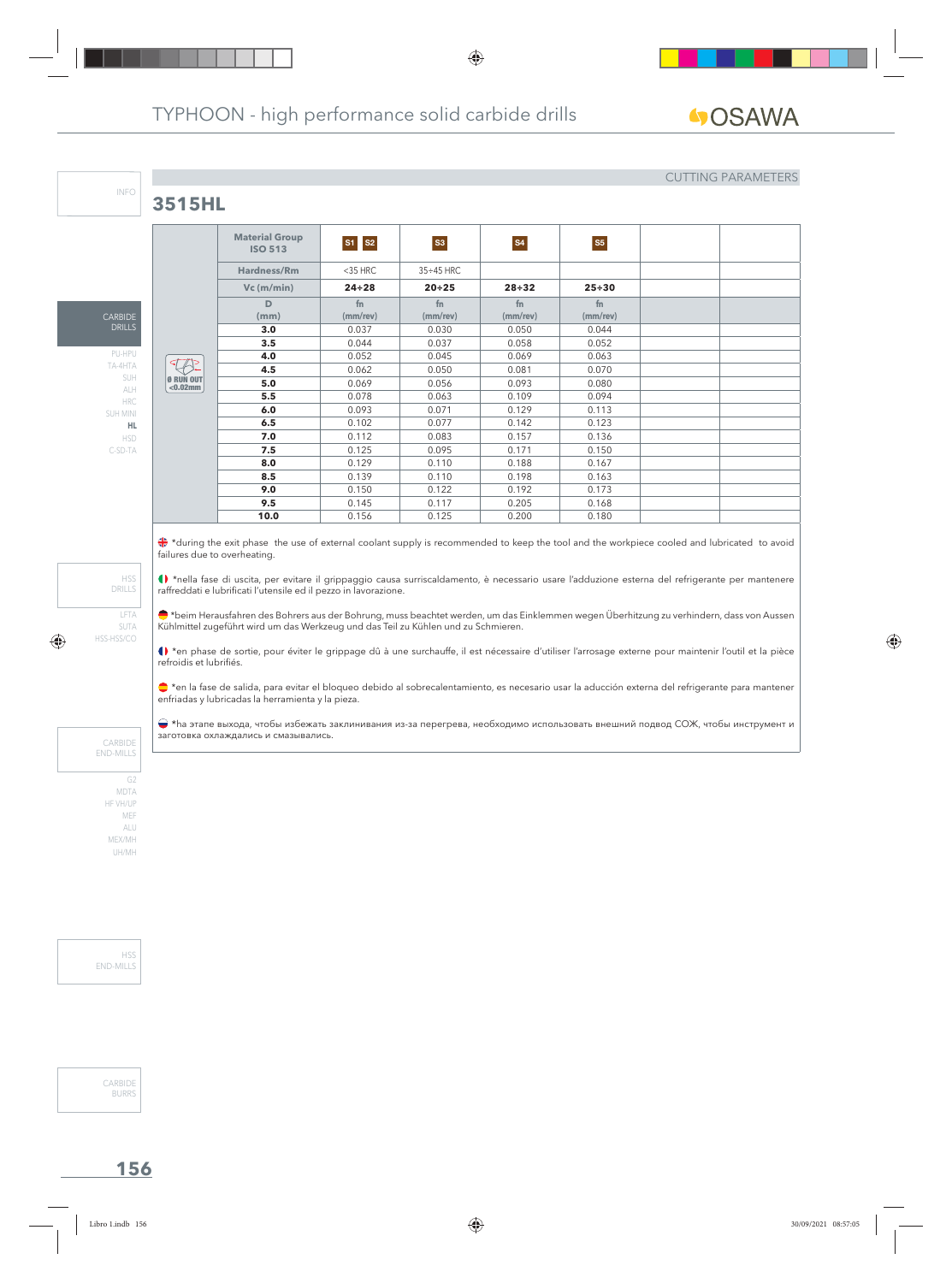CUTTING PARAMETERS

## 3515HL

| | Material Group ISO 513 | S1 S2 | S3 | S4 | S5 | | |
|---|---|---|---|---|---|---|---|
| | Hardness/Rm | <35 HRC | 35÷45 HRC | | | | |
| | Vc (m/min) | 24÷28 | 20÷25 | 28÷32 | 25÷30 | | |
| | D (mm) | fn (mm/rev) | fn (mm/rev) | fn (mm/rev) | fn (mm/rev) | | |
| | 3.0 | 0.037 | 0.030 | 0.050 | 0.044 | | |
| | 3.5 | 0.044 | 0.037 | 0.058 | 0.052 | | |
| | 4.0 | 0.052 | 0.045 | 0.069 | 0.063 | | |
| θ RUN OUT <0.02mm | 4.5 | 0.062 | 0.050 | 0.081 | 0.070 | | |
| | 5.0 | 0.069 | 0.056 | 0.093 | 0.080 | | |
| | 5.5 | 0.078 | 0.063 | 0.109 | 0.094 | | |
| | 6.0 | 0.093 | 0.071 | 0.129 | 0.113 | | |
| | 6.5 | 0.102 | 0.077 | 0.142 | 0.123 | | |
| | 7.0 | 0.112 | 0.083 | 0.157 | 0.136 | | |
| | 7.5 | 0.125 | 0.095 | 0.171 | 0.150 | | |
| | 8.0 | 0.129 | 0.110 | 0.188 | 0.167 | | |
| | 8.5 | 0.139 | 0.110 | 0.198 | 0.163 | | |
| | 9.0 | 0.150 | 0.122 | 0.192 | 0.173 | | |
| | 9.5 | 0.145 | 0.117 | 0.205 | 0.168 | | |
| | 10.0 | 0.156 | 0.125 | 0.200 | 0.180 | | |

*during the exit phase the use of external coolant supply is recommended to keep the tool and the workpiece cooled and lubricated to avoid failures due to overheating.

*nella fase di uscita, per evitare il grippaggio causa surriscaldamento, è necessario usare l'adduzione esterna del refrigerante per mantenere raffreddati e lubrificati l'utensile ed il pezzo in lavorazione.

*beim Herausfahren des Bohrers aus der Bohrung, muss beachtet werden, um das Einklemmen wegen Überhitzung zu verhindern, dass von Aussen Kühlmittel zugeführt wird um das Werkzeug und das Teil zu Kühlen und zu Schmieren.

*en phase de sortie, pour éviter le grippage dû à une surchauffe, il est nécessaire d'utiliser l'arrosage externe pour maintenir l'outil et la pièce refroidis et lubrifiés.

*en la fase de salida, para evitar el bloqueo debido al sobrecalentamiento, es necesario usar la aducción externa del refrigerante para mantener enfriadas y lubricadas la herramienta y la pieza.

*на этапе выхода, чтобы избежать заклинивания из-за перегрева, необходимо использовать внешний подвод СОЖ, чтобы инструмент и заготовка охлаждались и смазывались.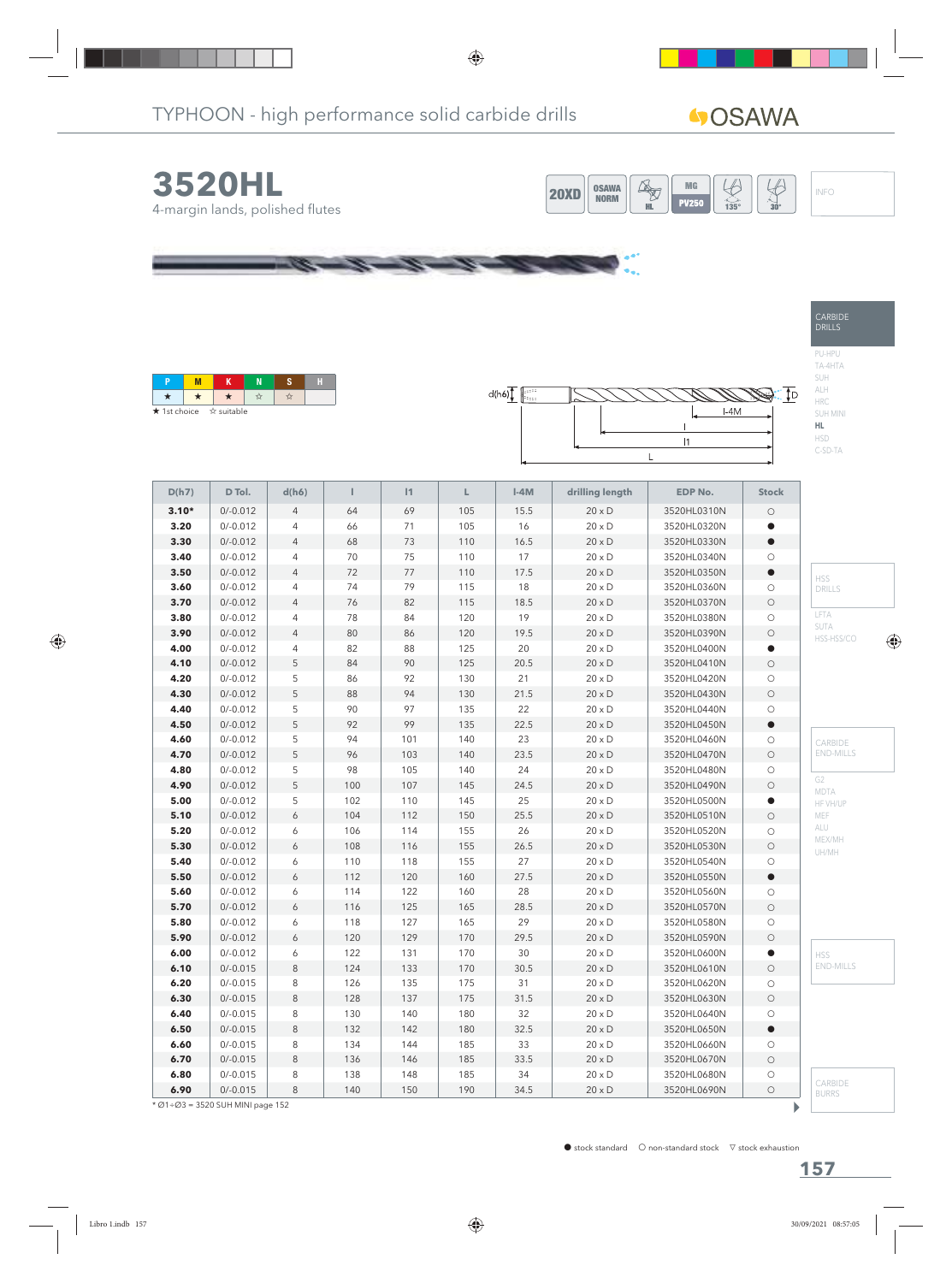# TYPHOON - high performance solid carbide drills

## 3520HL

4-margin lands, polished flutes

20XD | OSAWA NORM | HL | MG PV250 | 135° | 30° | INFO

| P | M | K | N | S | H |
|---|---|---|---|---|---|
| ★ | ★ | ★ | ☆ | ☆ | |

★ 1st choice ☆ suitable

| D(h7) | D Tol. | d(h6) | l | l1 | L | l-4M | drilling length | EDP No. | Stock |
|---|---|---|---|---|---|---|---|---|---|
| **3.10*** | 0/-0.012 | 4 | 64 | 69 | 105 | 15.5 | 20 x D | 3520HL0310N | ○ |
| **3.20** | 0/-0.012 | 4 | 66 | 71 | 105 | 16 | 20 x D | 3520HL0320N | ● |
| **3.30** | 0/-0.012 | 4 | 68 | 73 | 110 | 16.5 | 20 x D | 3520HL0330N | ● |
| **3.40** | 0/-0.012 | 4 | 70 | 75 | 110 | 17 | 20 x D | 3520HL0340N | ○ |
| **3.50** | 0/-0.012 | 4 | 72 | 77 | 110 | 17.5 | 20 x D | 3520HL0350N | ● |
| **3.60** | 0/-0.012 | 4 | 74 | 79 | 115 | 18 | 20 x D | 3520HL0360N | ○ |
| **3.70** | 0/-0.012 | 4 | 76 | 82 | 115 | 18.5 | 20 x D | 3520HL0370N | ○ |
| **3.80** | 0/-0.012 | 4 | 78 | 84 | 120 | 19 | 20 x D | 3520HL0380N | ○ |
| **3.90** | 0/-0.012 | 4 | 80 | 86 | 120 | 19.5 | 20 x D | 3520HL0390N | ○ |
| **4.00** | 0/-0.012 | 4 | 82 | 88 | 125 | 20 | 20 x D | 3520HL0400N | ● |
| **4.10** | 0/-0.012 | 5 | 84 | 90 | 125 | 20.5 | 20 x D | 3520HL0410N | ○ |
| **4.20** | 0/-0.012 | 5 | 86 | 92 | 130 | 21 | 20 x D | 3520HL0420N | ○ |
| **4.30** | 0/-0.012 | 5 | 88 | 94 | 130 | 21.5 | 20 x D | 3520HL0430N | ○ |
| **4.40** | 0/-0.012 | 5 | 90 | 97 | 135 | 22 | 20 x D | 3520HL0440N | ○ |
| **4.50** | 0/-0.012 | 5 | 92 | 99 | 135 | 22.5 | 20 x D | 3520HL0450N | ● |
| **4.60** | 0/-0.012 | 5 | 94 | 101 | 140 | 23 | 20 x D | 3520HL0460N | ○ |
| **4.70** | 0/-0.012 | 5 | 96 | 103 | 140 | 23.5 | 20 x D | 3520HL0470N | ○ |
| **4.80** | 0/-0.012 | 5 | 98 | 105 | 140 | 24 | 20 x D | 3520HL0480N | ○ |
| **4.90** | 0/-0.012 | 5 | 100 | 107 | 145 | 24.5 | 20 x D | 3520HL0490N | ○ |
| **5.00** | 0/-0.012 | 5 | 102 | 110 | 145 | 25 | 20 x D | 3520HL0500N | ● |
| **5.10** | 0/-0.012 | 6 | 104 | 112 | 150 | 25.5 | 20 x D | 3520HL0510N | ○ |
| **5.20** | 0/-0.012 | 6 | 106 | 114 | 155 | 26 | 20 x D | 3520HL0520N | ○ |
| **5.30** | 0/-0.012 | 6 | 108 | 116 | 155 | 26.5 | 20 x D | 3520HL0530N | ○ |
| **5.40** | 0/-0.012 | 6 | 110 | 118 | 155 | 27 | 20 x D | 3520HL0540N | ○ |
| **5.50** | 0/-0.012 | 6 | 112 | 120 | 160 | 27.5 | 20 x D | 3520HL0550N | ● |
| **5.60** | 0/-0.012 | 6 | 114 | 122 | 160 | 28 | 20 x D | 3520HL0560N | ○ |
| **5.70** | 0/-0.012 | 6 | 116 | 125 | 165 | 28.5 | 20 x D | 3520HL0570N | ○ |
| **5.80** | 0/-0.012 | 6 | 118 | 127 | 165 | 29 | 20 x D | 3520HL0580N | ○ |
| **5.90** | 0/-0.012 | 6 | 120 | 129 | 170 | 29.5 | 20 x D | 3520HL0590N | ○ |
| **6.00** | 0/-0.012 | 6 | 122 | 131 | 170 | 30 | 20 x D | 3520HL0600N | ● |
| **6.10** | 0/-0.015 | 8 | 124 | 133 | 170 | 30.5 | 20 x D | 3520HL0610N | ○ |
| **6.20** | 0/-0.015 | 8 | 126 | 135 | 175 | 31 | 20 x D | 3520HL0620N | ○ |
| **6.30** | 0/-0.015 | 8 | 128 | 137 | 175 | 31.5 | 20 x D | 3520HL0630N | ○ |
| **6.40** | 0/-0.015 | 8 | 130 | 140 | 180 | 32 | 20 x D | 3520HL0640N | ○ |
| **6.50** | 0/-0.015 | 8 | 132 | 142 | 180 | 32.5 | 20 x D | 3520HL0650N | ● |
| **6.60** | 0/-0.015 | 8 | 134 | 144 | 185 | 33 | 20 x D | 3520HL0660N | ○ |
| **6.70** | 0/-0.015 | 8 | 136 | 146 | 185 | 33.5 | 20 x D | 3520HL0670N | ○ |
| **6.80** | 0/-0.015 | 8 | 138 | 148 | 185 | 34 | 20 x D | 3520HL0680N | ○ |
| **6.90** | 0/-0.015 | 8 | 140 | 150 | 190 | 34.5 | 20 x D | 3520HL0690N | ○ |

\* Ø1÷Ø3 = 3520 SUH MINI page 152

● stock standard ○ non-standard stock ▽ stock exhaustion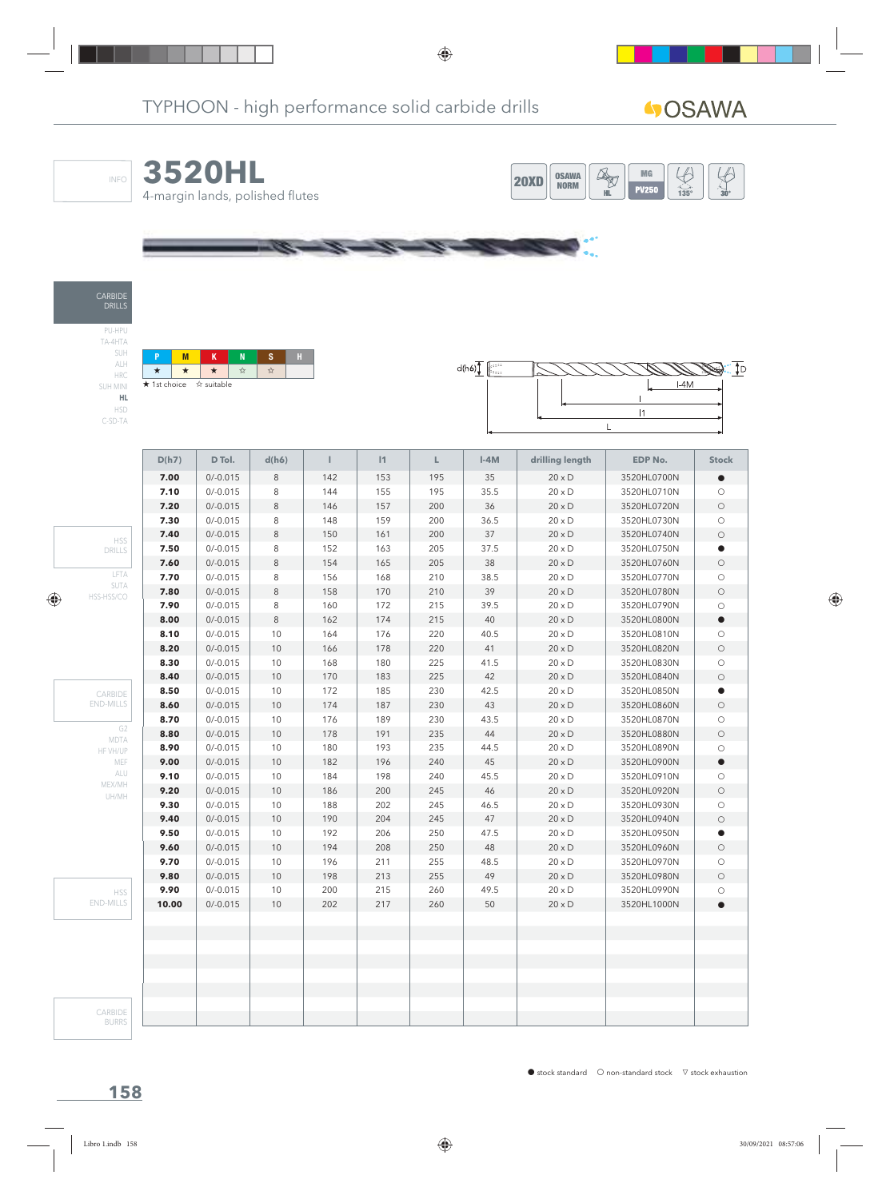TYPHOON - high performance solid carbide drills

OSAWA

# 3520HL

4-margin lands, polished flutes

20XD | OSAWA NORM | HL | MG PV250 | 135° | 30°

| P | M | K | N | S | H |
|---|---|---|---|---|---|
| ★ | ★ | ★ | ☆ | ☆ | |

★ 1st choice ☆ suitable

d(h6) D l-4M l l1 L

| D(h7) | D Tol. | d(h6) | l | l1 | L | l-4M | drilling length | EDP No. | Stock |
|---|---|---|---|---|---|---|---|---|---|
| **7.00** | 0/-0.015 | 8 | 142 | 153 | 195 | 35 | 20 x D | 3520HL0700N | ● |
| **7.10** | 0/-0.015 | 8 | 144 | 155 | 195 | 35.5 | 20 x D | 3520HL0710N | ○ |
| **7.20** | 0/-0.015 | 8 | 146 | 157 | 200 | 36 | 20 x D | 3520HL0720N | ○ |
| **7.30** | 0/-0.015 | 8 | 148 | 159 | 200 | 36.5 | 20 x D | 3520HL0730N | ○ |
| **7.40** | 0/-0.015 | 8 | 150 | 161 | 200 | 37 | 20 x D | 3520HL0740N | ○ |
| **7.50** | 0/-0.015 | 8 | 152 | 163 | 205 | 37.5 | 20 x D | 3520HL0750N | ● |
| **7.60** | 0/-0.015 | 8 | 154 | 165 | 205 | 38 | 20 x D | 3520HL0760N | ○ |
| **7.70** | 0/-0.015 | 8 | 156 | 168 | 210 | 38.5 | 20 x D | 3520HL0770N | ○ |
| **7.80** | 0/-0.015 | 8 | 158 | 170 | 210 | 39 | 20 x D | 3520HL0780N | ○ |
| **7.90** | 0/-0.015 | 8 | 160 | 172 | 215 | 39.5 | 20 x D | 3520HL0790N | ○ |
| **8.00** | 0/-0.015 | 8 | 162 | 174 | 215 | 40 | 20 x D | 3520HL0800N | ● |
| **8.10** | 0/-0.015 | 10 | 164 | 176 | 220 | 40.5 | 20 x D | 3520HL0810N | ○ |
| **8.20** | 0/-0.015 | 10 | 166 | 178 | 220 | 41 | 20 x D | 3520HL0820N | ○ |
| **8.30** | 0/-0.015 | 10 | 168 | 180 | 225 | 41.5 | 20 x D | 3520HL0830N | ○ |
| **8.40** | 0/-0.015 | 10 | 170 | 183 | 225 | 42 | 20 x D | 3520HL0840N | ○ |
| **8.50** | 0/-0.015 | 10 | 172 | 185 | 230 | 42.5 | 20 x D | 3520HL0850N | ● |
| **8.60** | 0/-0.015 | 10 | 174 | 187 | 230 | 43 | 20 x D | 3520HL0860N | ○ |
| **8.70** | 0/-0.015 | 10 | 176 | 189 | 230 | 43.5 | 20 x D | 3520HL0870N | ○ |
| **8.80** | 0/-0.015 | 10 | 178 | 191 | 235 | 44 | 20 x D | 3520HL0880N | ○ |
| **8.90** | 0/-0.015 | 10 | 180 | 193 | 235 | 44.5 | 20 x D | 3520HL0890N | ○ |
| **9.00** | 0/-0.015 | 10 | 182 | 196 | 240 | 45 | 20 x D | 3520HL0900N | ● |
| **9.10** | 0/-0.015 | 10 | 184 | 198 | 240 | 45.5 | 20 x D | 3520HL0910N | ○ |
| **9.20** | 0/-0.015 | 10 | 186 | 200 | 245 | 46 | 20 x D | 3520HL0920N | ○ |
| **9.30** | 0/-0.015 | 10 | 188 | 202 | 245 | 46.5 | 20 x D | 3520HL0930N | ○ |
| **9.40** | 0/-0.015 | 10 | 190 | 204 | 245 | 47 | 20 x D | 3520HL0940N | ○ |
| **9.50** | 0/-0.015 | 10 | 192 | 206 | 250 | 47.5 | 20 x D | 3520HL0950N | ● |
| **9.60** | 0/-0.015 | 10 | 194 | 208 | 250 | 48 | 20 x D | 3520HL0960N | ○ |
| **9.70** | 0/-0.015 | 10 | 196 | 211 | 255 | 48.5 | 20 x D | 3520HL0970N | ○ |
| **9.80** | 0/-0.015 | 10 | 198 | 213 | 255 | 49 | 20 x D | 3520HL0980N | ○ |
| **9.90** | 0/-0.015 | 10 | 200 | 215 | 260 | 49.5 | 20 x D | 3520HL0990N | ○ |
| **10.00** | 0/-0.015 | 10 | 202 | 217 | 260 | 50 | 20 x D | 3520HL1000N | ● |

● stock standard ○ non-standard stock ▽ stock exhaustion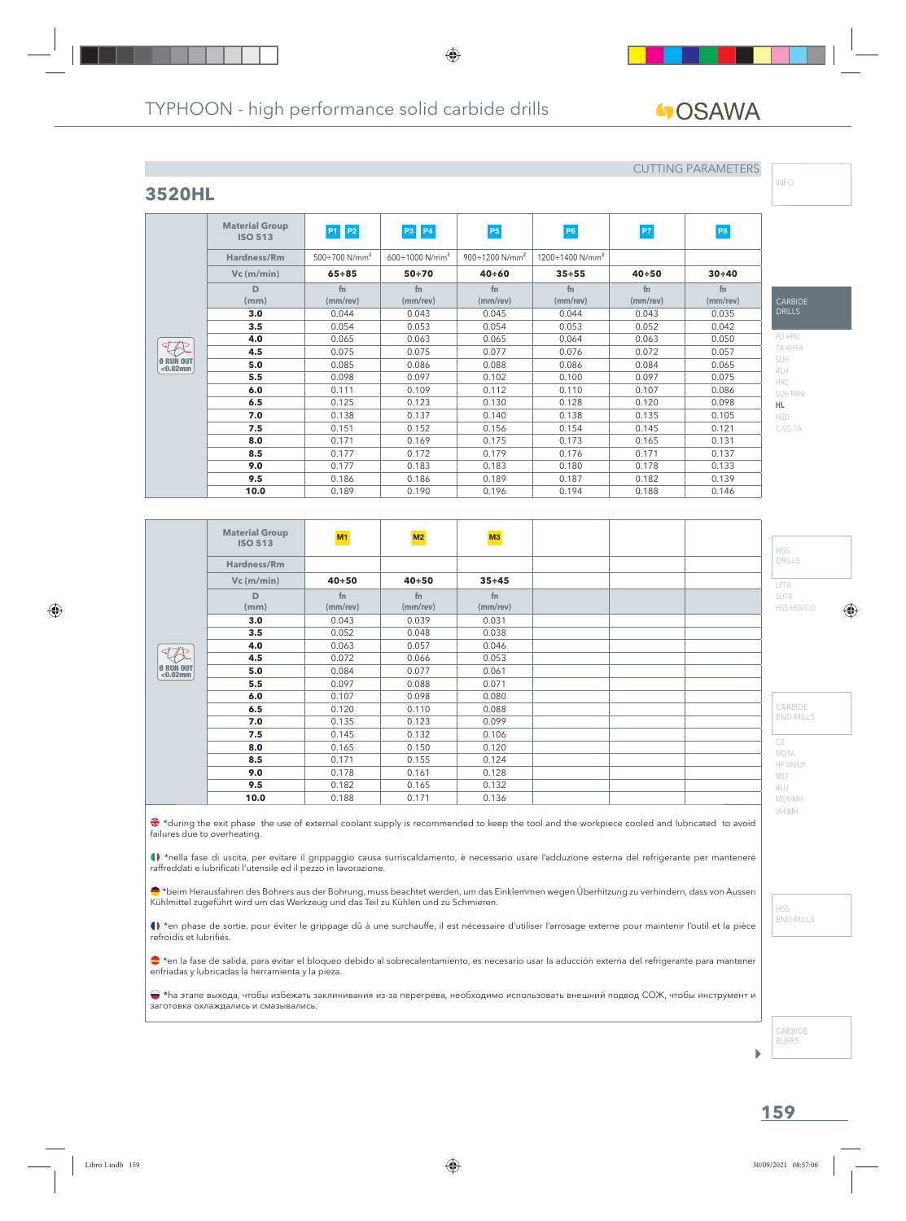TYPHOON - high performance solid carbide drills

CUTTING PARAMETERS

## 3520HL

| Material Group ISO 513 | P1 P2 | P3 P4 | P5 | P6 | P7 | P8 |
|---|---|---|---|---|---|---|
| Hardness/Rm | 500÷700 N/mm² | 600÷1000 N/mm² | 900÷1200 N/mm² | 1200÷1400 N/mm² | | |
| Vc (m/min) | **65÷85** | **50÷70** | **40÷60** | **35÷55** | **40÷50** | **30÷40** |
| D (mm) | fn (mm/rev) | fn (mm/rev) | fn (mm/rev) | fn (mm/rev) | fn (mm/rev) | fn (mm/rev) |
| **3.0** | 0.044 | 0.043 | 0.045 | 0.044 | 0.043 | 0.035 |
| **3.5** | 0.054 | 0.053 | 0.054 | 0.053 | 0.052 | 0.042 |
| **4.0** | 0.065 | 0.063 | 0.065 | 0.064 | 0.063 | 0.050 |
| **4.5** | 0.075 | 0.075 | 0.077 | 0.076 | 0.072 | 0.057 |
| **5.0** | 0.085 | 0.086 | 0.088 | 0.086 | 0.084 | 0.065 |
| **5.5** | 0.098 | 0.097 | 0.102 | 0.100 | 0.097 | 0.075 |
| **6.0** | 0.111 | 0.109 | 0.112 | 0.110 | 0.107 | 0.086 |
| **6.5** | 0.125 | 0.123 | 0.130 | 0.128 | 0.120 | 0.098 |
| **7.0** | 0.138 | 0.137 | 0.140 | 0.138 | 0.135 | 0.105 |
| **7.5** | 0.151 | 0.152 | 0.156 | 0.154 | 0.145 | 0.121 |
| **8.0** | 0.171 | 0.169 | 0.175 | 0.173 | 0.165 | 0.131 |
| **8.5** | 0.177 | 0.172 | 0.179 | 0.176 | 0.171 | 0.137 |
| **9.0** | 0.177 | 0.183 | 0.183 | 0.180 | 0.178 | 0.133 |
| **9.5** | 0.186 | 0.186 | 0.189 | 0.187 | 0.182 | 0.139 |
| **10.0** | 0.189 | 0.190 | 0.196 | 0.194 | 0.188 | 0.146 |

Ø RUN OUT <0.02mm

| Material Group ISO 513 | M1 | M2 | M3 |
|---|---|---|---|
| Hardness/Rm | | | |
| Vc (m/min) | **40÷50** | **40÷50** | **35÷45** |
| D (mm) | fn (mm/rev) | fn (mm/rev) | fn (mm/rev) |
| **3.0** | 0.043 | 0.039 | 0.031 |
| **3.5** | 0.052 | 0.048 | 0.038 |
| **4.0** | 0.063 | 0.057 | 0.046 |
| **4.5** | 0.072 | 0.066 | 0.053 |
| **5.0** | 0.084 | 0.077 | 0.061 |
| **5.5** | 0.097 | 0.088 | 0.071 |
| **6.0** | 0.107 | 0.098 | 0.080 |
| **6.5** | 0.120 | 0.110 | 0.088 |
| **7.0** | 0.135 | 0.123 | 0.099 |
| **7.5** | 0.145 | 0.132 | 0.106 |
| **8.0** | 0.165 | 0.150 | 0.120 |
| **8.5** | 0.171 | 0.155 | 0.124 |
| **9.0** | 0.178 | 0.161 | 0.128 |
| **9.5** | 0.182 | 0.165 | 0.132 |
| **10.0** | 0.188 | 0.171 | 0.136 |

Ø RUN OUT <0.02mm

*during the exit phase the use of external coolant supply is recommended to keep the tool and the workpiece cooled and lubricated to avoid failures due to overheating.

*nella fase di uscita, per evitare il grippaggio causa surriscaldamento, è necessario usare l'adduzione esterna del refrigerante per mantenere raffreddati e lubrificati l'utensile ed il pezzo in lavorazione.

*beim Herausfahren des Bohrers aus der Bohrung, muss beachtet werden, um das Einklemmen wegen Überhitzung zu verhindern, dass von Aussen Kühlmittel zugeführt wird um das Werkzeug und das Teil zu Kühlen und zu Schmieren.

*en phase de sortie, pour éviter le grippage dû à une surchauffe, il est nécessaire d'utiliser l'arrosage externe pour maintenir l'outil et la pièce refroidis et lubrifiés.

*en la fase de salida, para evitar el bloqueo debido al sobrecalentamiento, es necesario usar la aducción externa del refrigerante para mantener enfriadas y lubricadas la herramienta y la pieza.

*на этапе выхода, чтобы избежать заклинивания из-за перегрева, необходимо использовать внешний подвод СОЖ, чтобы инструмент и заготовка охлаждались и смазывались.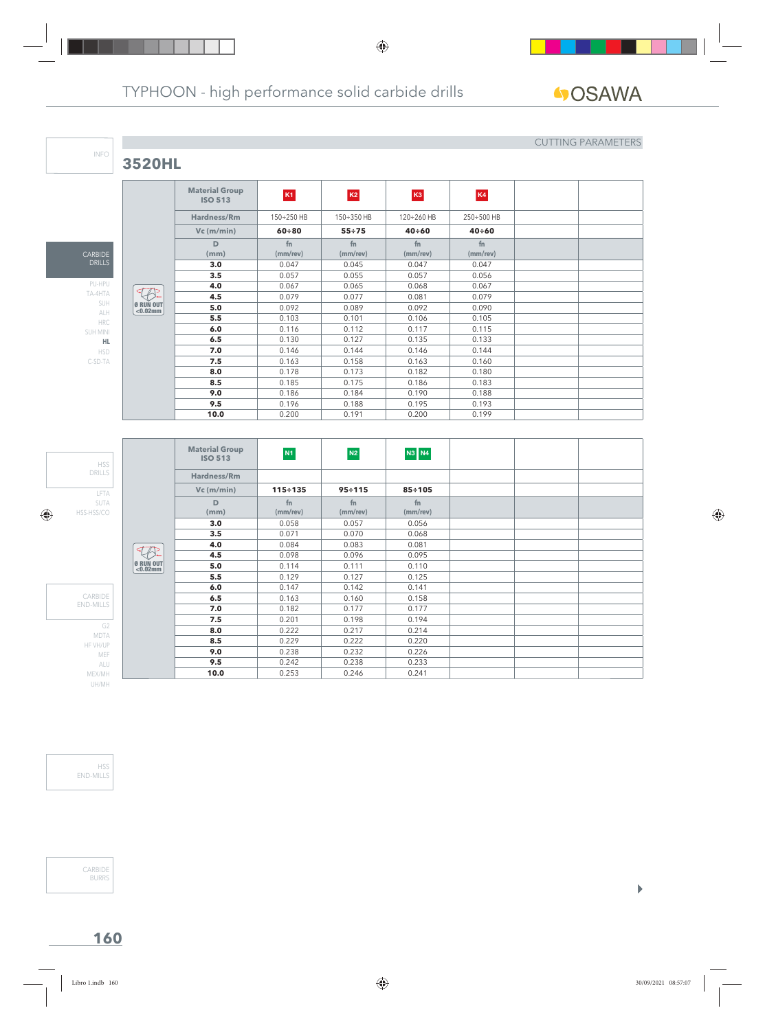CUTTING PARAMETERS

## 3520HL

Ø RUN OUT <0.02mm

| Material Group ISO 513 | K1 | K2 | K3 | K4 | | |
|---|---|---|---|---|---|---|
| Hardness/Rm | 150÷250 HB | 150÷350 HB | 120÷260 HB | 250÷500 HB | | |
| Vc (m/min) | **60÷80** | **55÷75** | **40÷60** | **40÷60** | | |
| D (mm) | fn (mm/rev) | fn (mm/rev) | fn (mm/rev) | fn (mm/rev) | | |
| **3.0** | 0.047 | 0.045 | 0.047 | 0.047 | | |
| **3.5** | 0.057 | 0.055 | 0.057 | 0.056 | | |
| **4.0** | 0.067 | 0.065 | 0.068 | 0.067 | | |
| **4.5** | 0.079 | 0.077 | 0.081 | 0.079 | | |
| **5.0** | 0.092 | 0.089 | 0.092 | 0.090 | | |
| **5.5** | 0.103 | 0.101 | 0.106 | 0.105 | | |
| **6.0** | 0.116 | 0.112 | 0.117 | 0.115 | | |
| **6.5** | 0.130 | 0.127 | 0.135 | 0.133 | | |
| **7.0** | 0.146 | 0.144 | 0.146 | 0.144 | | |
| **7.5** | 0.163 | 0.158 | 0.163 | 0.160 | | |
| **8.0** | 0.178 | 0.173 | 0.182 | 0.180 | | |
| **8.5** | 0.185 | 0.175 | 0.186 | 0.183 | | |
| **9.0** | 0.186 | 0.184 | 0.190 | 0.188 | | |
| **9.5** | 0.196 | 0.188 | 0.195 | 0.193 | | |
| **10.0** | 0.200 | 0.191 | 0.200 | 0.199 | | |

Ø RUN OUT <0.02mm

| Material Group ISO 513 | N1 | N2 | N3 N4 | | | |
|---|---|---|---|---|---|---|
| Hardness/Rm | | | | | | |
| Vc (m/min) | **115÷135** | **95÷115** | **85÷105** | | | |
| D (mm) | fn (mm/rev) | fn (mm/rev) | fn (mm/rev) | | | |
| **3.0** | 0.058 | 0.057 | 0.056 | | | |
| **3.5** | 0.071 | 0.070 | 0.068 | | | |
| **4.0** | 0.084 | 0.083 | 0.081 | | | |
| **4.5** | 0.098 | 0.096 | 0.095 | | | |
| **5.0** | 0.114 | 0.111 | 0.110 | | | |
| **5.5** | 0.129 | 0.127 | 0.125 | | | |
| **6.0** | 0.147 | 0.142 | 0.141 | | | |
| **6.5** | 0.163 | 0.160 | 0.158 | | | |
| **7.0** | 0.182 | 0.177 | 0.177 | | | |
| **7.5** | 0.201 | 0.198 | 0.194 | | | |
| **8.0** | 0.222 | 0.217 | 0.214 | | | |
| **8.5** | 0.229 | 0.222 | 0.220 | | | |
| **9.0** | 0.238 | 0.232 | 0.226 | | | |
| **9.5** | 0.242 | 0.238 | 0.233 | | | |
| **10.0** | 0.253 | 0.246 | 0.241 | | | |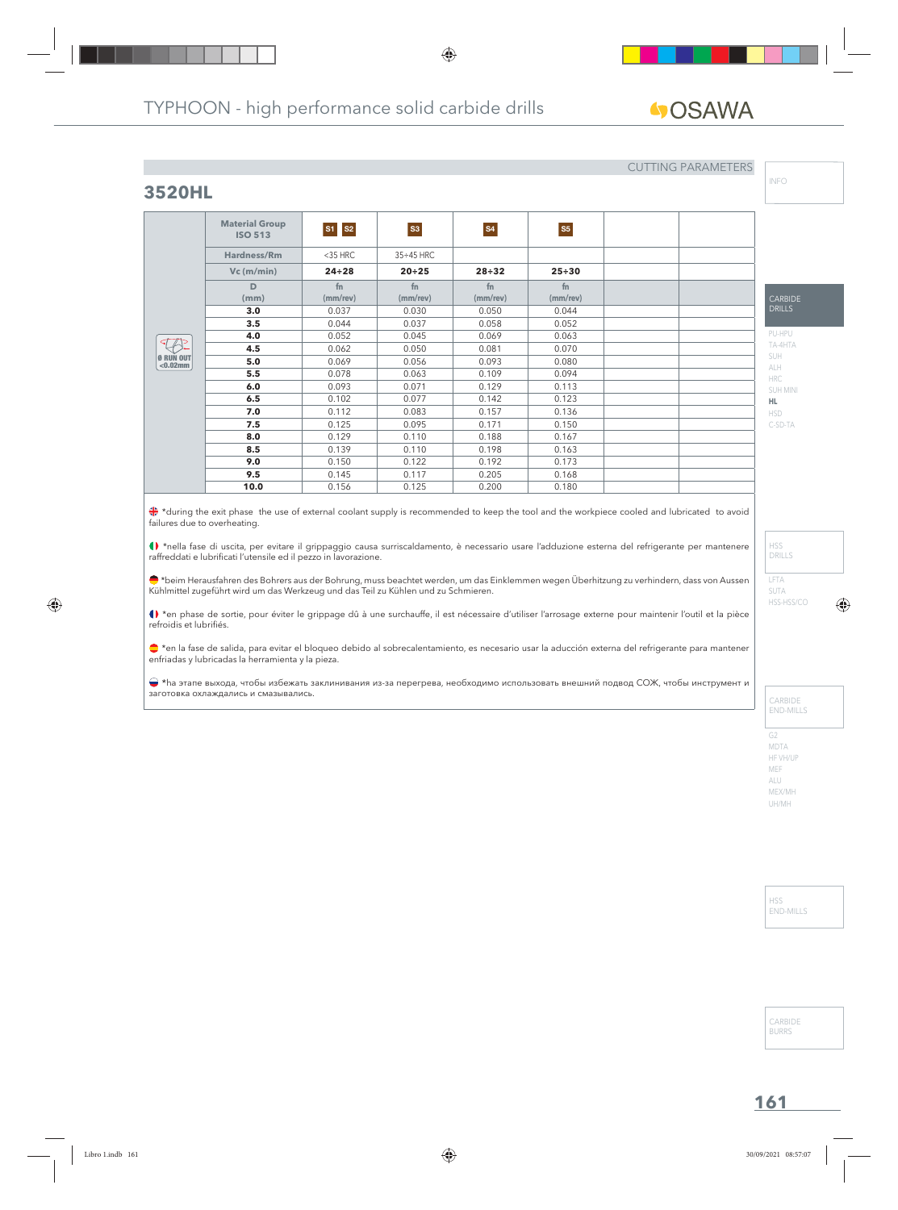# TYPHOON - high performance solid carbide drills

CUTTING PARAMETERS

## 3520HL

| | Material Group ISO 513 | S1 S2 | S3 | S4 | S5 | | |
|---|---|---|---|---|---|---|---|
| | Hardness/Rm | <35 HRC | 35÷45 HRC | | | | |
| | Vc (m/min) | **24÷28** | **20÷25** | **28÷32** | **25÷30** | | |
| | D (mm) | fn (mm/rev) | fn (mm/rev) | fn (mm/rev) | fn (mm/rev) | | |
| | **3.0** | 0.037 | 0.030 | 0.050 | 0.044 | | |
| | **3.5** | 0.044 | 0.037 | 0.058 | 0.052 | | |
| | **4.0** | 0.052 | 0.045 | 0.069 | 0.063 | | |
| | **4.5** | 0.062 | 0.050 | 0.081 | 0.070 | | |
| θ RUN OUT <0.02mm | **5.0** | 0.069 | 0.056 | 0.093 | 0.080 | | |
| | **5.5** | 0.078 | 0.063 | 0.109 | 0.094 | | |
| | **6.0** | 0.093 | 0.071 | 0.129 | 0.113 | | |
| | **6.5** | 0.102 | 0.077 | 0.142 | 0.123 | | |
| | **7.0** | 0.112 | 0.083 | 0.157 | 0.136 | | |
| | **7.5** | 0.125 | 0.095 | 0.171 | 0.150 | | |
| | **8.0** | 0.129 | 0.110 | 0.188 | 0.167 | | |
| | **8.5** | 0.139 | 0.110 | 0.198 | 0.163 | | |
| | **9.0** | 0.150 | 0.122 | 0.192 | 0.173 | | |
| | **9.5** | 0.145 | 0.117 | 0.205 | 0.168 | | |
| | **10.0** | 0.156 | 0.125 | 0.200 | 0.180 | | |

*during the exit phase the use of external coolant supply is recommended to keep the tool and the workpiece cooled and lubricated to avoid failures due to overheating.

*nella fase di uscita, per evitare il grippaggio causa surriscaldamento, è necessario usare l'adduzione esterna del refrigerante per mantenere raffreddati e lubrificati l'utensile ed il pezzo in lavorazione.

*beim Herausfahren des Bohrers aus der Bohrung, muss beachtet werden, um das Einklemmen wegen Überhitzung zu verhindern, dass von Aussen Kühlmittel zugeführt wird um das Werkzeug und das Teil zu Kühlen und zu Schmieren.

*en phase de sortie, pour éviter le grippage dû à une surchauffe, il est nécessaire d'utiliser l'arrosage externe pour maintenir l'outil et la pièce refroidis et lubrifiés.

*en la fase de salida, para evitar el bloqueo debido al sobrecalentamiento, es necesario usar la aducción externa del refrigerante para mantener enfriadas y lubricadas la herramienta y la pieza.

*на этапе выхода, чтобы избежать заклинивания из-за перегрева, необходимо использовать внешний подвод СОЖ, чтобы инструмент и заготовка охлаждались и смазывались.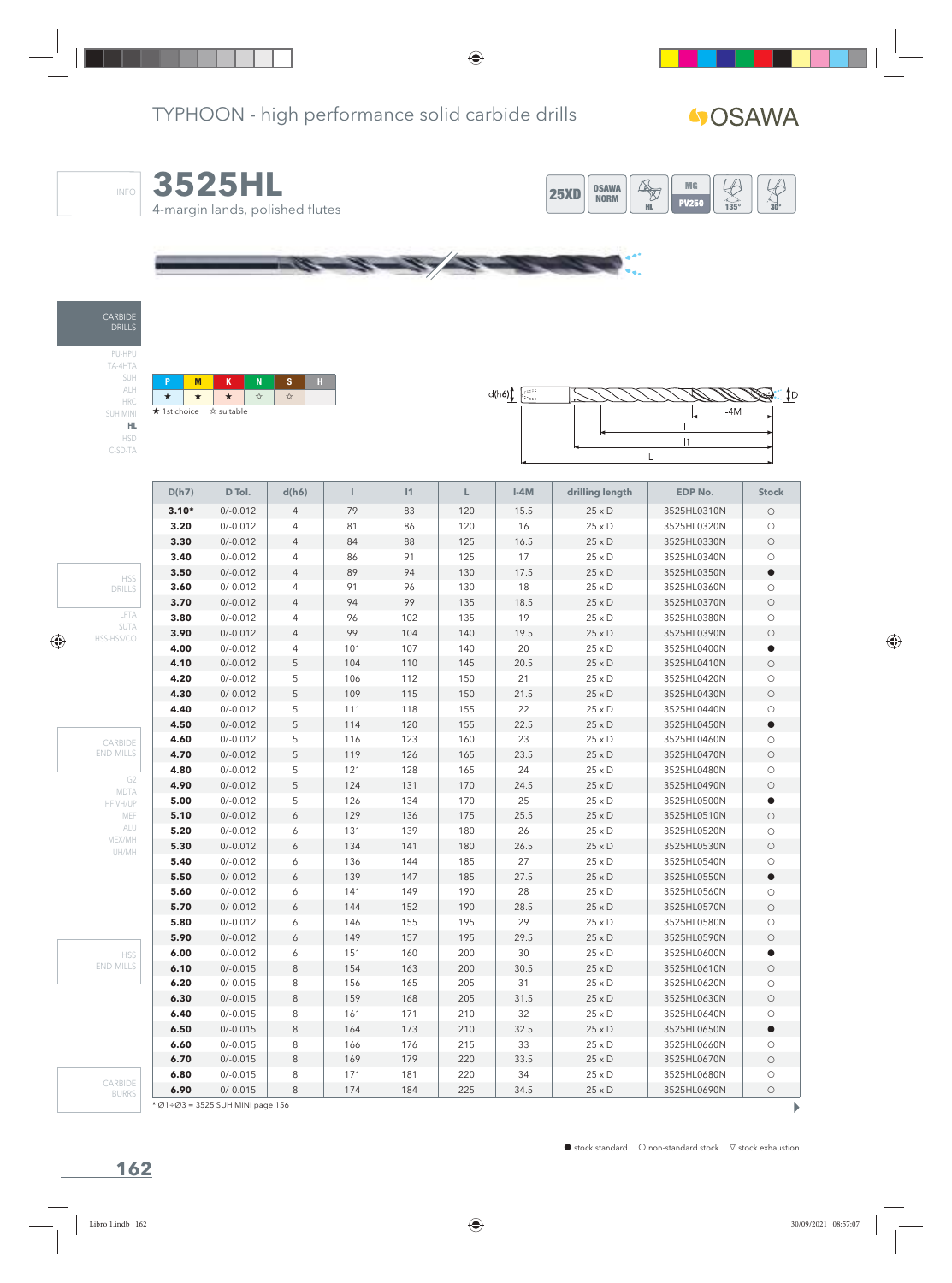# TYPHOON - high performance solid carbide drills

OSAWA

## 3525HL

4-margin lands, polished flutes

25XD | OSAWA NORM | HL | MG PV250 | 135° | 30°

CARBIDE DRILLS

PU-HPU
TA-4HTA
SUH
ALH
HRC
SUH MINI
**HL**
HSD
C-SD-TA

| P | M | K | N | S | H |
|---|---|---|---|---|---|
| ★ | ★ | ★ | ☆ | ☆ | |

★ 1st choice ☆ suitable

| D(h7) | D Tol. | d(h6) | l | l1 | L | l-4M | drilling length | EDP No. | Stock |
|---|---|---|---|---|---|---|---|---|---|
| **3.10*** | 0/-0.012 | 4 | 79 | 83 | 120 | 15.5 | 25 x D | 3525HL0310N | ○ |
| **3.20** | 0/-0.012 | 4 | 81 | 86 | 120 | 16 | 25 x D | 3525HL0320N | ○ |
| **3.30** | 0/-0.012 | 4 | 84 | 88 | 125 | 16.5 | 25 x D | 3525HL0330N | ○ |
| **3.40** | 0/-0.012 | 4 | 86 | 91 | 125 | 17 | 25 x D | 3525HL0340N | ○ |
| **3.50** | 0/-0.012 | 4 | 89 | 94 | 130 | 17.5 | 25 x D | 3525HL0350N | ● |
| **3.60** | 0/-0.012 | 4 | 91 | 96 | 130 | 18 | 25 x D | 3525HL0360N | ○ |
| **3.70** | 0/-0.012 | 4 | 94 | 99 | 135 | 18.5 | 25 x D | 3525HL0370N | ○ |
| **3.80** | 0/-0.012 | 4 | 96 | 102 | 135 | 19 | 25 x D | 3525HL0380N | ○ |
| **3.90** | 0/-0.012 | 4 | 99 | 104 | 140 | 19.5 | 25 x D | 3525HL0390N | ○ |
| **4.00** | 0/-0.012 | 4 | 101 | 107 | 140 | 20 | 25 x D | 3525HL0400N | ● |
| **4.10** | 0/-0.012 | 5 | 104 | 110 | 145 | 20.5 | 25 x D | 3525HL0410N | ○ |
| **4.20** | 0/-0.012 | 5 | 106 | 112 | 150 | 21 | 25 x D | 3525HL0420N | ○ |
| **4.30** | 0/-0.012 | 5 | 109 | 115 | 150 | 21.5 | 25 x D | 3525HL0430N | ○ |
| **4.40** | 0/-0.012 | 5 | 111 | 118 | 155 | 22 | 25 x D | 3525HL0440N | ○ |
| **4.50** | 0/-0.012 | 5 | 114 | 120 | 155 | 22.5 | 25 x D | 3525HL0450N | ● |
| **4.60** | 0/-0.012 | 5 | 116 | 123 | 160 | 23 | 25 x D | 3525HL0460N | ○ |
| **4.70** | 0/-0.012 | 5 | 119 | 126 | 165 | 23.5 | 25 x D | 3525HL0470N | ○ |
| **4.80** | 0/-0.012 | 5 | 121 | 128 | 165 | 24 | 25 x D | 3525HL0480N | ○ |
| **4.90** | 0/-0.012 | 5 | 124 | 131 | 170 | 24.5 | 25 x D | 3525HL0490N | ○ |
| **5.00** | 0/-0.012 | 5 | 126 | 134 | 170 | 25 | 25 x D | 3525HL0500N | ● |
| **5.10** | 0/-0.012 | 6 | 129 | 136 | 175 | 25.5 | 25 x D | 3525HL0510N | ○ |
| **5.20** | 0/-0.012 | 6 | 131 | 139 | 180 | 26 | 25 x D | 3525HL0520N | ○ |
| **5.30** | 0/-0.012 | 6 | 134 | 141 | 180 | 26.5 | 25 x D | 3525HL0530N | ○ |
| **5.40** | 0/-0.012 | 6 | 136 | 144 | 185 | 27 | 25 x D | 3525HL0540N | ○ |
| **5.50** | 0/-0.012 | 6 | 139 | 147 | 185 | 27.5 | 25 x D | 3525HL0550N | ● |
| **5.60** | 0/-0.012 | 6 | 141 | 149 | 190 | 28 | 25 x D | 3525HL0560N | ○ |
| **5.70** | 0/-0.012 | 6 | 144 | 152 | 190 | 28.5 | 25 x D | 3525HL0570N | ○ |
| **5.80** | 0/-0.012 | 6 | 146 | 155 | 195 | 29 | 25 x D | 3525HL0580N | ○ |
| **5.90** | 0/-0.012 | 6 | 149 | 157 | 195 | 29.5 | 25 x D | 3525HL0590N | ○ |
| **6.00** | 0/-0.012 | 6 | 151 | 160 | 200 | 30 | 25 x D | 3525HL0600N | ● |
| **6.10** | 0/-0.015 | 8 | 154 | 163 | 200 | 30.5 | 25 x D | 3525HL0610N | ○ |
| **6.20** | 0/-0.015 | 8 | 156 | 165 | 205 | 31 | 25 x D | 3525HL0620N | ○ |
| **6.30** | 0/-0.015 | 8 | 159 | 168 | 205 | 31.5 | 25 x D | 3525HL0630N | ○ |
| **6.40** | 0/-0.015 | 8 | 161 | 171 | 210 | 32 | 25 x D | 3525HL0640N | ○ |
| **6.50** | 0/-0.015 | 8 | 164 | 173 | 210 | 32.5 | 25 x D | 3525HL0650N | ● |
| **6.60** | 0/-0.015 | 8 | 166 | 176 | 215 | 33 | 25 x D | 3525HL0660N | ○ |
| **6.70** | 0/-0.015 | 8 | 169 | 179 | 220 | 33.5 | 25 x D | 3525HL0670N | ○ |
| **6.80** | 0/-0.015 | 8 | 171 | 181 | 220 | 34 | 25 x D | 3525HL0680N | ○ |
| **6.90** | 0/-0.015 | 8 | 174 | 184 | 225 | 34.5 | 25 x D | 3525HL0690N | ○ |

* Ø1÷Ø3 = 3525 SUH MINI page 156

● stock standard ○ non-standard stock ▽ stock exhaustion

HSS DRILLS
LFTA
SUTA
HSS-HSS/CO

CARBIDE END-MILLS
G2
MDTA
HF VH/UP
MEF
ALU
MEX/MH
UH/MH

HSS END-MILLS

CARBIDE BURRS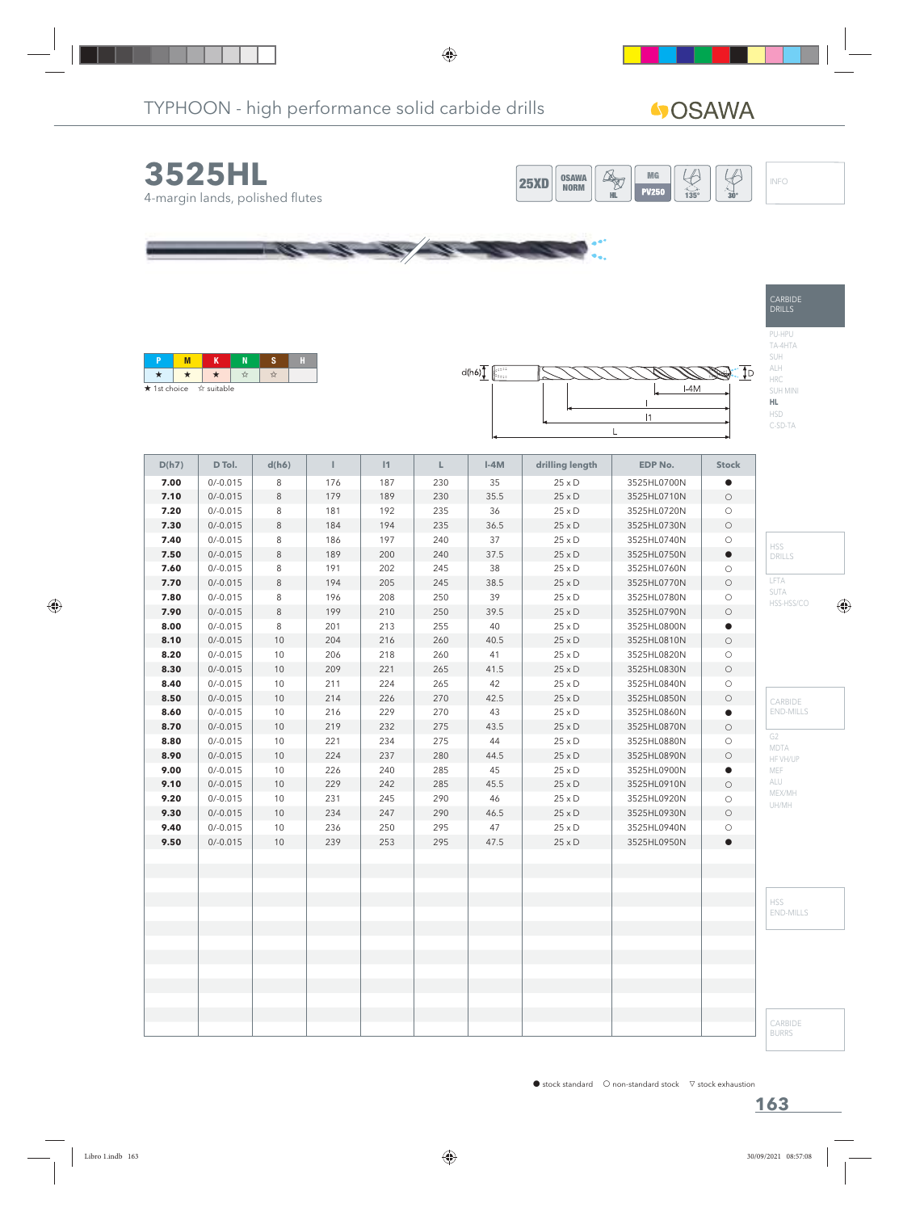TYPHOON - high performance solid carbide drills

OSAWA

# 3525HL

4-margin lands, polished flutes

25XD | OSAWA NORM | HL | MG PV250 | 135° | 30°

INFO

CARBIDE DRILLS

PU-HPU
TA-4HTA
SUH
ALH
HRC
SUH MINI
**HL**
HSD
C-SD-TA

| P | M | K | N | S | H |
|---|---|---|---|---|---|
| ★ | ★ | ★ | ☆ | ☆ | |

★ 1st choice ☆ suitable

d(h6) | l-4M | l | l1 | L | D

| D(h7) | D Tol. | d(h6) | l | l1 | L | l-4M | drilling length | EDP No. | Stock |
|---|---|---|---|---|---|---|---|---|---|
| **7.00** | 0/-0.015 | 8 | 176 | 187 | 230 | 35 | 25 x D | 3525HL0700N | ● |
| **7.10** | 0/-0.015 | 8 | 179 | 189 | 230 | 35.5 | 25 x D | 3525HL0710N | ○ |
| **7.20** | 0/-0.015 | 8 | 181 | 192 | 235 | 36 | 25 x D | 3525HL0720N | ○ |
| **7.30** | 0/-0.015 | 8 | 184 | 194 | 235 | 36.5 | 25 x D | 3525HL0730N | ○ |
| **7.40** | 0/-0.015 | 8 | 186 | 197 | 240 | 37 | 25 x D | 3525HL0740N | ○ |
| **7.50** | 0/-0.015 | 8 | 189 | 200 | 240 | 37.5 | 25 x D | 3525HL0750N | ● |
| **7.60** | 0/-0.015 | 8 | 191 | 202 | 245 | 38 | 25 x D | 3525HL0760N | ○ |
| **7.70** | 0/-0.015 | 8 | 194 | 205 | 245 | 38.5 | 25 x D | 3525HL0770N | ○ |
| **7.80** | 0/-0.015 | 8 | 196 | 208 | 250 | 39 | 25 x D | 3525HL0780N | ○ |
| **7.90** | 0/-0.015 | 8 | 199 | 210 | 250 | 39.5 | 25 x D | 3525HL0790N | ○ |
| **8.00** | 0/-0.015 | 8 | 201 | 213 | 255 | 40 | 25 x D | 3525HL0800N | ● |
| **8.10** | 0/-0.015 | 10 | 204 | 216 | 260 | 40.5 | 25 x D | 3525HL0810N | ○ |
| **8.20** | 0/-0.015 | 10 | 206 | 218 | 260 | 41 | 25 x D | 3525HL0820N | ○ |
| **8.30** | 0/-0.015 | 10 | 209 | 221 | 265 | 41.5 | 25 x D | 3525HL0830N | ○ |
| **8.40** | 0/-0.015 | 10 | 211 | 224 | 265 | 42 | 25 x D | 3525HL0840N | ○ |
| **8.50** | 0/-0.015 | 10 | 214 | 226 | 270 | 42.5 | 25 x D | 3525HL0850N | ○ |
| **8.60** | 0/-0.015 | 10 | 216 | 229 | 270 | 43 | 25 x D | 3525HL0860N | ● |
| **8.70** | 0/-0.015 | 10 | 219 | 232 | 275 | 43.5 | 25 x D | 3525HL0870N | ○ |
| **8.80** | 0/-0.015 | 10 | 221 | 234 | 275 | 44 | 25 x D | 3525HL0880N | ○ |
| **8.90** | 0/-0.015 | 10 | 224 | 237 | 280 | 44.5 | 25 x D | 3525HL0890N | ○ |
| **9.00** | 0/-0.015 | 10 | 226 | 240 | 285 | 45 | 25 x D | 3525HL0900N | ● |
| **9.10** | 0/-0.015 | 10 | 229 | 242 | 285 | 45.5 | 25 x D | 3525HL0910N | ○ |
| **9.20** | 0/-0.015 | 10 | 231 | 245 | 290 | 46 | 25 x D | 3525HL0920N | ○ |
| **9.30** | 0/-0.015 | 10 | 234 | 247 | 290 | 46.5 | 25 x D | 3525HL0930N | ○ |
| **9.40** | 0/-0.015 | 10 | 236 | 250 | 295 | 47 | 25 x D | 3525HL0940N | ○ |
| **9.50** | 0/-0.015 | 10 | 239 | 253 | 295 | 47.5 | 25 x D | 3525HL0950N | ● |

HSS DRILLS

LFTA
SUTA
HSS-HSS/CO

CARBIDE END-MILLS

G2
MDTA
HF VH/UP
MEF
ALU
MEX/MH
UH/MH

HSS END-MILLS

CARBIDE BURRS

● stock standard ○ non-standard stock ▽ stock exhaustion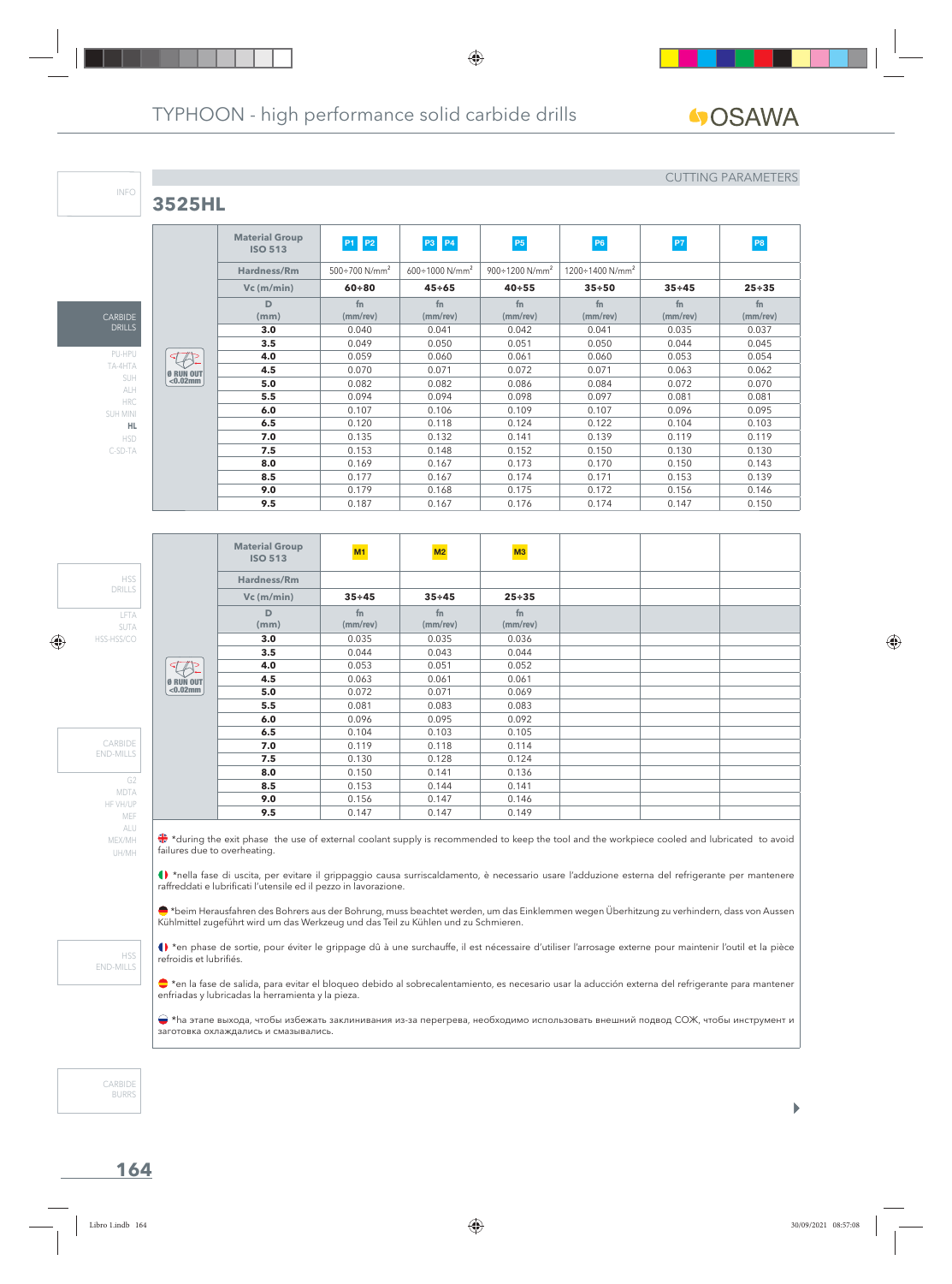# TYPHOON - high performance solid carbide drills

CUTTING PARAMETERS

## 3525HL

Ø RUN OUT <0.02mm

| Material Group ISO 513 | P1 P2 | P3 P4 | P5 | P6 | P7 | P8 |
|---|---|---|---|---|---|---|
| Hardness/Rm | 500÷700 N/mm² | 600÷1000 N/mm² | 900÷1200 N/mm² | 1200÷1400 N/mm² | | |
| Vc (m/min) | 60÷80 | 45÷65 | 40÷55 | 35÷50 | 35÷45 | 25÷35 |
| D (mm) | fn (mm/rev) | fn (mm/rev) | fn (mm/rev) | fn (mm/rev) | fn (mm/rev) | fn (mm/rev) |
| **3.0** | 0.040 | 0.041 | 0.042 | 0.041 | 0.035 | 0.037 |
| **3.5** | 0.049 | 0.050 | 0.051 | 0.050 | 0.044 | 0.045 |
| **4.0** | 0.059 | 0.060 | 0.061 | 0.060 | 0.053 | 0.054 |
| **4.5** | 0.070 | 0.071 | 0.072 | 0.071 | 0.063 | 0.062 |
| **5.0** | 0.082 | 0.082 | 0.086 | 0.084 | 0.072 | 0.070 |
| **5.5** | 0.094 | 0.094 | 0.098 | 0.097 | 0.081 | 0.081 |
| **6.0** | 0.107 | 0.106 | 0.109 | 0.107 | 0.096 | 0.095 |
| **6.5** | 0.120 | 0.118 | 0.124 | 0.122 | 0.104 | 0.103 |
| **7.0** | 0.135 | 0.132 | 0.141 | 0.139 | 0.119 | 0.119 |
| **7.5** | 0.153 | 0.148 | 0.152 | 0.150 | 0.130 | 0.130 |
| **8.0** | 0.169 | 0.167 | 0.173 | 0.170 | 0.150 | 0.143 |
| **8.5** | 0.177 | 0.167 | 0.174 | 0.171 | 0.153 | 0.139 |
| **9.0** | 0.179 | 0.168 | 0.175 | 0.172 | 0.156 | 0.146 |
| **9.5** | 0.187 | 0.167 | 0.176 | 0.174 | 0.147 | 0.150 |

Ø RUN OUT <0.02mm

| Material Group ISO 513 | M1 | M2 | M3 | | | |
|---|---|---|---|---|---|---|
| Hardness/Rm | | | | | | |
| Vc (m/min) | 35÷45 | 35÷45 | 25÷35 | | | |
| D (mm) | fn (mm/rev) | fn (mm/rev) | fn (mm/rev) | | | |
| **3.0** | 0.035 | 0.035 | 0.036 | | | |
| **3.5** | 0.044 | 0.043 | 0.044 | | | |
| **4.0** | 0.053 | 0.051 | 0.052 | | | |
| **4.5** | 0.063 | 0.061 | 0.061 | | | |
| **5.0** | 0.072 | 0.071 | 0.069 | | | |
| **5.5** | 0.081 | 0.083 | 0.083 | | | |
| **6.0** | 0.096 | 0.095 | 0.092 | | | |
| **6.5** | 0.104 | 0.103 | 0.105 | | | |
| **7.0** | 0.119 | 0.118 | 0.114 | | | |
| **7.5** | 0.130 | 0.128 | 0.124 | | | |
| **8.0** | 0.150 | 0.141 | 0.136 | | | |
| **8.5** | 0.153 | 0.144 | 0.141 | | | |
| **9.0** | 0.156 | 0.147 | 0.146 | | | |
| **9.5** | 0.147 | 0.147 | 0.149 | | | |

*during the exit phase the use of external coolant supply is recommended to keep the tool and the workpiece cooled and lubricated to avoid failures due to overheating.

*nella fase di uscita, per evitare il grippaggio causa surriscaldamento, è necessario usare l'adduzione esterna del refrigerante per mantenere raffreddati e lubrificati l'utensile ed il pezzo in lavorazione.

*beim Herausfahren des Bohrers aus der Bohrung, muss beachtet werden, um das Einklemmen wegen Überhitzung zu verhindern, dass von Aussen Kühlmittel zugeführt wird um das Werkzeug und das Teil zu Kühlen und zu Schmieren.

*en phase de sortie, pour éviter le grippage dû à une surchauffe, il est nécessaire d'utiliser l'arrosage externe pour maintenir l'outil et la pièce refroidis et lubrifiés.

*en la fase de salida, para evitar el bloqueo debido al sobrecalentamiento, es necesario usar la aducción externa del refrigerante para mantener enfriadas y lubricadas la herramienta y la pieza.

*на этапе выхода, чтобы избежать заклинивания из-за перегрева, необходимо использовать внешний подвод СОЖ, чтобы инструмент и заготовка охлаждались и смазывались.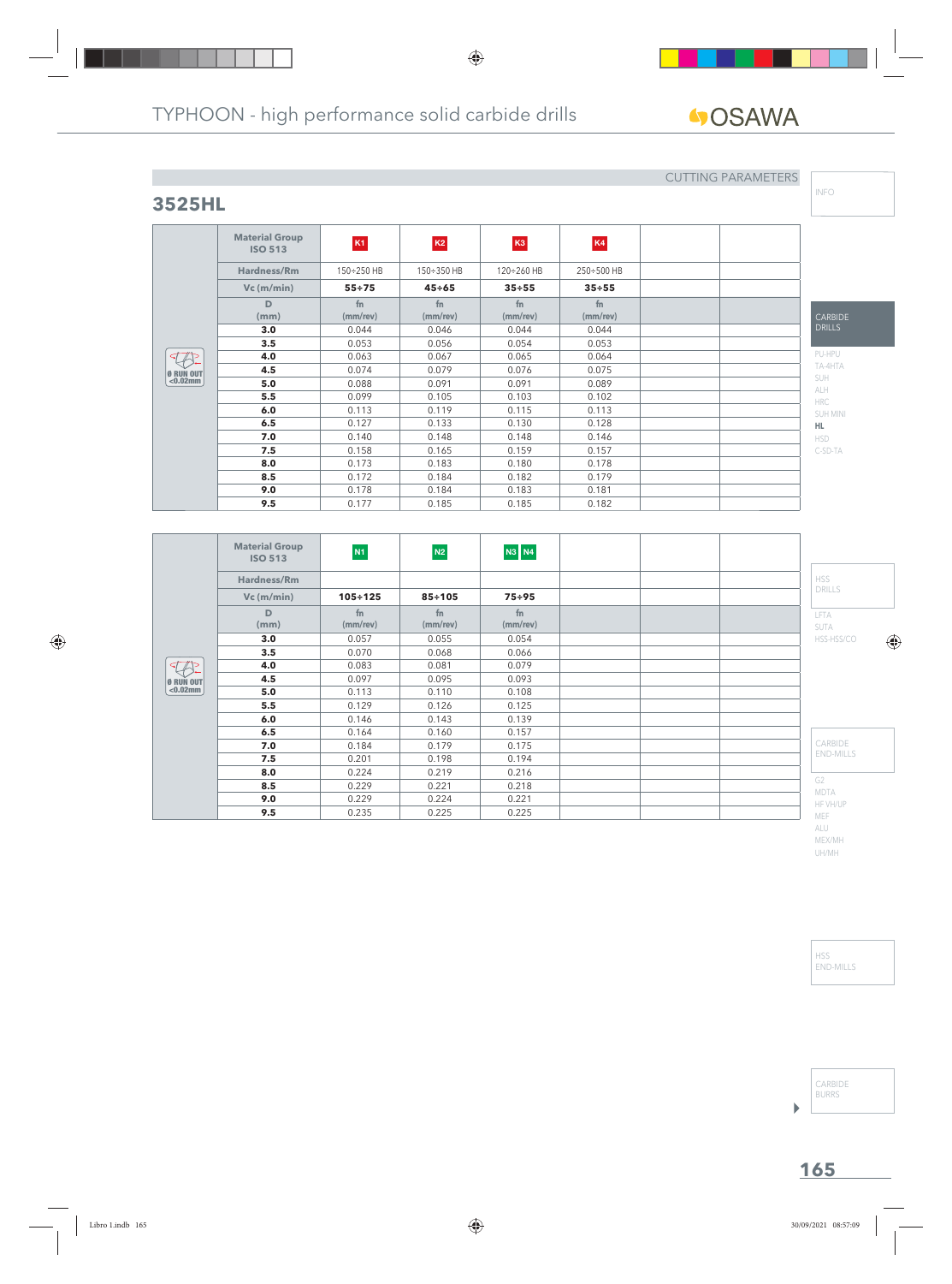CUTTING PARAMETERS

## 3525HL

Ø RUN OUT <0.02mm

| Material Group ISO 513 | K1 | K2 | K3 | K4 | | |
|---|---|---|---|---|---|---|
| Hardness/Rm | 150÷250 HB | 150÷350 HB | 120÷260 HB | 250÷500 HB | | |
| Vc (m/min) | 55÷75 | 45÷65 | 35÷55 | 35÷55 | | |
| D (mm) | fn (mm/rev) | fn (mm/rev) | fn (mm/rev) | fn (mm/rev) | | |
| 3.0 | 0.044 | 0.046 | 0.044 | 0.044 | | |
| 3.5 | 0.053 | 0.056 | 0.054 | 0.053 | | |
| 4.0 | 0.063 | 0.067 | 0.065 | 0.064 | | |
| 4.5 | 0.074 | 0.079 | 0.076 | 0.075 | | |
| 5.0 | 0.088 | 0.091 | 0.091 | 0.089 | | |
| 5.5 | 0.099 | 0.105 | 0.103 | 0.102 | | |
| 6.0 | 0.113 | 0.119 | 0.115 | 0.113 | | |
| 6.5 | 0.127 | 0.133 | 0.130 | 0.128 | | |
| 7.0 | 0.140 | 0.148 | 0.148 | 0.146 | | |
| 7.5 | 0.158 | 0.165 | 0.159 | 0.157 | | |
| 8.0 | 0.173 | 0.183 | 0.180 | 0.178 | | |
| 8.5 | 0.172 | 0.184 | 0.182 | 0.179 | | |
| 9.0 | 0.178 | 0.184 | 0.183 | 0.181 | | |
| 9.5 | 0.177 | 0.185 | 0.185 | 0.182 | | |

Ø RUN OUT <0.02mm

| Material Group ISO 513 | N1 | N2 | N3 N4 | | | |
|---|---|---|---|---|---|---|
| Hardness/Rm | | | | | | |
| Vc (m/min) | 105÷125 | 85÷105 | 75÷95 | | | |
| D (mm) | fn (mm/rev) | fn (mm/rev) | fn (mm/rev) | | | |
| 3.0 | 0.057 | 0.055 | 0.054 | | | |
| 3.5 | 0.070 | 0.068 | 0.066 | | | |
| 4.0 | 0.083 | 0.081 | 0.079 | | | |
| 4.5 | 0.097 | 0.095 | 0.093 | | | |
| 5.0 | 0.113 | 0.110 | 0.108 | | | |
| 5.5 | 0.129 | 0.126 | 0.125 | | | |
| 6.0 | 0.146 | 0.143 | 0.139 | | | |
| 6.5 | 0.164 | 0.160 | 0.157 | | | |
| 7.0 | 0.184 | 0.179 | 0.175 | | | |
| 7.5 | 0.201 | 0.198 | 0.194 | | | |
| 8.0 | 0.224 | 0.219 | 0.216 | | | |
| 8.5 | 0.229 | 0.221 | 0.218 | | | |
| 9.0 | 0.229 | 0.224 | 0.221 | | | |
| 9.5 | 0.235 | 0.225 | 0.225 | | | |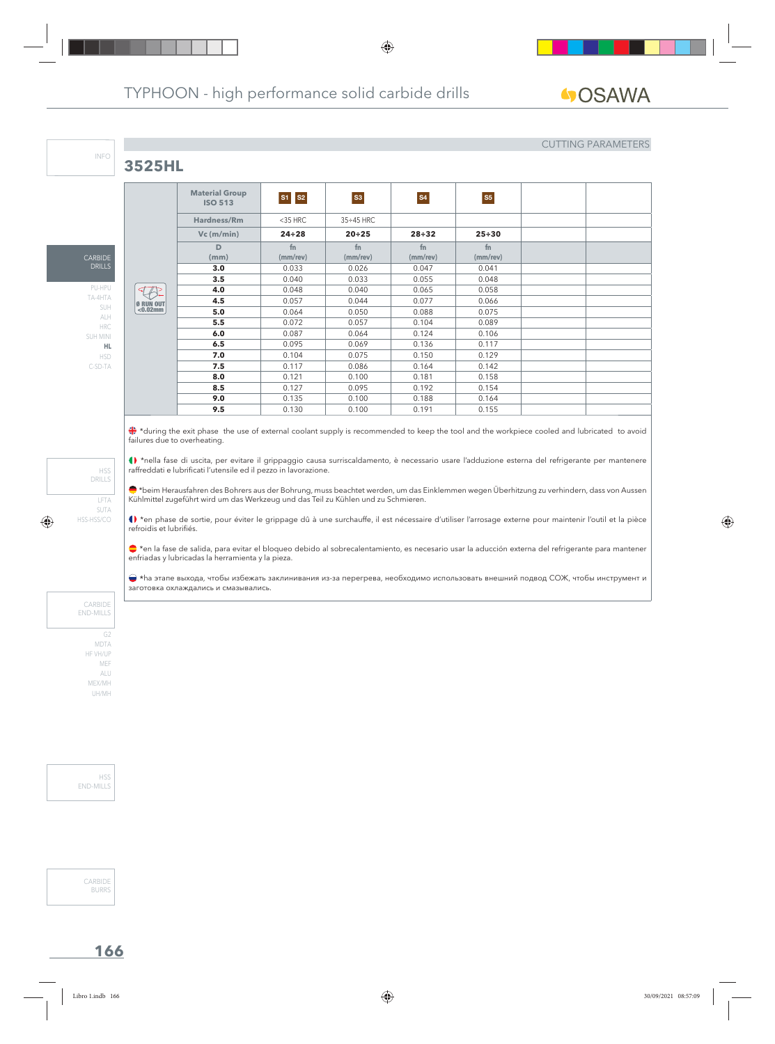# TYPHOON - high performance solid carbide drills

CUTTING PARAMETERS

## 3525HL

| | Material Group ISO 513 | S1 S2 | S3 | S4 | S5 | | |
|---|---|---|---|---|---|---|---|
| | Hardness/Rm | <35 HRC | 35÷45 HRC | | | | |
| | Vc (m/min) | **24÷28** | **20÷25** | **28÷32** | **25÷30** | | |
| | D (mm) | fn (mm/rev) | fn (mm/rev) | fn (mm/rev) | fn (mm/rev) | | |
| | **3.0** | 0.033 | 0.026 | 0.047 | 0.041 | | |
| | **3.5** | 0.040 | 0.033 | 0.055 | 0.048 | | |
| Ø RUN OUT <0.02mm | **4.0** | 0.048 | 0.040 | 0.065 | 0.058 | | |
| | **4.5** | 0.057 | 0.044 | 0.077 | 0.066 | | |
| | **5.0** | 0.064 | 0.050 | 0.088 | 0.075 | | |
| | **5.5** | 0.072 | 0.057 | 0.104 | 0.089 | | |
| | **6.0** | 0.087 | 0.064 | 0.124 | 0.106 | | |
| | **6.5** | 0.095 | 0.069 | 0.136 | 0.117 | | |
| | **7.0** | 0.104 | 0.075 | 0.150 | 0.129 | | |
| | **7.5** | 0.117 | 0.086 | 0.164 | 0.142 | | |
| | **8.0** | 0.121 | 0.100 | 0.181 | 0.158 | | |
| | **8.5** | 0.127 | 0.095 | 0.192 | 0.154 | | |
| | **9.0** | 0.135 | 0.100 | 0.188 | 0.164 | | |
| | **9.5** | 0.130 | 0.100 | 0.191 | 0.155 | | |

*during the exit phase the use of external coolant supply is recommended to keep the tool and the workpiece cooled and lubricated to avoid failures due to overheating.

*nella fase di uscita, per evitare il grippaggio causa surriscaldamento, è necessario usare l'adduzione esterna del refrigerante per mantenere raffreddati e lubrificati l'utensile ed il pezzo in lavorazione.

*beim Herausfahren des Bohrers aus der Bohrung, muss beachtet werden, um das Einklemmen wegen Überhitzung zu verhindern, dass von Aussen Kühlmittel zugeführt wird um das Werkzeug und das Teil zu Kühlen und zu Schmieren.

*en phase de sortie, pour éviter le grippage dû à une surchauffe, il est nécessaire d'utiliser l'arrosage externe pour maintenir l'outil et la pièce refroidis et lubrifiés.

*en la fase de salida, para evitar el bloqueo debido al sobrecalentamiento, es necesario usar la aducción externa del refrigerante para mantener enfriadas y lubricadas la herramienta y la pieza.

*на этапе выхода, чтобы избежать заклинивания из-за перегрева, необходимо использовать внешний подвод СОЖ, чтобы инструмент и заготовка охлаждались и смазывались.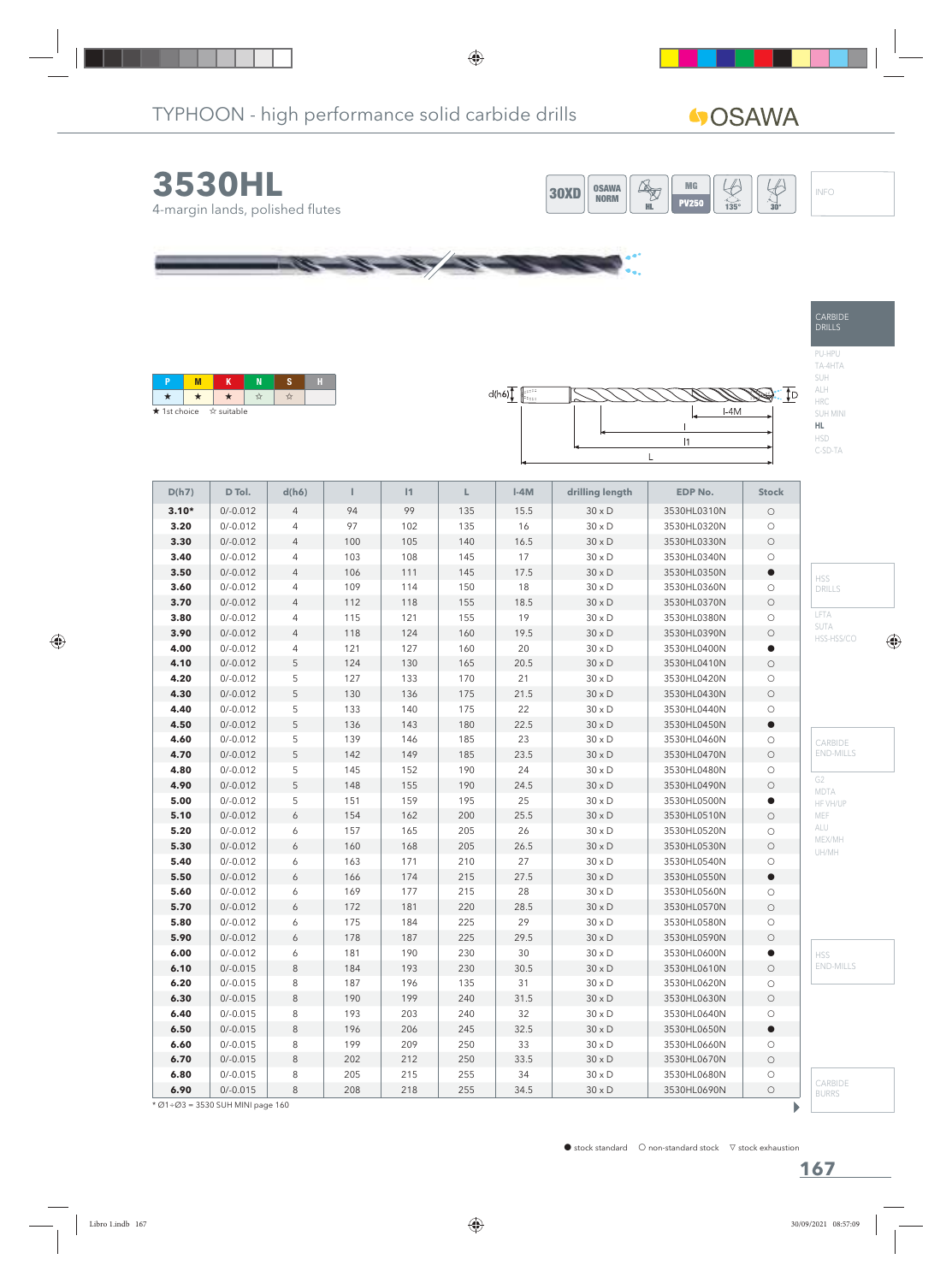TYPHOON - high performance solid carbide drills

OSAWA

# 3530HL

4-margin lands, polished flutes

30XD | OSAWA NORM | HL | MG PV250 | 135° | 30° | INFO

CARBIDE DRILLS

PU-HPU
TA-4HTA
SUH
ALH
HRC
SUH MINI
**HL**
HSD
C-SD-TA

| P | M | K | N | S | H |
|---|---|---|---|---|---|
| ★ | ★ | ★ | ☆ | ☆ | |

★ 1st choice ☆ suitable

d(h6) | D | l-4M | l | l1 | L

| D(h7) | D Tol. | d(h6) | l | l1 | L | l-4M | drilling length | EDP No. | Stock |
|---|---|---|---|---|---|---|---|---|---|
| **3.10*** | 0/-0.012 | 4 | 94 | 99 | 135 | 15.5 | 30 x D | 3530HL0310N | ○ |
| **3.20** | 0/-0.012 | 4 | 97 | 102 | 135 | 16 | 30 x D | 3530HL0320N | ○ |
| **3.30** | 0/-0.012 | 4 | 100 | 105 | 140 | 16.5 | 30 x D | 3530HL0330N | ○ |
| **3.40** | 0/-0.012 | 4 | 103 | 108 | 145 | 17 | 30 x D | 3530HL0340N | ○ |
| **3.50** | 0/-0.012 | 4 | 106 | 111 | 145 | 17.5 | 30 x D | 3530HL0350N | ● |
| **3.60** | 0/-0.012 | 4 | 109 | 114 | 150 | 18 | 30 x D | 3530HL0360N | ○ |
| **3.70** | 0/-0.012 | 4 | 112 | 118 | 155 | 18.5 | 30 x D | 3530HL0370N | ○ |
| **3.80** | 0/-0.012 | 4 | 115 | 121 | 155 | 19 | 30 x D | 3530HL0380N | ○ |
| **3.90** | 0/-0.012 | 4 | 118 | 124 | 160 | 19.5 | 30 x D | 3530HL0390N | ○ |
| **4.00** | 0/-0.012 | 4 | 121 | 127 | 160 | 20 | 30 x D | 3530HL0400N | ● |
| **4.10** | 0/-0.012 | 5 | 124 | 130 | 165 | 20.5 | 30 x D | 3530HL0410N | ○ |
| **4.20** | 0/-0.012 | 5 | 127 | 133 | 170 | 21 | 30 x D | 3530HL0420N | ○ |
| **4.30** | 0/-0.012 | 5 | 130 | 136 | 175 | 21.5 | 30 x D | 3530HL0430N | ○ |
| **4.40** | 0/-0.012 | 5 | 133 | 140 | 175 | 22 | 30 x D | 3530HL0440N | ○ |
| **4.50** | 0/-0.012 | 5 | 136 | 143 | 180 | 22.5 | 30 x D | 3530HL0450N | ● |
| **4.60** | 0/-0.012 | 5 | 139 | 146 | 185 | 23 | 30 x D | 3530HL0460N | ○ |
| **4.70** | 0/-0.012 | 5 | 142 | 149 | 185 | 23.5 | 30 x D | 3530HL0470N | ○ |
| **4.80** | 0/-0.012 | 5 | 145 | 152 | 190 | 24 | 30 x D | 3530HL0480N | ○ |
| **4.90** | 0/-0.012 | 5 | 148 | 155 | 190 | 24.5 | 30 x D | 3530HL0490N | ○ |
| **5.00** | 0/-0.012 | 5 | 151 | 159 | 195 | 25 | 30 x D | 3530HL0500N | ● |
| **5.10** | 0/-0.012 | 6 | 154 | 162 | 200 | 25.5 | 30 x D | 3530HL0510N | ○ |
| **5.20** | 0/-0.012 | 6 | 157 | 165 | 205 | 26 | 30 x D | 3530HL0520N | ○ |
| **5.30** | 0/-0.012 | 6 | 160 | 168 | 205 | 26.5 | 30 x D | 3530HL0530N | ○ |
| **5.40** | 0/-0.012 | 6 | 163 | 171 | 210 | 27 | 30 x D | 3530HL0540N | ○ |
| **5.50** | 0/-0.012 | 6 | 166 | 174 | 215 | 27.5 | 30 x D | 3530HL0550N | ● |
| **5.60** | 0/-0.012 | 6 | 169 | 177 | 215 | 28 | 30 x D | 3530HL0560N | ○ |
| **5.70** | 0/-0.012 | 6 | 172 | 181 | 220 | 28.5 | 30 x D | 3530HL0570N | ○ |
| **5.80** | 0/-0.012 | 6 | 175 | 184 | 225 | 29 | 30 x D | 3530HL0580N | ○ |
| **5.90** | 0/-0.012 | 6 | 178 | 187 | 225 | 29.5 | 30 x D | 3530HL0590N | ○ |
| **6.00** | 0/-0.012 | 6 | 181 | 190 | 230 | 30 | 30 x D | 3530HL0600N | ● |
| **6.10** | 0/-0.015 | 8 | 184 | 193 | 230 | 30.5 | 30 x D | 3530HL0610N | ○ |
| **6.20** | 0/-0.015 | 8 | 187 | 196 | 135 | 31 | 30 x D | 3530HL0620N | ○ |
| **6.30** | 0/-0.015 | 8 | 190 | 199 | 240 | 31.5 | 30 x D | 3530HL0630N | ○ |
| **6.40** | 0/-0.015 | 8 | 193 | 203 | 240 | 32 | 30 x D | 3530HL0640N | ○ |
| **6.50** | 0/-0.015 | 8 | 196 | 206 | 245 | 32.5 | 30 x D | 3530HL0650N | ● |
| **6.60** | 0/-0.015 | 8 | 199 | 209 | 250 | 33 | 30 x D | 3530HL0660N | ○ |
| **6.70** | 0/-0.015 | 8 | 202 | 212 | 250 | 33.5 | 30 x D | 3530HL0670N | ○ |
| **6.80** | 0/-0.015 | 8 | 205 | 215 | 255 | 34 | 30 x D | 3530HL0680N | ○ |
| **6.90** | 0/-0.015 | 8 | 208 | 218 | 255 | 34.5 | 30 x D | 3530HL0690N | ○ |

* Ø1÷Ø3 = 3530 SUH MINI page 160

● stock standard ○ non-standard stock ▽ stock exhaustion

HSS DRILLS: LFTA, SUTA, HSS-HSS/CO

CARBIDE END-MILLS: G2, MDTA, HF VH/UP, MEF, ALU, MEX/MH, UH/MH

HSS END-MILLS

CARBIDE BURRS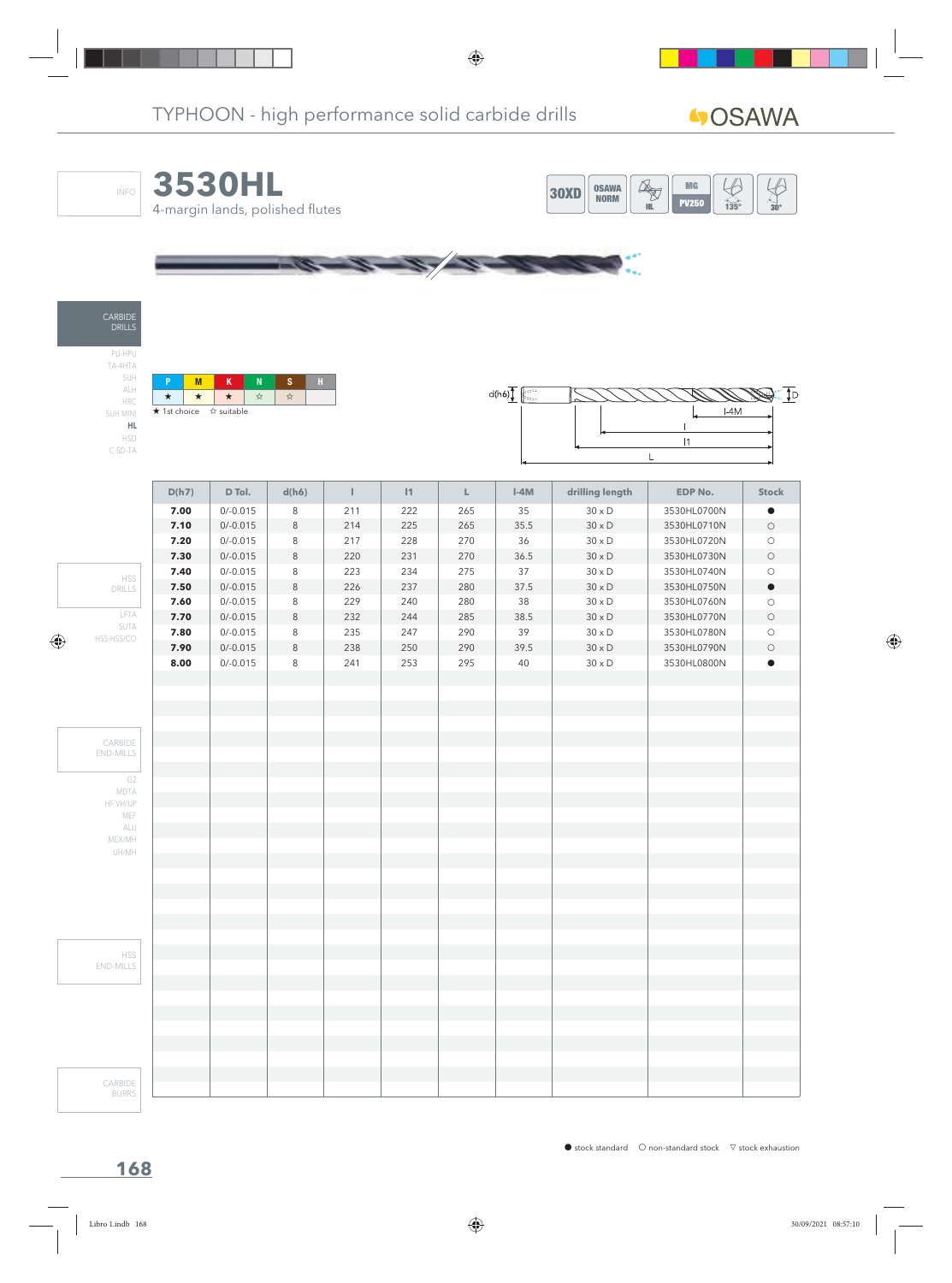TYPHOON - high performance solid carbide drills

# 3530HL

4-margin lands, polished flutes

30XD | OSAWA NORM | HL | MG PV250 | 135° | 30°

| P | M | K | N | S | H |
|---|---|---|---|---|---|
| ★ | ★ | ★ | ☆ | ☆ | |

★ 1st choice ☆ suitable

| D(h7) | D Tol. | d(h6) | l | l1 | L | l-4M | drilling length | EDP No. | Stock |
|---|---|---|---|---|---|---|---|---|---|
| **7.00** | 0/-0.015 | 8 | 211 | 222 | 265 | 35 | 30 x D | 3530HL0700N | ● |
| **7.10** | 0/-0.015 | 8 | 214 | 225 | 265 | 35.5 | 30 x D | 3530HL0710N | ○ |
| **7.20** | 0/-0.015 | 8 | 217 | 228 | 270 | 36 | 30 x D | 3530HL0720N | ○ |
| **7.30** | 0/-0.015 | 8 | 220 | 231 | 270 | 36.5 | 30 x D | 3530HL0730N | ○ |
| **7.40** | 0/-0.015 | 8 | 223 | 234 | 275 | 37 | 30 x D | 3530HL0740N | ○ |
| **7.50** | 0/-0.015 | 8 | 226 | 237 | 280 | 37.5 | 30 x D | 3530HL0750N | ● |
| **7.60** | 0/-0.015 | 8 | 229 | 240 | 280 | 38 | 30 x D | 3530HL0760N | ○ |
| **7.70** | 0/-0.015 | 8 | 232 | 244 | 285 | 38.5 | 30 x D | 3530HL0770N | ○ |
| **7.80** | 0/-0.015 | 8 | 235 | 247 | 290 | 39 | 30 x D | 3530HL0780N | ○ |
| **7.90** | 0/-0.015 | 8 | 238 | 250 | 290 | 39.5 | 30 x D | 3530HL0790N | ○ |
| **8.00** | 0/-0.015 | 8 | 241 | 253 | 295 | 40 | 30 x D | 3530HL0800N | ● |

● stock standard ○ non-standard stock ▽ stock exhaustion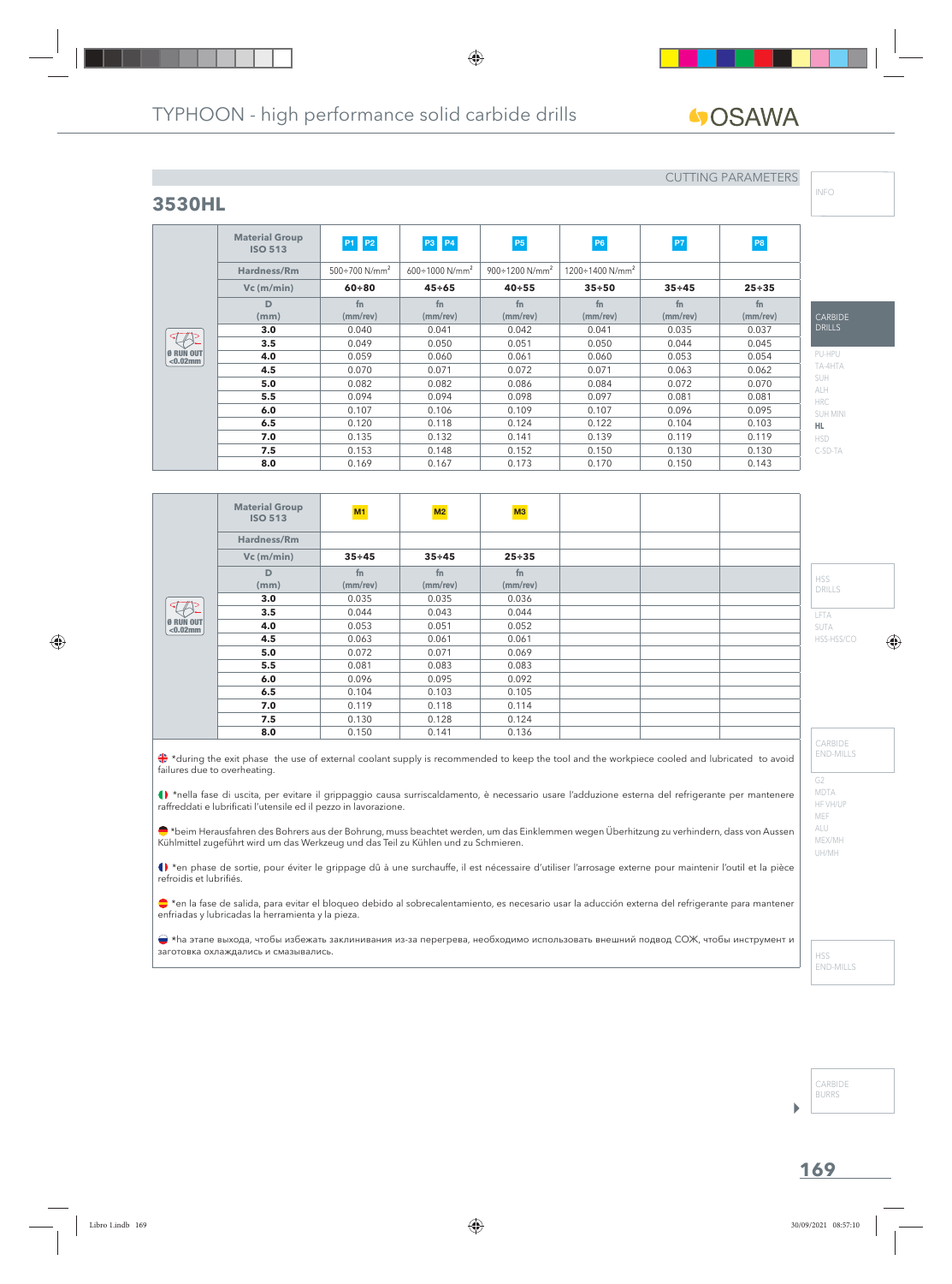## CUTTING PARAMETERS

## 3530HL

| | Material Group ISO 513 | P1 P2 | P3 P4 | P5 | P6 | P7 | P8 |
|---|---|---|---|---|---|---|---|
| | Hardness/Rm | 500÷700 N/mm² | 600÷1000 N/mm² | 900÷1200 N/mm² | 1200÷1400 N/mm² | | |
| | Vc (m/min) | 60÷80 | 45÷65 | 40÷55 | 35÷50 | 35÷45 | 25÷35 |
| | D (mm) | fn (mm/rev) | fn (mm/rev) | fn (mm/rev) | fn (mm/rev) | fn (mm/rev) | fn (mm/rev) |
| Ø RUN OUT <0.02mm | **3.0** | 0.040 | 0.041 | 0.042 | 0.041 | 0.035 | 0.037 |
| | **3.5** | 0.049 | 0.050 | 0.051 | 0.050 | 0.044 | 0.045 |
| | **4.0** | 0.059 | 0.060 | 0.061 | 0.060 | 0.053 | 0.054 |
| | **4.5** | 0.070 | 0.071 | 0.072 | 0.071 | 0.063 | 0.062 |
| | **5.0** | 0.082 | 0.082 | 0.086 | 0.084 | 0.072 | 0.070 |
| | **5.5** | 0.094 | 0.094 | 0.098 | 0.097 | 0.081 | 0.081 |
| | **6.0** | 0.107 | 0.106 | 0.109 | 0.107 | 0.096 | 0.095 |
| | **6.5** | 0.120 | 0.118 | 0.124 | 0.122 | 0.104 | 0.103 |
| | **7.0** | 0.135 | 0.132 | 0.141 | 0.139 | 0.119 | 0.119 |
| | **7.5** | 0.153 | 0.148 | 0.152 | 0.150 | 0.130 | 0.130 |
| | **8.0** | 0.169 | 0.167 | 0.173 | 0.170 | 0.150 | 0.143 |

| | Material Group ISO 513 | M1 | M2 | M3 | | | |
|---|---|---|---|---|---|---|---|
| | Hardness/Rm | | | | | | |
| | Vc (m/min) | 35÷45 | 35÷45 | 25÷35 | | | |
| | D (mm) | fn (mm/rev) | fn (mm/rev) | fn (mm/rev) | | | |
| Ø RUN OUT <0.02mm | **3.0** | 0.035 | 0.035 | 0.036 | | | |
| | **3.5** | 0.044 | 0.043 | 0.044 | | | |
| | **4.0** | 0.053 | 0.051 | 0.052 | | | |
| | **4.5** | 0.063 | 0.061 | 0.061 | | | |
| | **5.0** | 0.072 | 0.071 | 0.069 | | | |
| | **5.5** | 0.081 | 0.083 | 0.083 | | | |
| | **6.0** | 0.096 | 0.095 | 0.092 | | | |
| | **6.5** | 0.104 | 0.103 | 0.105 | | | |
| | **7.0** | 0.119 | 0.118 | 0.114 | | | |
| | **7.5** | 0.130 | 0.128 | 0.124 | | | |
| | **8.0** | 0.150 | 0.141 | 0.136 | | | |

*during the exit phase the use of external coolant supply is recommended to keep the tool and the workpiece cooled and lubricated to avoid failures due to overheating.

*nella fase di uscita, per evitare il grippaggio causa surriscaldamento, è necessario usare l'adduzione esterna del refrigerante per mantenere raffreddati e lubrificati l'utensile ed il pezzo in lavorazione.

*beim Herausfahren des Bohrers aus der Bohrung, muss beachtet werden, um das Einklemmen wegen Überhitzung zu verhindern, dass von Aussen Kühlmittel zugeführt wird um das Werkzeug und das Teil zu Kühlen und zu Schmieren.

*en phase de sortie, pour éviter le grippage dû à une surchauffe, il est nécessaire d'utiliser l'arrosage externe pour maintenir l'outil et la pièce refroidis et lubrifiés.

*en la fase de salida, para evitar el bloqueo debido al sobrecalentamiento, es necesario usar la aducción externa del refrigerante para mantener enfriadas y lubricadas la herramienta y la pieza.

*на этапе выхода, чтобы избежать заклинивания из-за перегрева, необходимо использовать внешний подвод СОЖ, чтобы инструмент и заготовка охлаждались и смазывались.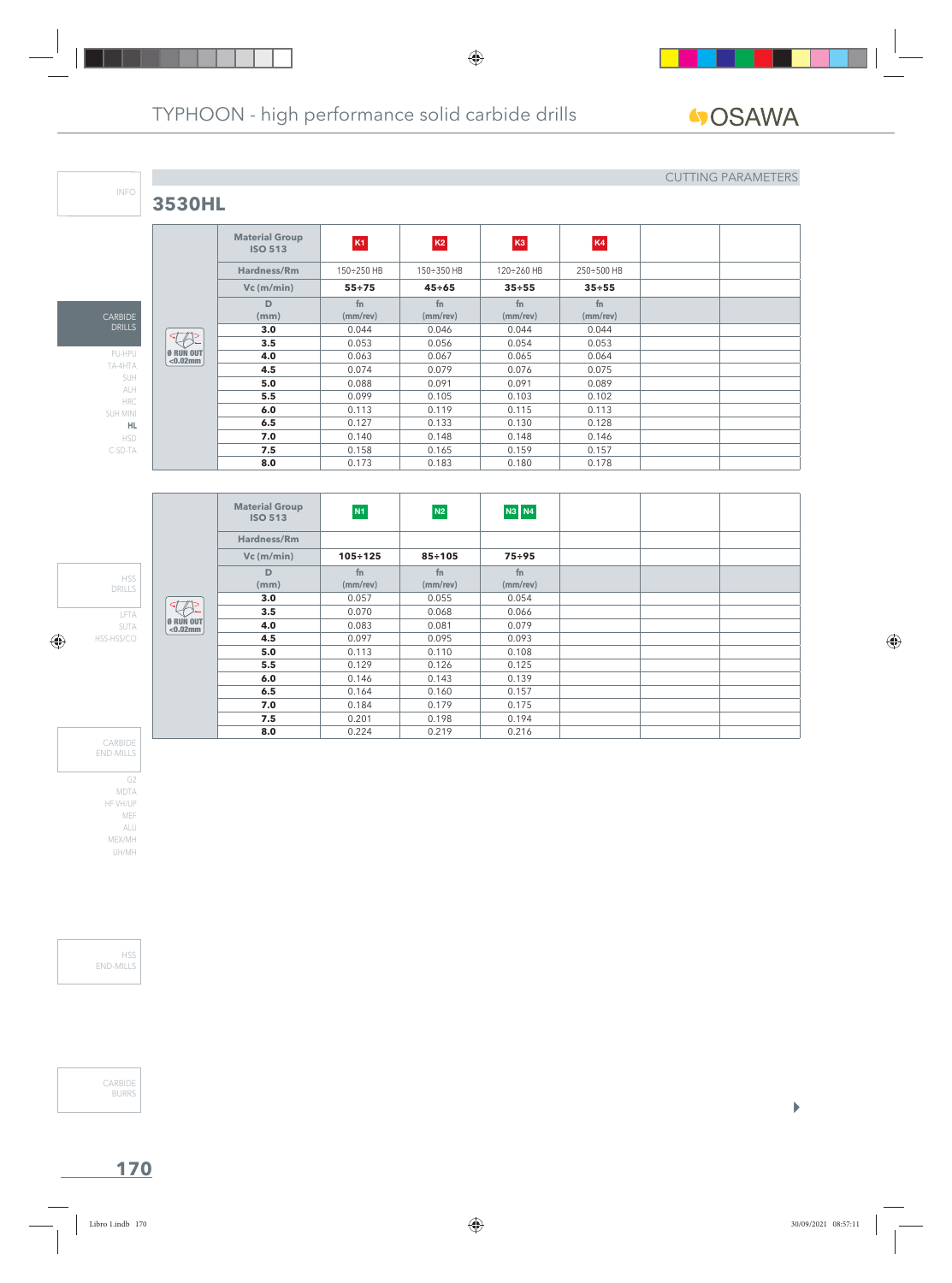CUTTING PARAMETERS

## 3530HL

Ø RUN OUT <0.02mm

| Material Group ISO 513 | K1 | K2 | K3 | K4 | | |
|---|---|---|---|---|---|---|
| Hardness/Rm | 150÷250 HB | 150÷350 HB | 120÷260 HB | 250÷500 HB | | |
| Vc (m/min) | **55÷75** | **45÷65** | **35÷55** | **35÷55** | | |
| D (mm) | fn (mm/rev) | fn (mm/rev) | fn (mm/rev) | fn (mm/rev) | | |
| **3.0** | 0.044 | 0.046 | 0.044 | 0.044 | | |
| **3.5** | 0.053 | 0.056 | 0.054 | 0.053 | | |
| **4.0** | 0.063 | 0.067 | 0.065 | 0.064 | | |
| **4.5** | 0.074 | 0.079 | 0.076 | 0.075 | | |
| **5.0** | 0.088 | 0.091 | 0.091 | 0.089 | | |
| **5.5** | 0.099 | 0.105 | 0.103 | 0.102 | | |
| **6.0** | 0.113 | 0.119 | 0.115 | 0.113 | | |
| **6.5** | 0.127 | 0.133 | 0.130 | 0.128 | | |
| **7.0** | 0.140 | 0.148 | 0.148 | 0.146 | | |
| **7.5** | 0.158 | 0.165 | 0.159 | 0.157 | | |
| **8.0** | 0.173 | 0.183 | 0.180 | 0.178 | | |

Ø RUN OUT <0.02mm

| Material Group ISO 513 | N1 | N2 | N3 N4 | | | |
|---|---|---|---|---|---|---|
| Hardness/Rm | | | | | | |
| Vc (m/min) | **105÷125** | **85÷105** | **75÷95** | | | |
| D (mm) | fn (mm/rev) | fn (mm/rev) | fn (mm/rev) | | | |
| **3.0** | 0.057 | 0.055 | 0.054 | | | |
| **3.5** | 0.070 | 0.068 | 0.066 | | | |
| **4.0** | 0.083 | 0.081 | 0.079 | | | |
| **4.5** | 0.097 | 0.095 | 0.093 | | | |
| **5.0** | 0.113 | 0.110 | 0.108 | | | |
| **5.5** | 0.129 | 0.126 | 0.125 | | | |
| **6.0** | 0.146 | 0.143 | 0.139 | | | |
| **6.5** | 0.164 | 0.160 | 0.157 | | | |
| **7.0** | 0.184 | 0.179 | 0.175 | | | |
| **7.5** | 0.201 | 0.198 | 0.194 | | | |
| **8.0** | 0.224 | 0.219 | 0.216 | | | |